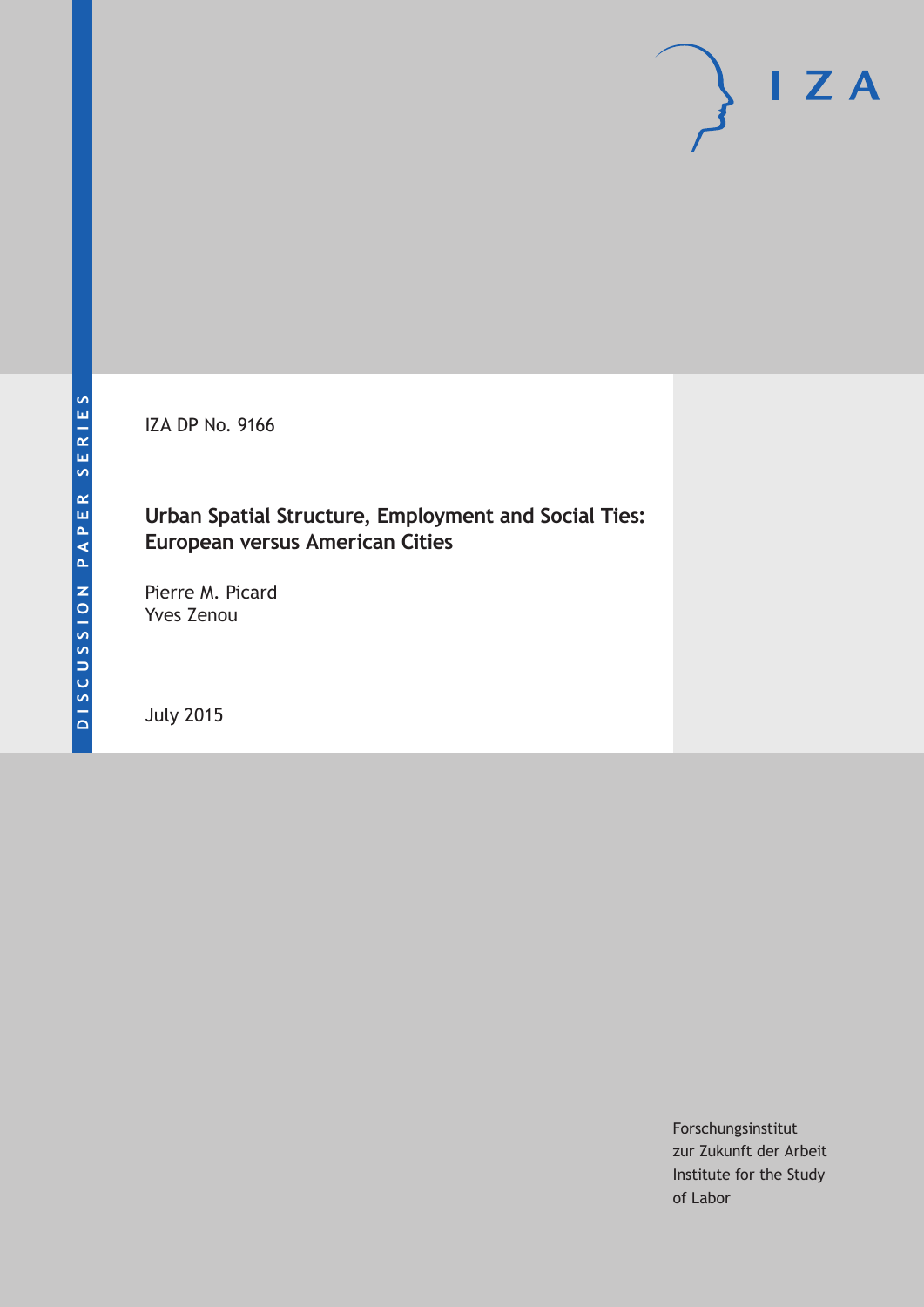DISCUSSION PAPER SERIES

IZA DP No. 9166

# Urban Spatial Structure, Employment and Social Ties: European versus American Cities

Pierre M. Picard
Yves Zenou

July 2015

Forschungsinstitut
zur Zukunft der Arbeit
Institute for the Study
of Labor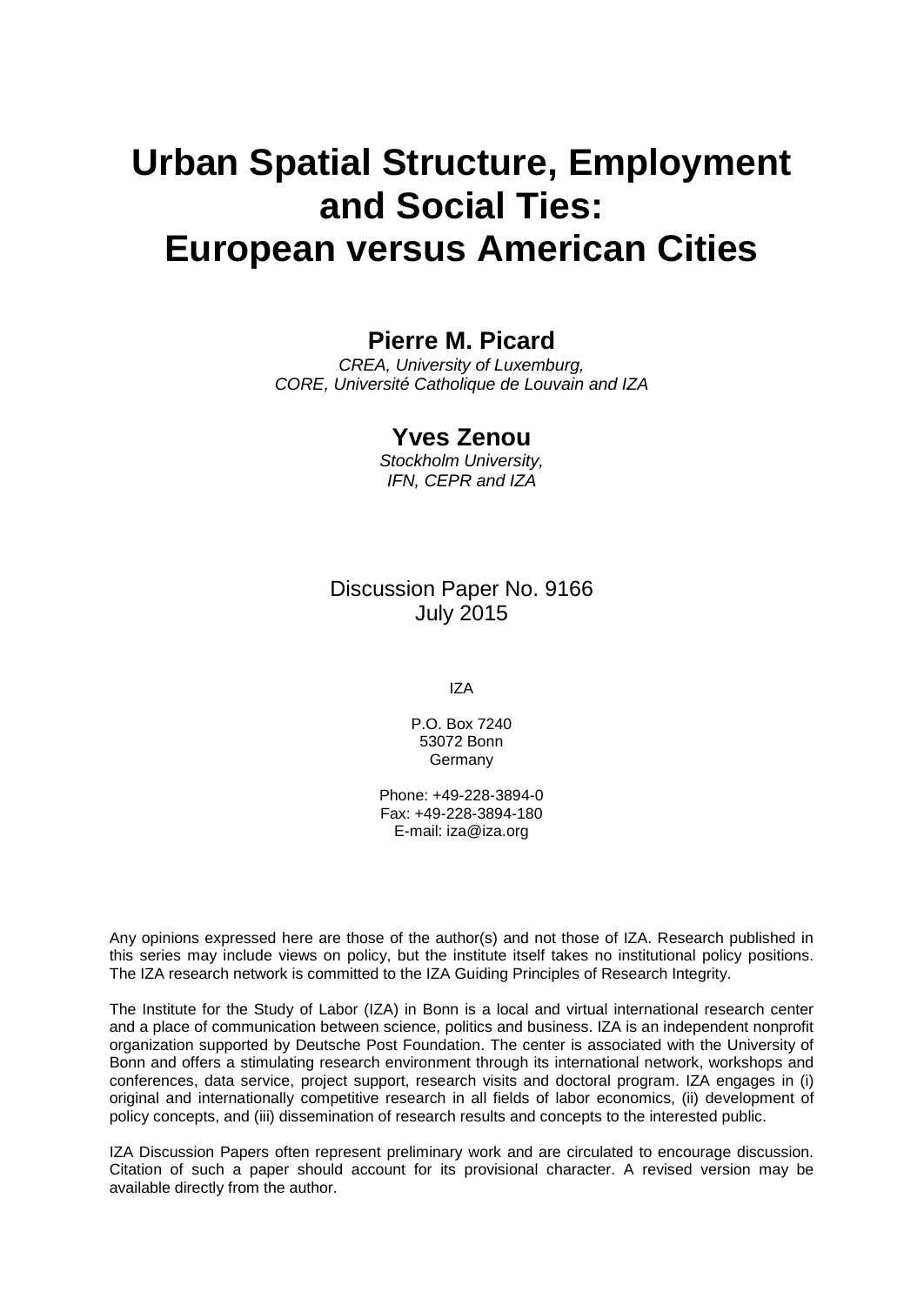# Urban Spatial Structure, Employment and Social Ties: European versus American Cities

**Pierre M. Picard**

*CREA, University of Luxemburg,*
*CORE, Université Catholique de Louvain and IZA*

**Yves Zenou**

*Stockholm University,*
*IFN, CEPR and IZA*

Discussion Paper No. 9166
July 2015

IZA

P.O. Box 7240
53072 Bonn
Germany

Phone: +49-228-3894-0
Fax: +49-228-3894-180
E-mail: iza@iza.org

Any opinions expressed here are those of the author(s) and not those of IZA. Research published in this series may include views on policy, but the institute itself takes no institutional policy positions. The IZA research network is committed to the IZA Guiding Principles of Research Integrity.

The Institute for the Study of Labor (IZA) in Bonn is a local and virtual international research center and a place of communication between science, politics and business. IZA is an independent nonprofit organization supported by Deutsche Post Foundation. The center is associated with the University of Bonn and offers a stimulating research environment through its international network, workshops and conferences, data service, project support, research visits and doctoral program. IZA engages in (i) original and internationally competitive research in all fields of labor economics, (ii) development of policy concepts, and (iii) dissemination of research results and concepts to the interested public.

IZA Discussion Papers often represent preliminary work and are circulated to encourage discussion. Citation of such a paper should account for its provisional character. A revised version may be available directly from the author.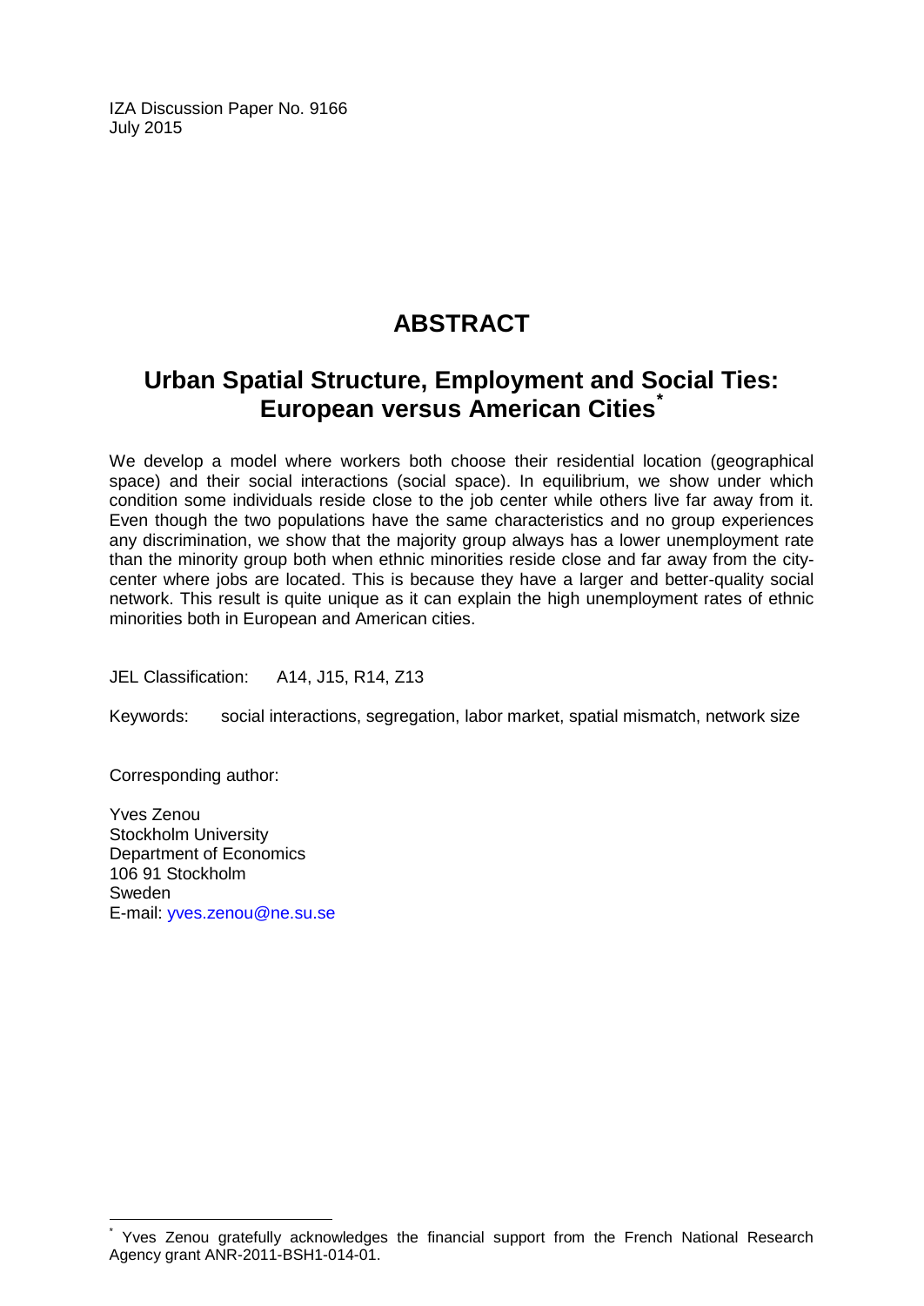IZA Discussion Paper No. 9166
July 2015

# ABSTRACT

## Urban Spatial Structure, Employment and Social Ties: European versus American Cities*

We develop a model where workers both choose their residential location (geographical space) and their social interactions (social space). In equilibrium, we show under which condition some individuals reside close to the job center while others live far away from it. Even though the two populations have the same characteristics and no group experiences any discrimination, we show that the majority group always has a lower unemployment rate than the minority group both when ethnic minorities reside close and far away from the city-center where jobs are located. This is because they have a larger and better-quality social network. This result is quite unique as it can explain the high unemployment rates of ethnic minorities both in European and American cities.

JEL Classification: A14, J15, R14, Z13

Keywords: social interactions, segregation, labor market, spatial mismatch, network size

Corresponding author:

Yves Zenou
Stockholm University
Department of Economics
106 91 Stockholm
Sweden
E-mail: yves.zenou@ne.su.se

* Yves Zenou gratefully acknowledges the financial support from the French National Research Agency grant ANR-2011-BSH1-014-01.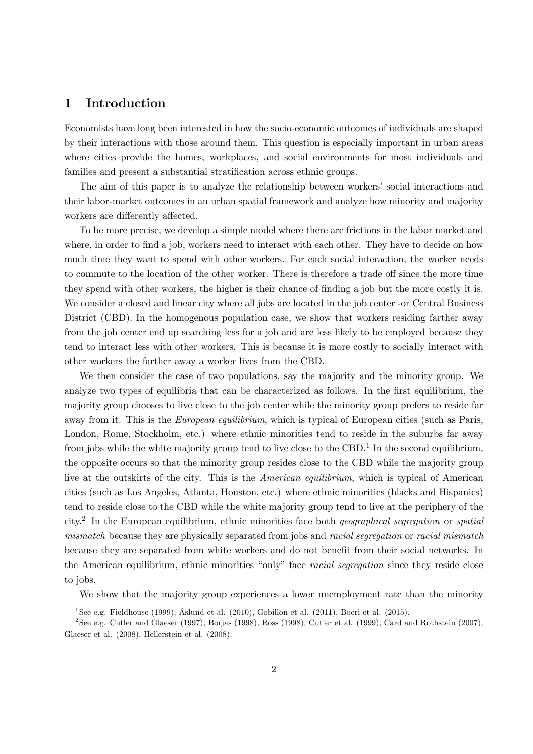# 1 Introduction

Economists have long been interested in how the socio-economic outcomes of individuals are shaped by their interactions with those around them. This question is especially important in urban areas where cities provide the homes, workplaces, and social environments for most individuals and families and present a substantial stratification across ethnic groups.

The aim of this paper is to analyze the relationship between workers' social interactions and their labor-market outcomes in an urban spatial framework and analyze how minority and majority workers are differently affected.

To be more precise, we develop a simple model where there are frictions in the labor market and where, in order to find a job, workers need to interact with each other. They have to decide on how much time they want to spend with other workers. For each social interaction, the worker needs to commute to the location of the other worker. There is therefore a trade off since the more time they spend with other workers, the higher is their chance of finding a job but the more costly it is. We consider a closed and linear city where all jobs are located in the job center -or Central Business District (CBD). In the homogenous population case, we show that workers residing farther away from the job center end up searching less for a job and are less likely to be employed because they tend to interact less with other workers. This is because it is more costly to socially interact with other workers the farther away a worker lives from the CBD.

We then consider the case of two populations, say the majority and the minority group. We analyze two types of equilibria that can be characterized as follows. In the first equilibrium, the majority group chooses to live close to the job center while the minority group prefers to reside far away from it. This is the *European equilibrium*, which is typical of European cities (such as Paris, London, Rome, Stockholm, etc.) where ethnic minorities tend to reside in the suburbs far away from jobs while the white majority group tend to live close to the CBD.[1] In the second equilibrium, the opposite occurs so that the minority group resides close to the CBD while the majority group live at the outskirts of the city. This is the *American equilibrium*, which is typical of American cities (such as Los Angeles, Atlanta, Houston, etc.) where ethnic minorities (blacks and Hispanics) tend to reside close to the CBD while the white majority group tend to live at the periphery of the city.[2] In the European equilibrium, ethnic minorities face both *geographical segregation* or *spatial mismatch* because they are physically separated from jobs and *racial segregation* or *racial mismatch* because they are separated from white workers and do not benefit from their social networks. In the American equilibrium, ethnic minorities "only" face *racial segregation* since they reside close to jobs.

We show that the majority group experiences a lower unemployment rate than the minority

[1] See e.g. Fieldhouse (1999), Åslund et al. (2010), Gobillon et al. (2011), Boeri et al. (2015).

[2] See e.g. Cutler and Glaeser (1997), Borjas (1998), Ross (1998), Cutler et al. (1999), Card and Rothstein (2007), Glaeser et al. (2008), Hellerstein et al. (2008).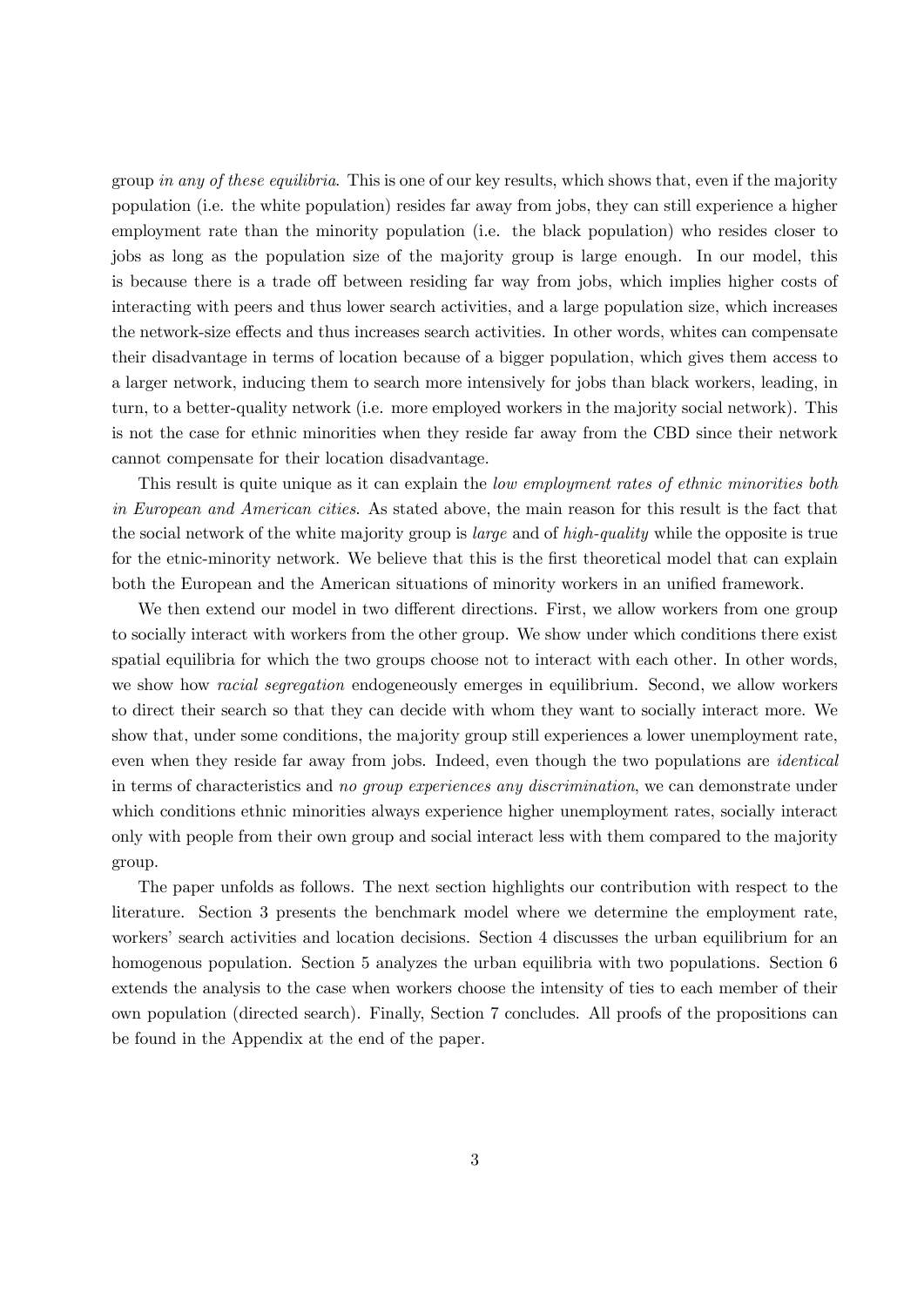group *in any of these equilibria*. This is one of our key results, which shows that, even if the majority population (i.e. the white population) resides far away from jobs, they can still experience a higher employment rate than the minority population (i.e. the black population) who resides closer to jobs as long as the population size of the majority group is large enough. In our model, this is because there is a trade off between residing far way from jobs, which implies higher costs of interacting with peers and thus lower search activities, and a large population size, which increases the network-size effects and thus increases search activities. In other words, whites can compensate their disadvantage in terms of location because of a bigger population, which gives them access to a larger network, inducing them to search more intensively for jobs than black workers, leading, in turn, to a better-quality network (i.e. more employed workers in the majority social network). This is not the case for ethnic minorities when they reside far away from the CBD since their network cannot compensate for their location disadvantage.

This result is quite unique as it can explain the *low employment rates of ethnic minorities both in European and American cities*. As stated above, the main reason for this result is the fact that the social network of the white majority group is *large* and of *high-quality* while the opposite is true for the etnic-minority network. We believe that this is the first theoretical model that can explain both the European and the American situations of minority workers in an unified framework.

We then extend our model in two different directions. First, we allow workers from one group to socially interact with workers from the other group. We show under which conditions there exist spatial equilibria for which the two groups choose not to interact with each other. In other words, we show how *racial segregation* endogeneously emerges in equilibrium. Second, we allow workers to direct their search so that they can decide with whom they want to socially interact more. We show that, under some conditions, the majority group still experiences a lower unemployment rate, even when they reside far away from jobs. Indeed, even though the two populations are *identical* in terms of characteristics and *no group experiences any discrimination*, we can demonstrate under which conditions ethnic minorities always experience higher unemployment rates, socially interact only with people from their own group and social interact less with them compared to the majority group.

The paper unfolds as follows. The next section highlights our contribution with respect to the literature. Section 3 presents the benchmark model where we determine the employment rate, workers' search activities and location decisions. Section 4 discusses the urban equilibrium for an homogenous population. Section 5 analyzes the urban equilibria with two populations. Section 6 extends the analysis to the case when workers choose the intensity of ties to each member of their own population (directed search). Finally, Section 7 concludes. All proofs of the propositions can be found in the Appendix at the end of the paper.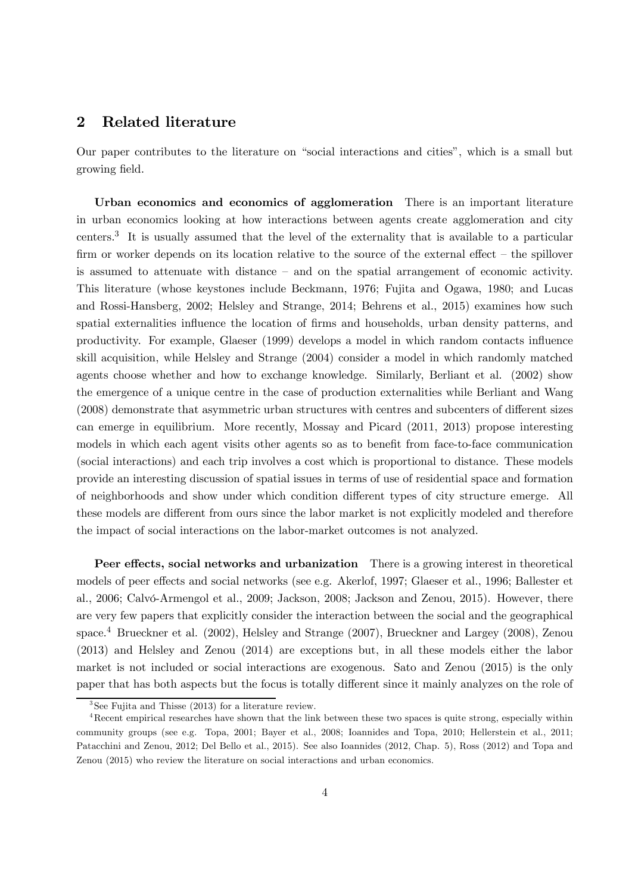## 2 Related literature

Our paper contributes to the literature on "social interactions and cities", which is a small but growing field.

**Urban economics and economics of agglomeration** There is an important literature in urban economics looking at how interactions between agents create agglomeration and city centers.[3] It is usually assumed that the level of the externality that is available to a particular firm or worker depends on its location relative to the source of the external effect – the spillover is assumed to attenuate with distance – and on the spatial arrangement of economic activity. This literature (whose keystones include Beckmann, 1976; Fujita and Ogawa, 1980; and Lucas and Rossi-Hansberg, 2002; Helsley and Strange, 2014; Behrens et al., 2015) examines how such spatial externalities influence the location of firms and households, urban density patterns, and productivity. For example, Glaeser (1999) develops a model in which random contacts influence skill acquisition, while Helsley and Strange (2004) consider a model in which randomly matched agents choose whether and how to exchange knowledge. Similarly, Berliant et al. (2002) show the emergence of a unique centre in the case of production externalities while Berliant and Wang (2008) demonstrate that asymmetric urban structures with centres and subcenters of different sizes can emerge in equilibrium. More recently, Mossay and Picard (2011, 2013) propose interesting models in which each agent visits other agents so as to benefit from face-to-face communication (social interactions) and each trip involves a cost which is proportional to distance. These models provide an interesting discussion of spatial issues in terms of use of residential space and formation of neighborhoods and show under which condition different types of city structure emerge. All these models are different from ours since the labor market is not explicitly modeled and therefore the impact of social interactions on the labor-market outcomes is not analyzed.

**Peer effects, social networks and urbanization** There is a growing interest in theoretical models of peer effects and social networks (see e.g. Akerlof, 1997; Glaeser et al., 1996; Ballester et al., 2006; Calvó-Armengol et al., 2009; Jackson, 2008; Jackson and Zenou, 2015). However, there are very few papers that explicitly consider the interaction between the social and the geographical space.[4] Brueckner et al. (2002), Helsley and Strange (2007), Brueckner and Largey (2008), Zenou (2013) and Helsley and Zenou (2014) are exceptions but, in all these models either the labor market is not included or social interactions are exogenous. Sato and Zenou (2015) is the only paper that has both aspects but the focus is totally different since it mainly analyzes on the role of

[3] See Fujita and Thisse (2013) for a literature review.

[4] Recent empirical researches have shown that the link between these two spaces is quite strong, especially within community groups (see e.g. Topa, 2001; Bayer et al., 2008; Ioannides and Topa, 2010; Hellerstein et al., 2011; Patacchini and Zenou, 2012; Del Bello et al., 2015). See also Ioannides (2012, Chap. 5), Ross (2012) and Topa and Zenou (2015) who review the literature on social interactions and urban economics.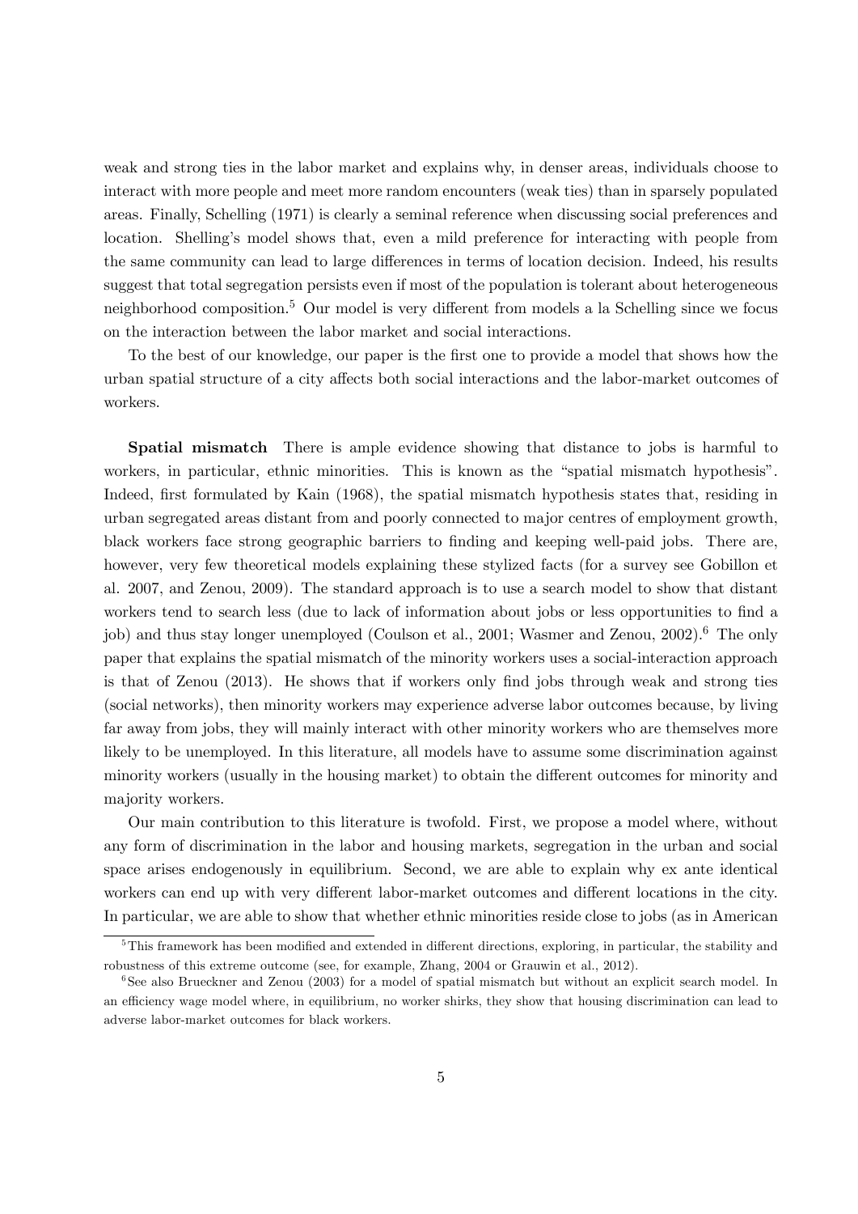weak and strong ties in the labor market and explains why, in denser areas, individuals choose to interact with more people and meet more random encounters (weak ties) than in sparsely populated areas. Finally, Schelling (1971) is clearly a seminal reference when discussing social preferences and location. Shelling's model shows that, even a mild preference for interacting with people from the same community can lead to large differences in terms of location decision. Indeed, his results suggest that total segregation persists even if most of the population is tolerant about heterogeneous neighborhood composition.[5] Our model is very different from models a la Schelling since we focus on the interaction between the labor market and social interactions.

To the best of our knowledge, our paper is the first one to provide a model that shows how the urban spatial structure of a city affects both social interactions and the labor-market outcomes of workers.

**Spatial mismatch** There is ample evidence showing that distance to jobs is harmful to workers, in particular, ethnic minorities. This is known as the "spatial mismatch hypothesis". Indeed, first formulated by Kain (1968), the spatial mismatch hypothesis states that, residing in urban segregated areas distant from and poorly connected to major centres of employment growth, black workers face strong geographic barriers to finding and keeping well-paid jobs. There are, however, very few theoretical models explaining these stylized facts (for a survey see Gobillon et al. 2007, and Zenou, 2009). The standard approach is to use a search model to show that distant workers tend to search less (due to lack of information about jobs or less opportunities to find a job) and thus stay longer unemployed (Coulson et al., 2001; Wasmer and Zenou, 2002).[6] The only paper that explains the spatial mismatch of the minority workers uses a social-interaction approach is that of Zenou (2013). He shows that if workers only find jobs through weak and strong ties (social networks), then minority workers may experience adverse labor outcomes because, by living far away from jobs, they will mainly interact with other minority workers who are themselves more likely to be unemployed. In this literature, all models have to assume some discrimination against minority workers (usually in the housing market) to obtain the different outcomes for minority and majority workers.

Our main contribution to this literature is twofold. First, we propose a model where, without any form of discrimination in the labor and housing markets, segregation in the urban and social space arises endogenously in equilibrium. Second, we are able to explain why ex ante identical workers can end up with very different labor-market outcomes and different locations in the city. In particular, we are able to show that whether ethnic minorities reside close to jobs (as in American

[5] This framework has been modified and extended in different directions, exploring, in particular, the stability and robustness of this extreme outcome (see, for example, Zhang, 2004 or Grauwin et al., 2012).

[6] See also Brueckner and Zenou (2003) for a model of spatial mismatch but without an explicit search model. In an efficiency wage model where, in equilibrium, no worker shirks, they show that housing discrimination can lead to adverse labor-market outcomes for black workers.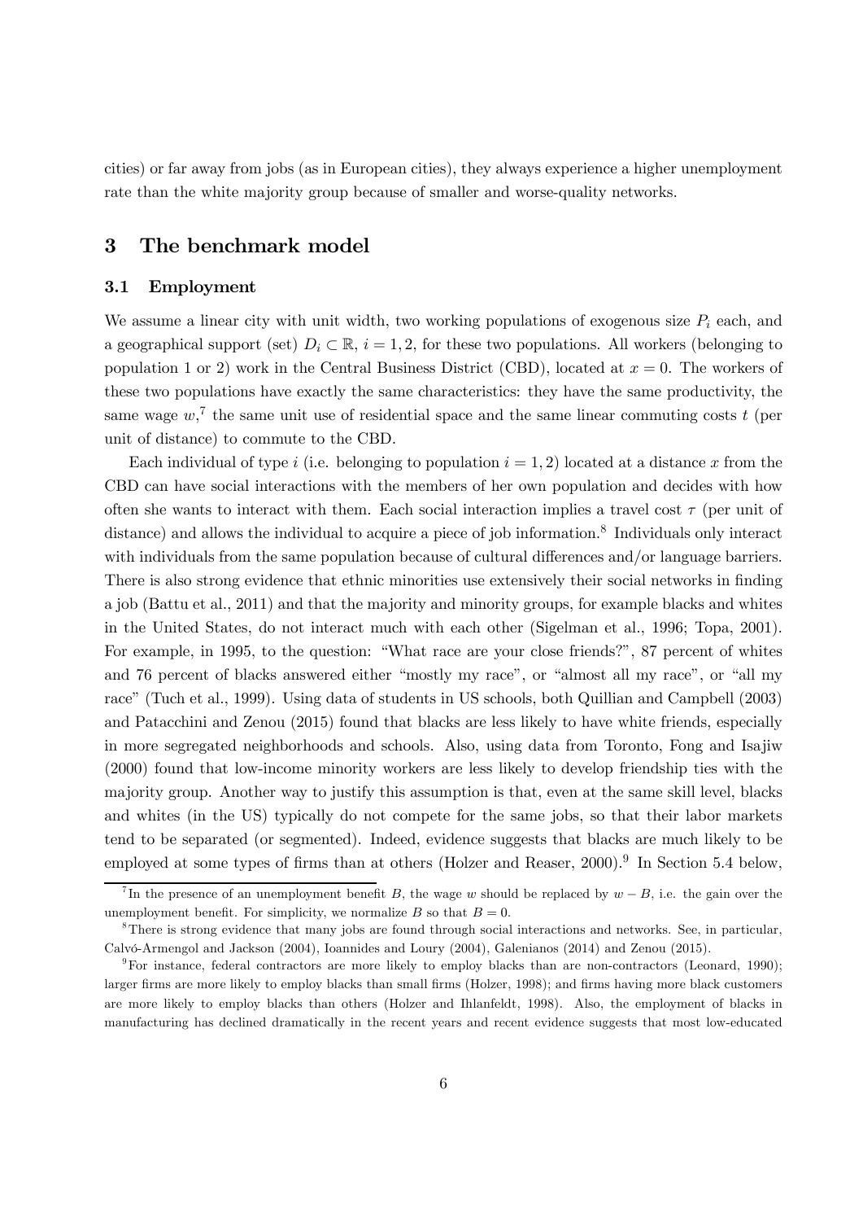cities) or far away from jobs (as in European cities), they always experience a higher unemployment rate than the white majority group because of smaller and worse-quality networks.

# 3 The benchmark model

## 3.1 Employment

We assume a linear city with unit width, two working populations of exogenous size $P_i$ each, and a geographical support (set) $D_i \subset \mathbb{R}$, $i = 1, 2$, for these two populations. All workers (belonging to population 1 or 2) work in the Central Business District (CBD), located at $x = 0$. The workers of these two populations have exactly the same characteristics: they have the same productivity, the same wage $w$,[7] the same unit use of residential space and the same linear commuting costs $t$ (per unit of distance) to commute to the CBD.

Each individual of type $i$ (i.e. belonging to population $i = 1, 2$) located at a distance $x$ from the CBD can have social interactions with the members of her own population and decides with how often she wants to interact with them. Each social interaction implies a travel cost $\tau$ (per unit of distance) and allows the individual to acquire a piece of job information.[8] Individuals only interact with individuals from the same population because of cultural differences and/or language barriers. There is also strong evidence that ethnic minorities use extensively their social networks in finding a job (Battu et al., 2011) and that the majority and minority groups, for example blacks and whites in the United States, do not interact much with each other (Sigelman et al., 1996; Topa, 2001). For example, in 1995, to the question: "What race are your close friends?", 87 percent of whites and 76 percent of blacks answered either "mostly my race", or "almost all my race", or "all my race" (Tuch et al., 1999). Using data of students in US schools, both Quillian and Campbell (2003) and Patacchini and Zenou (2015) found that blacks are less likely to have white friends, especially in more segregated neighborhoods and schools. Also, using data from Toronto, Fong and Isajiw (2000) found that low-income minority workers are less likely to develop friendship ties with the majority group. Another way to justify this assumption is that, even at the same skill level, blacks and whites (in the US) typically do not compete for the same jobs, so that their labor markets tend to be separated (or segmented). Indeed, evidence suggests that blacks are much likely to be employed at some types of firms than at others (Holzer and Reaser, 2000).[9] In Section 5.4 below,

---

[7] In the presence of an unemployment benefit $B$, the wage $w$ should be replaced by $w - B$, i.e. the gain over the unemployment benefit. For simplicity, we normalize $B$ so that $B = 0$.

[8] There is strong evidence that many jobs are found through social interactions and networks. See, in particular, Calvó-Armengol and Jackson (2004), Ioannides and Loury (2004), Galenianos (2014) and Zenou (2015).

[9] For instance, federal contractors are more likely to employ blacks than are non-contractors (Leonard, 1990); larger firms are more likely to employ blacks than small firms (Holzer, 1998); and firms having more black customers are more likely to employ blacks than others (Holzer and Ihlanfeldt, 1998). Also, the employment of blacks in manufacturing has declined dramatically in the recent years and recent evidence suggests that most low-educated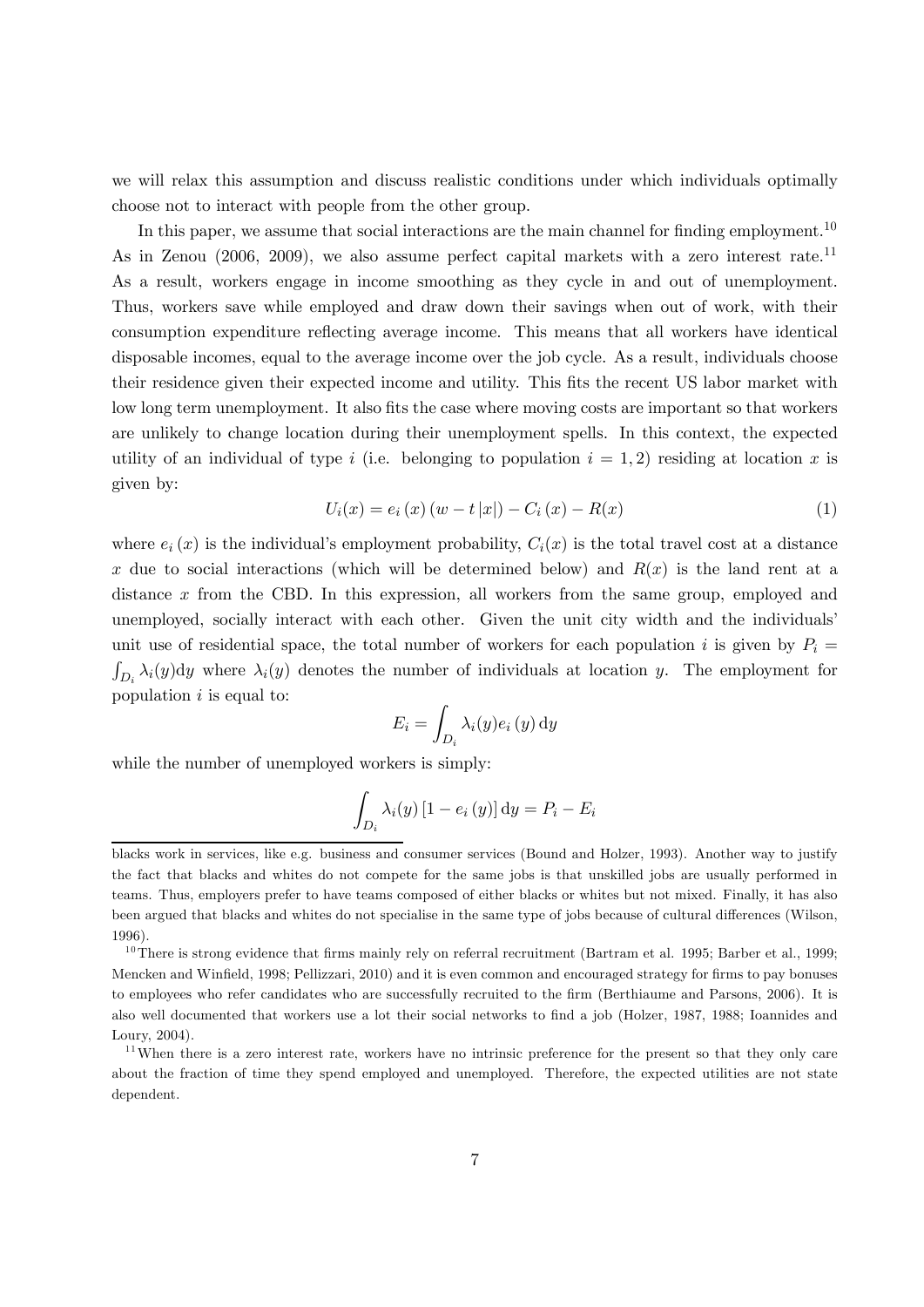we will relax this assumption and discuss realistic conditions under which individuals optimally choose not to interact with people from the other group.

In this paper, we assume that social interactions are the main channel for finding employment.[10] As in Zenou (2006, 2009), we also assume perfect capital markets with a zero interest rate.[11] As a result, workers engage in income smoothing as they cycle in and out of unemployment. Thus, workers save while employed and draw down their savings when out of work, with their consumption expenditure reflecting average income. This means that all workers have identical disposable incomes, equal to the average income over the job cycle. As a result, individuals choose their residence given their expected income and utility. This fits the recent US labor market with low long term unemployment. It also fits the case where moving costs are important so that workers are unlikely to change location during their unemployment spells. In this context, the expected utility of an individual of type $i$ (i.e. belonging to population $i = 1, 2$) residing at location $x$ is given by:

$$U_i(x) = e_i(x)(w - t|x|) - C_i(x) - R(x) \tag{1}$$

where $e_i(x)$ is the individual's employment probability, $C_i(x)$ is the total travel cost at a distance $x$ due to social interactions (which will be determined below) and $R(x)$ is the land rent at a distance $x$ from the CBD. In this expression, all workers from the same group, employed and unemployed, socially interact with each other. Given the unit city width and the individuals' unit use of residential space, the total number of workers for each population $i$ is given by $P_i = \int_{D_i} \lambda_i(y)\mathrm{d}y$ where $\lambda_i(y)$ denotes the number of individuals at location $y$. The employment for population $i$ is equal to:

$$E_i = \int_{D_i} \lambda_i(y) e_i(y)\, \mathrm{d}y$$

while the number of unemployed workers is simply:

$$\int_{D_i} \lambda_i(y)\left[1 - e_i(y)\right] \mathrm{d}y = P_i - E_i$$

---

blacks work in services, like e.g. business and consumer services (Bound and Holzer, 1993). Another way to justify the fact that blacks and whites do not compete for the same jobs is that unskilled jobs are usually performed in teams. Thus, employers prefer to have teams composed of either blacks or whites but not mixed. Finally, it has also been argued that blacks and whites do not specialise in the same type of jobs because of cultural differences (Wilson, 1996).

[10] There is strong evidence that firms mainly rely on referral recruitment (Bartram et al. 1995; Barber et al., 1999; Mencken and Winfield, 1998; Pellizzari, 2010) and it is even common and encouraged strategy for firms to pay bonuses to employees who refer candidates who are successfully recruited to the firm (Berthiaume and Parsons, 2006). It is also well documented that workers use a lot their social networks to find a job (Holzer, 1987, 1988; Ioannides and Loury, 2004).

[11] When there is a zero interest rate, workers have no intrinsic preference for the present so that they only care about the fraction of time they spend employed and unemployed. Therefore, the expected utilities are not state dependent.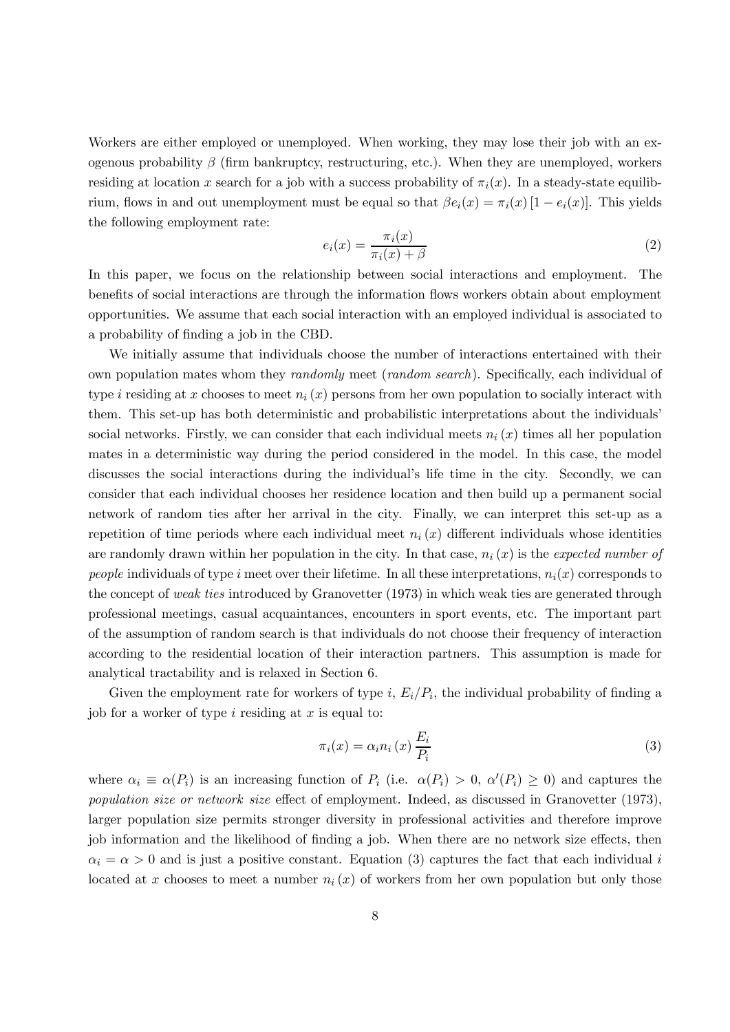Workers are either employed or unemployed. When working, they may lose their job with an exogenous probability $\beta$ (firm bankruptcy, restructuring, etc.). When they are unemployed, workers residing at location $x$ search for a job with a success probability of $\pi_i(x)$. In a steady-state equilibrium, flows in and out unemployment must be equal so that $\beta e_i(x) = \pi_i(x)\left[1 - e_i(x)\right]$. This yields the following employment rate:

$$e_i(x) = \frac{\pi_i(x)}{\pi_i(x) + \beta} \tag{2}$$

In this paper, we focus on the relationship between social interactions and employment. The benefits of social interactions are through the information flows workers obtain about employment opportunities. We assume that each social interaction with an employed individual is associated to a probability of finding a job in the CBD.

We initially assume that individuals choose the number of interactions entertained with their own population mates whom they *randomly* meet (*random search*). Specifically, each individual of type $i$ residing at $x$ chooses to meet $n_i(x)$ persons from her own population to socially interact with them. This set-up has both deterministic and probabilistic interpretations about the individuals' social networks. Firstly, we can consider that each individual meets $n_i(x)$ times all her population mates in a deterministic way during the period considered in the model. In this case, the model discusses the social interactions during the individual's life time in the city. Secondly, we can consider that each individual chooses her residence location and then build up a permanent social network of random ties after her arrival in the city. Finally, we can interpret this set-up as a repetition of time periods where each individual meet $n_i(x)$ different individuals whose identities are randomly drawn within her population in the city. In that case, $n_i(x)$ is the *expected number of people* individuals of type $i$ meet over their lifetime. In all these interpretations, $n_i(x)$ corresponds to the concept of *weak ties* introduced by Granovetter (1973) in which weak ties are generated through professional meetings, casual acquaintances, encounters in sport events, etc. The important part of the assumption of random search is that individuals do not choose their frequency of interaction according to the residential location of their interaction partners. This assumption is made for analytical tractability and is relaxed in Section 6.

Given the employment rate for workers of type $i$, $E_i/P_i$, the individual probability of finding a job for a worker of type $i$ residing at $x$ is equal to:

$$\pi_i(x) = \alpha_i n_i(x) \frac{E_i}{P_i} \tag{3}$$

where $\alpha_i \equiv \alpha(P_i)$ is an increasing function of $P_i$ (i.e. $\alpha(P_i) > 0$, $\alpha'(P_i) \geq 0$) and captures the *population size or network size* effect of employment. Indeed, as discussed in Granovetter (1973), larger population size permits stronger diversity in professional activities and therefore improve job information and the likelihood of finding a job. When there are no network size effects, then $\alpha_i = \alpha > 0$ and is just a positive constant. Equation (3) captures the fact that each individual $i$ located at $x$ chooses to meet a number $n_i(x)$ of workers from her own population but only those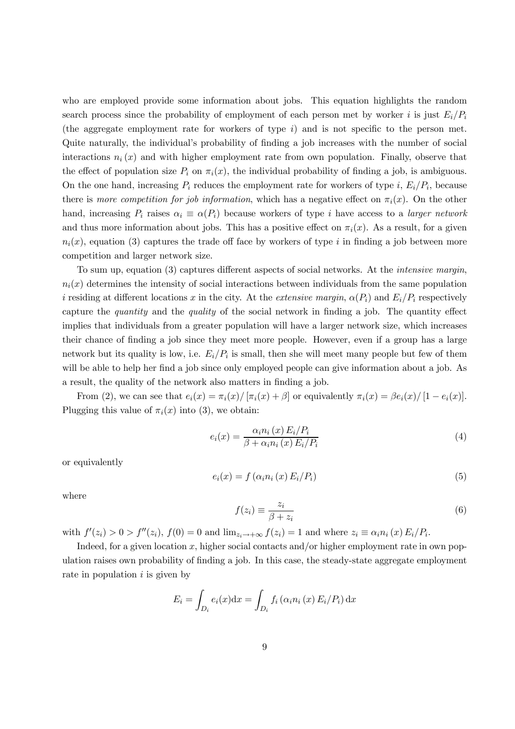who are employed provide some information about jobs. This equation highlights the random search process since the probability of employment of each person met by worker $i$ is just $E_i/P_i$ (the aggregate employment rate for workers of type $i$) and is not specific to the person met. Quite naturally, the individual's probability of finding a job increases with the number of social interactions $n_i(x)$ and with higher employment rate from own population. Finally, observe that the effect of population size $P_i$ on $\pi_i(x)$, the individual probability of finding a job, is ambiguous. On the one hand, increasing $P_i$ reduces the employment rate for workers of type $i$, $E_i/P_i$, because there is *more competition for job information*, which has a negative effect on $\pi_i(x)$. On the other hand, increasing $P_i$ raises $\alpha_i \equiv \alpha(P_i)$ because workers of type $i$ have access to a *larger network* and thus more information about jobs. This has a positive effect on $\pi_i(x)$. As a result, for a given $n_i(x)$, equation (3) captures the trade off face by workers of type $i$ in finding a job between more competition and larger network size.

To sum up, equation (3) captures different aspects of social networks. At the *intensive margin*, $n_i(x)$ determines the intensity of social interactions between individuals from the same population $i$ residing at different locations $x$ in the city. At the *extensive margin*, $\alpha(P_i)$ and $E_i/P_i$ respectively capture the *quantity* and the *quality* of the social network in finding a job. The quantity effect implies that individuals from a greater population will have a larger network size, which increases their chance of finding a job since they meet more people. However, even if a group has a large network but its quality is low, i.e. $E_i/P_i$ is small, then she will meet many people but few of them will be able to help her find a job since only employed people can give information about a job. As a result, the quality of the network also matters in finding a job.

From (2), we can see that $e_i(x) = \pi_i(x)/\left[\pi_i(x) + \beta\right]$ or equivalently $\pi_i(x) = \beta e_i(x)/\left[1 - e_i(x)\right]$. Plugging this value of $\pi_i(x)$ into (3), we obtain:

$$e_i(x) = \frac{\alpha_i n_i(x) E_i/P_i}{\beta + \alpha_i n_i(x) E_i/P_i} \tag{4}$$

or equivalently

$$e_i(x) = f\left(\alpha_i n_i(x) E_i/P_i\right) \tag{5}$$

where

$$f(z_i) \equiv \frac{z_i}{\beta + z_i} \tag{6}$$

with $f'(z_i) > 0 > f''(z_i)$, $f(0) = 0$ and $\lim_{z_i \to +\infty} f(z_i) = 1$ and where $z_i \equiv \alpha_i n_i(x) E_i/P_i$.

Indeed, for a given location $x$, higher social contacts and/or higher employment rate in own population raises own probability of finding a job. In this case, the steady-state aggregate employment rate in population $i$ is given by

$$E_i = \int_{D_i} e_i(x)\mathrm{d}x = \int_{D_i} f_i\left(\alpha_i n_i(x) E_i/P_i\right)\mathrm{d}x$$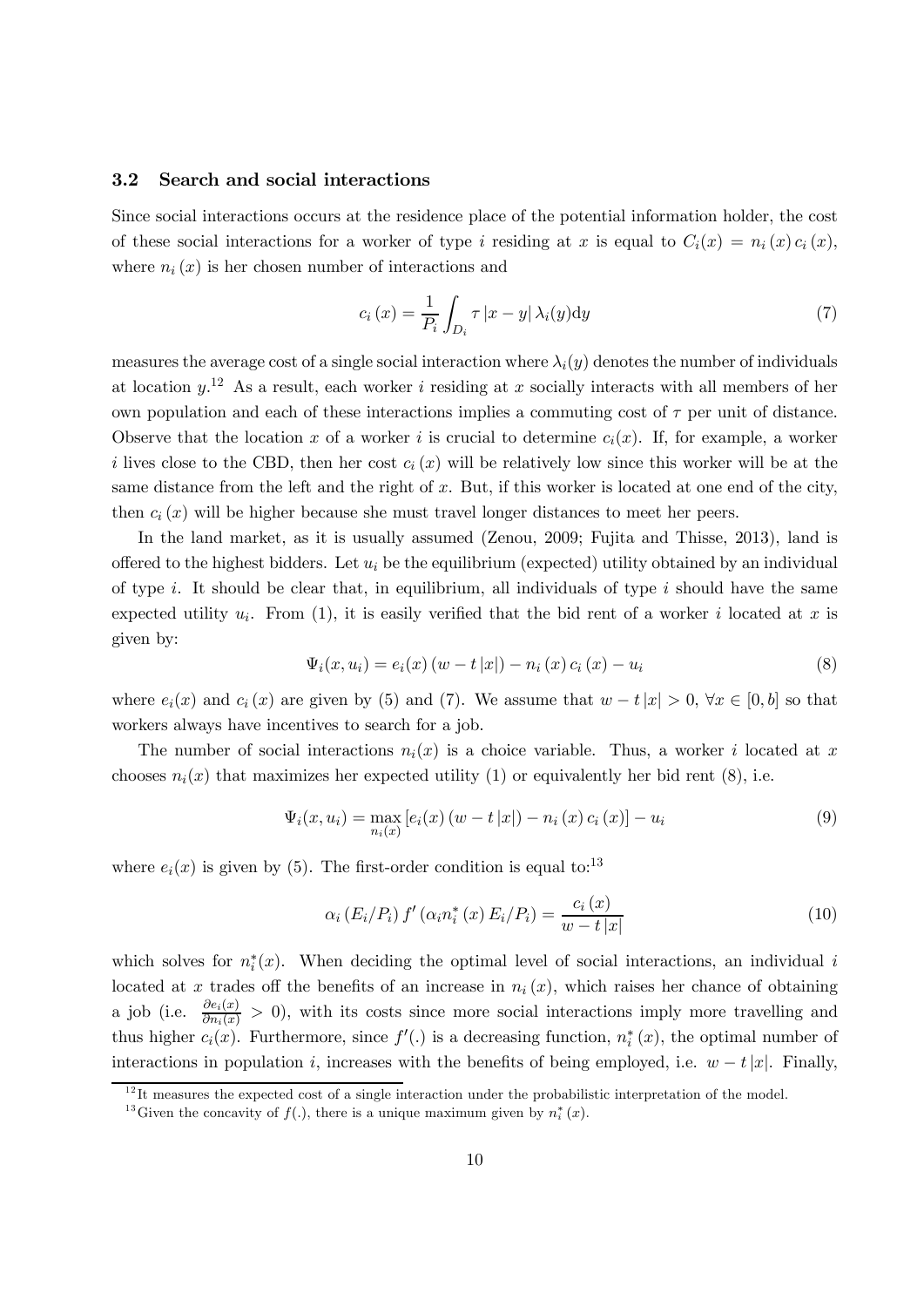### 3.2 Search and social interactions

Since social interactions occurs at the residence place of the potential information holder, the cost of these social interactions for a worker of type $i$ residing at $x$ is equal to $C_i(x) = n_i(x)\, c_i(x)$, where $n_i(x)$ is her chosen number of interactions and

$$c_i(x) = \frac{1}{P_i} \int_{D_i} \tau \, |x - y| \, \lambda_i(y) \mathrm{d}y \tag{7}$$

measures the average cost of a single social interaction where $\lambda_i(y)$ denotes the number of individuals at location $y$.[12] As a result, each worker $i$ residing at $x$ socially interacts with all members of her own population and each of these interactions implies a commuting cost of $\tau$ per unit of distance. Observe that the location $x$ of a worker $i$ is crucial to determine $c_i(x)$. If, for example, a worker $i$ lives close to the CBD, then her cost $c_i(x)$ will be relatively low since this worker will be at the same distance from the left and the right of $x$. But, if this worker is located at one end of the city, then $c_i(x)$ will be higher because she must travel longer distances to meet her peers.

In the land market, as it is usually assumed (Zenou, 2009; Fujita and Thisse, 2013), land is offered to the highest bidders. Let $u_i$ be the equilibrium (expected) utility obtained by an individual of type $i$. It should be clear that, in equilibrium, all individuals of type $i$ should have the same expected utility $u_i$. From (1), it is easily verified that the bid rent of a worker $i$ located at $x$ is given by:

$$\Psi_i(x, u_i) = e_i(x) \left( w - t\,|x| \right) - n_i(x)\, c_i(x) - u_i \tag{8}$$

where $e_i(x)$ and $c_i(x)$ are given by (5) and (7). We assume that $w - t\,|x| > 0$, $\forall x \in [0, b]$ so that workers always have incentives to search for a job.

The number of social interactions $n_i(x)$ is a choice variable. Thus, a worker $i$ located at $x$ chooses $n_i(x)$ that maximizes her expected utility (1) or equivalently her bid rent (8), i.e.

$$\Psi_i(x, u_i) = \max_{n_i(x)} \left[ e_i(x) \left( w - t\,|x| \right) - n_i(x)\, c_i(x) \right] - u_i \tag{9}$$

where $e_i(x)$ is given by (5). The first-order condition is equal to:[13]

$$\alpha_i \left( E_i / P_i \right) f' \left( \alpha_i n_i^*(x)\, E_i / P_i \right) = \frac{c_i(x)}{w - t\,|x|} \tag{10}$$

which solves for $n_i^*(x)$. When deciding the optimal level of social interactions, an individual $i$ located at $x$ trades off the benefits of an increase in $n_i(x)$, which raises her chance of obtaining a job (i.e. $\frac{\partial e_i(x)}{\partial n_i(x)} > 0$), with its costs since more social interactions imply more travelling and thus higher $c_i(x)$. Furthermore, since $f'(.)$ is a decreasing function, $n_i^*(x)$, the optimal number of interactions in population $i$, increases with the benefits of being employed, i.e. $w - t\,|x|$. Finally,

---

[12] It measures the expected cost of a single interaction under the probabilistic interpretation of the model.

[13] Given the concavity of $f(.)$, there is a unique maximum given by $n_i^*(x)$.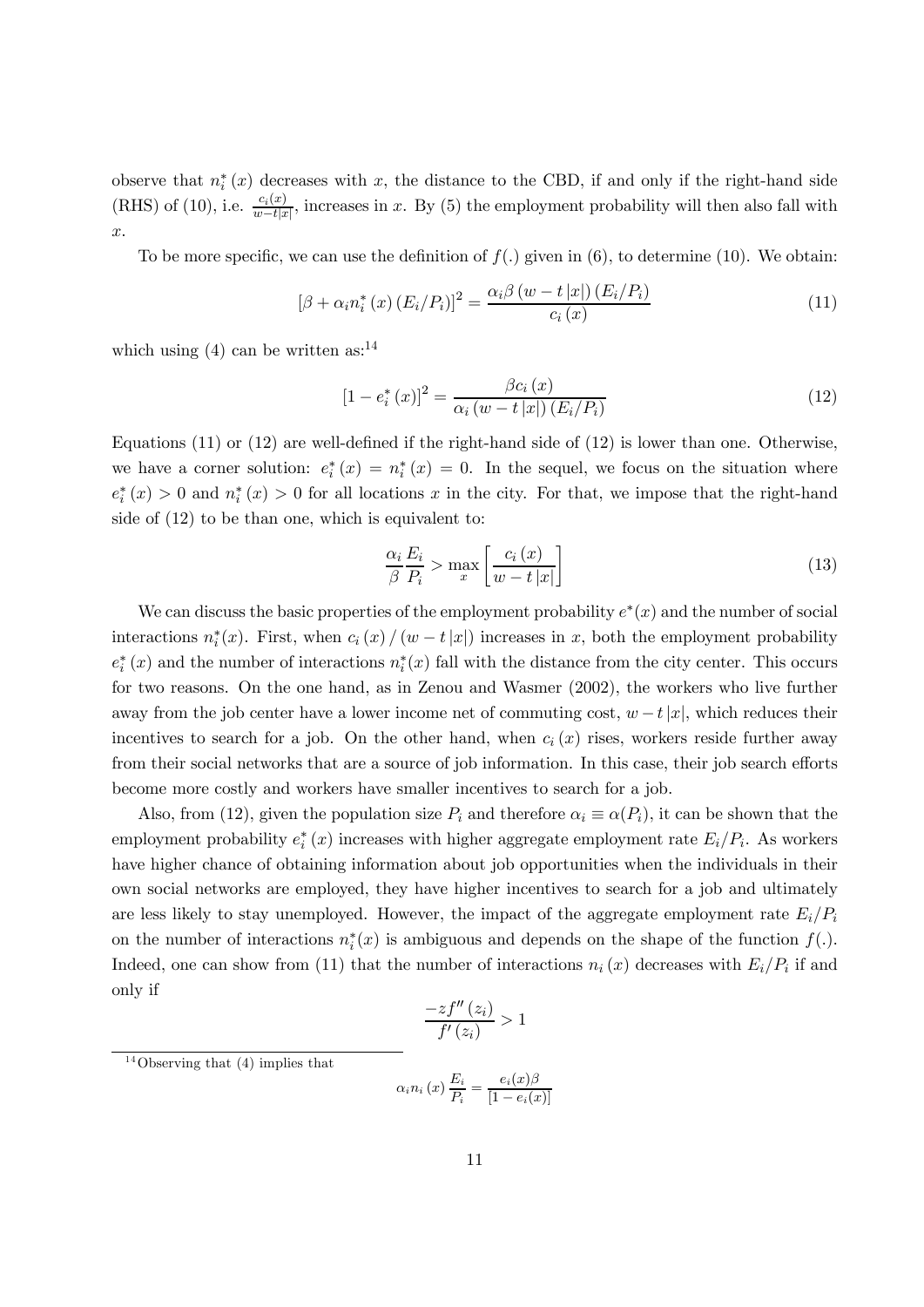observe that $n_i^*(x)$ decreases with $x$, the distance to the CBD, if and only if the right-hand side (RHS) of (10), i.e. $\frac{c_i(x)}{w-t|x|}$, increases in $x$. By (5) the employment probability will then also fall with $x$.

To be more specific, we can use the definition of $f(.)$ given in (6), to determine (10). We obtain:

$$[\beta + \alpha_i n_i^*(x)(E_i/P_i)]^2 = \frac{\alpha_i \beta (w - t|x|)(E_i/P_i)}{c_i(x)} \tag{11}$$

which using (4) can be written as:[14]

$$[1 - e_i^*(x)]^2 = \frac{\beta c_i(x)}{\alpha_i (w - t|x|)(E_i/P_i)} \tag{12}$$

Equations (11) or (12) are well-defined if the right-hand side of (12) is lower than one. Otherwise, we have a corner solution: $e_i^*(x) = n_i^*(x) = 0$. In the sequel, we focus on the situation where $e_i^*(x) > 0$ and $n_i^*(x) > 0$ for all locations $x$ in the city. For that, we impose that the right-hand side of (12) to be than one, which is equivalent to:

$$\frac{\alpha_i}{\beta}\frac{E_i}{P_i} > \max_x \left[\frac{c_i(x)}{w - t|x|}\right] \tag{13}$$

We can discuss the basic properties of the employment probability $e^*(x)$ and the number of social interactions $n_i^*(x)$. First, when $c_i(x)/(w - t|x|)$ increases in $x$, both the employment probability $e_i^*(x)$ and the number of interactions $n_i^*(x)$ fall with the distance from the city center. This occurs for two reasons. On the one hand, as in Zenou and Wasmer (2002), the workers who live further away from the job center have a lower income net of commuting cost, $w - t|x|$, which reduces their incentives to search for a job. On the other hand, when $c_i(x)$ rises, workers reside further away from their social networks that are a source of job information. In this case, their job search efforts become more costly and workers have smaller incentives to search for a job.

Also, from (12), given the population size $P_i$ and therefore $\alpha_i \equiv \alpha(P_i)$, it can be shown that the employment probability $e_i^*(x)$ increases with higher aggregate employment rate $E_i/P_i$. As workers have higher chance of obtaining information about job opportunities when the individuals in their own social networks are employed, they have higher incentives to search for a job and ultimately are less likely to stay unemployed. However, the impact of the aggregate employment rate $E_i/P_i$ on the number of interactions $n_i^*(x)$ is ambiguous and depends on the shape of the function $f(.)$. Indeed, one can show from (11) that the number of interactions $n_i(x)$ decreases with $E_i/P_i$ if and only if

$$\frac{-z f''(z_i)}{f'(z_i)} > 1$$

[14] Observing that (4) implies that

$$\alpha_i n_i(x)\frac{E_i}{P_i} = \frac{e_i(x)\beta}{[1 - e_i(x)]}$$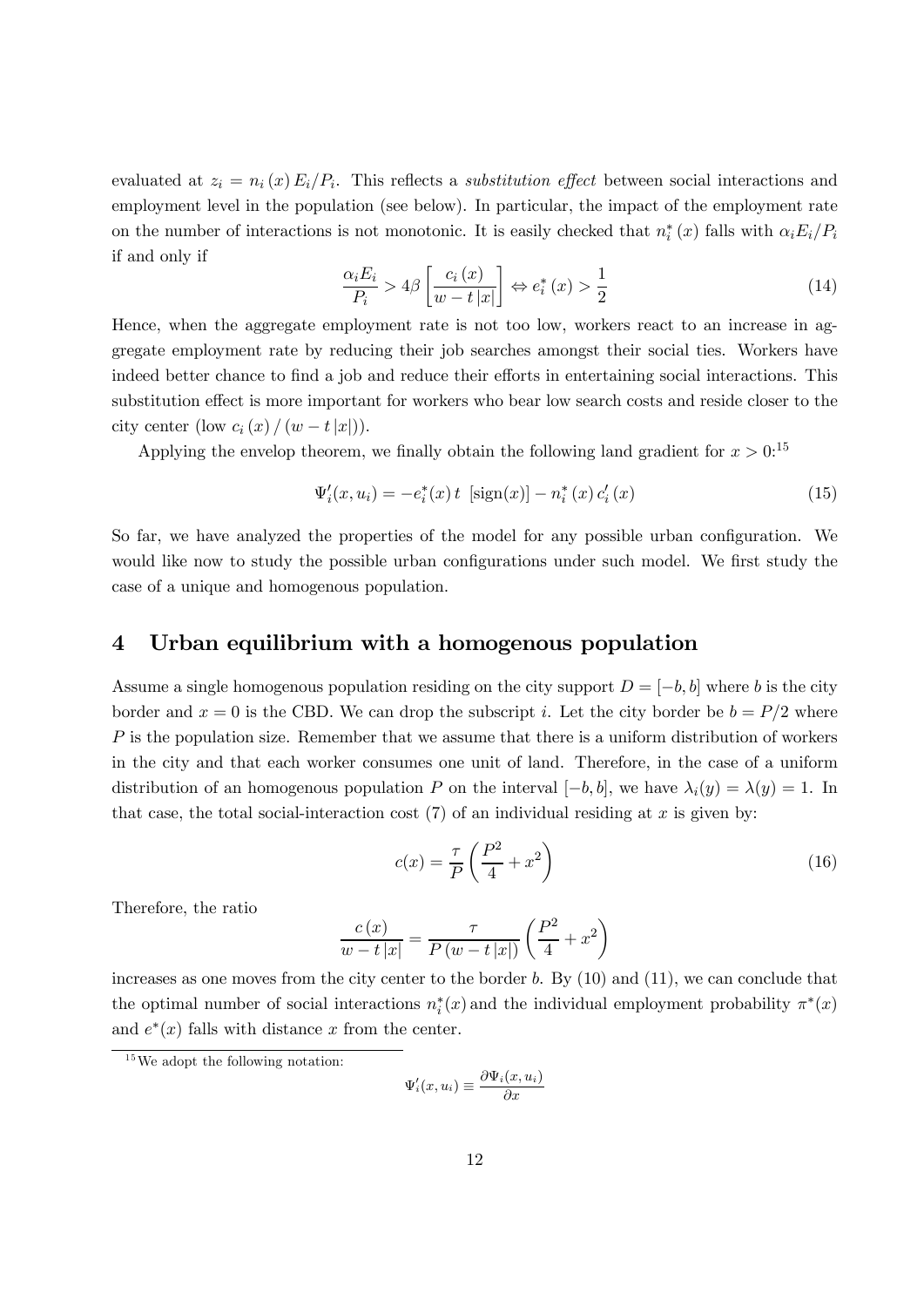evaluated at $z_i = n_i(x) E_i/P_i$. This reflects a *substitution effect* between social interactions and employment level in the population (see below). In particular, the impact of the employment rate on the number of interactions is not monotonic. It is easily checked that $n_i^*(x)$ falls with $\alpha_i E_i/P_i$ if and only if

$$\frac{\alpha_i E_i}{P_i} > 4\beta \left[\frac{c_i(x)}{w - t|x|}\right] \Leftrightarrow e_i^*(x) > \frac{1}{2} \tag{14}$$

Hence, when the aggregate employment rate is not too low, workers react to an increase in aggregate employment rate by reducing their job searches amongst their social ties. Workers have indeed better chance to find a job and reduce their efforts in entertaining social interactions. This substitution effect is more important for workers who bear low search costs and reside closer to the city center (low $c_i(x)/(w - t|x|)$).

Applying the envelop theorem, we finally obtain the following land gradient for $x > 0$:[15]

$$\Psi_i'(x, u_i) = -e_i^*(x)\, t\; [\text{sign}(x)] - n_i^*(x)\, c_i'(x) \tag{15}$$

So far, we have analyzed the properties of the model for any possible urban configuration. We would like now to study the possible urban configurations under such model. We first study the case of a unique and homogenous population.

## 4 Urban equilibrium with a homogenous population

Assume a single homogenous population residing on the city support $D = [-b, b]$ where $b$ is the city border and $x = 0$ is the CBD. We can drop the subscript $i$. Let the city border be $b = P/2$ where $P$ is the population size. Remember that we assume that there is a uniform distribution of workers in the city and that each worker consumes one unit of land. Therefore, in the case of a uniform distribution of an homogenous population $P$ on the interval $[-b, b]$, we have $\lambda_i(y) = \lambda(y) = 1$. In that case, the total social-interaction cost (7) of an individual residing at $x$ is given by:

$$c(x) = \frac{\tau}{P}\left(\frac{P^2}{4} + x^2\right) \tag{16}$$

Therefore, the ratio

$$\frac{c(x)}{w - t|x|} = \frac{\tau}{P(w - t|x|)}\left(\frac{P^2}{4} + x^2\right)$$

increases as one moves from the city center to the border $b$. By (10) and (11), we can conclude that the optimal number of social interactions $n_i^*(x)$ and the individual employment probability $\pi^*(x)$ and $e^*(x)$ falls with distance $x$ from the center.

[15] We adopt the following notation:

$$\Psi_i'(x, u_i) \equiv \frac{\partial \Psi_i(x, u_i)}{\partial x}$$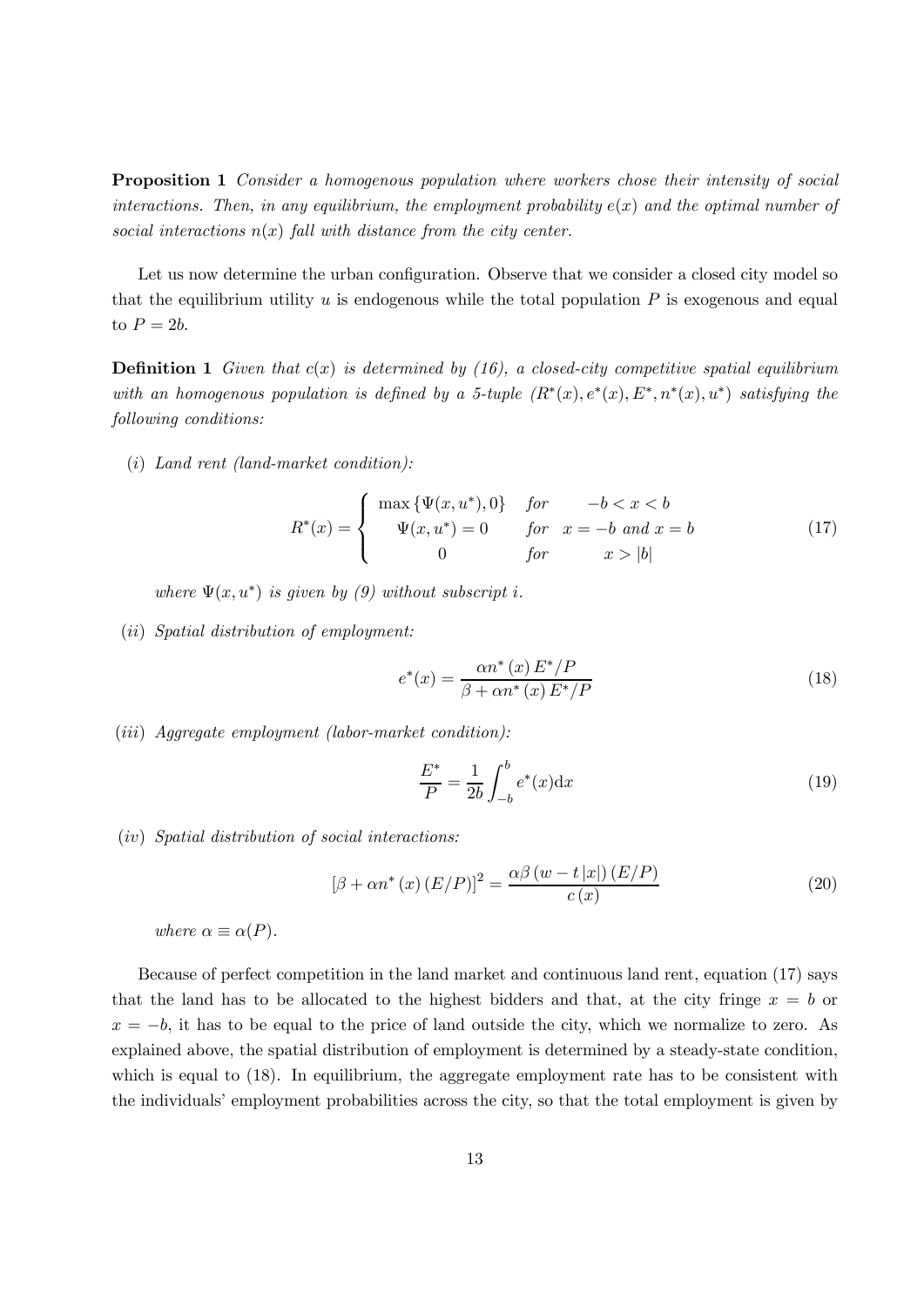**Proposition 1** *Consider a homogenous population where workers chose their intensity of social interactions. Then, in any equilibrium, the employment probability $e(x)$ and the optimal number of social interactions $n(x)$ fall with distance from the city center.*

Let us now determine the urban configuration. Observe that we consider a closed city model so that the equilibrium utility $u$ is endogenous while the total population $P$ is exogenous and equal to $P = 2b$.

**Definition 1** *Given that $c(x)$ is determined by (16), a closed-city competitive spatial equilibrium with an homogenous population is defined by a 5-tuple $(R^*(x), e^*(x), E^*, n^*(x), u^*)$ satisfying the following conditions:*

$(i)$ *Land rent (land-market condition):*

$$R^*(x) = \begin{cases} \max\{\Psi(x, u^*), 0\} & for \quad -b < x < b \\ \Psi(x, u^*) = 0 & for \quad x = -b \text{ and } x = b \\ 0 & for \quad x > |b| \end{cases} \tag{17}$$

*where $\Psi(x, u^*)$ is given by (9) without subscript $i$.*

$(ii)$ *Spatial distribution of employment:*

$$e^*(x) = \frac{\alpha n^*(x) E^*/P}{\beta + \alpha n^*(x) E^*/P} \tag{18}$$

$(iii)$ *Aggregate employment (labor-market condition):*

$$\frac{E^*}{P} = \frac{1}{2b} \int_{-b}^{b} e^*(x) \mathrm{d}x \tag{19}$$

$(iv)$ *Spatial distribution of social interactions:*

$$[\beta + \alpha n^*(x) (E/P)]^2 = \frac{\alpha\beta (w - t|x|) (E/P)}{c(x)} \tag{20}$$

*where $\alpha \equiv \alpha(P)$.*

Because of perfect competition in the land market and continuous land rent, equation (17) says that the land has to be allocated to the highest bidders and that, at the city fringe $x = b$ or $x = -b$, it has to be equal to the price of land outside the city, which we normalize to zero. As explained above, the spatial distribution of employment is determined by a steady-state condition, which is equal to (18). In equilibrium, the aggregate employment rate has to be consistent with the individuals' employment probabilities across the city, so that the total employment is given by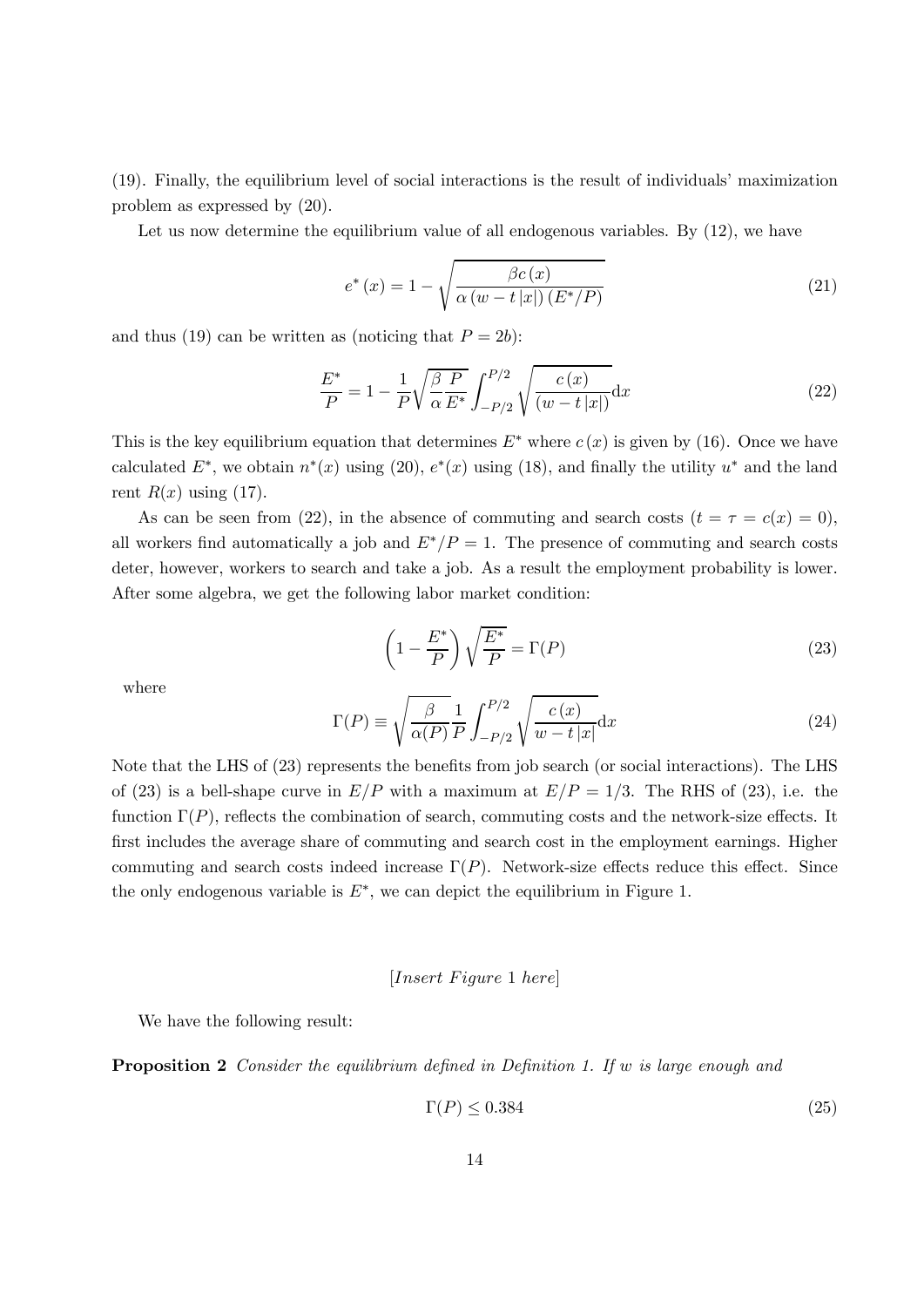(19). Finally, the equilibrium level of social interactions is the result of individuals' maximization problem as expressed by (20).

Let us now determine the equilibrium value of all endogenous variables. By (12), we have

$$e^*(x) = 1 - \sqrt{\frac{\beta c(x)}{\alpha \left(w - t|x|\right)\left(E^*/P\right)}} \tag{21}$$

and thus (19) can be written as (noticing that $P = 2b$):

$$\frac{E^*}{P} = 1 - \frac{1}{P}\sqrt{\frac{\beta}{\alpha}\frac{P}{E^*}} \int_{-P/2}^{P/2} \sqrt{\frac{c(x)}{(w - t|x|)}} \mathrm{d}x \tag{22}$$

This is the key equilibrium equation that determines $E^*$ where $c(x)$ is given by (16). Once we have calculated $E^*$, we obtain $n^*(x)$ using (20), $e^*(x)$ using (18), and finally the utility $u^*$ and the land rent $R(x)$ using (17).

As can be seen from (22), in the absence of commuting and search costs ($t = \tau = c(x) = 0$), all workers find automatically a job and $E^*/P = 1$. The presence of commuting and search costs deter, however, workers to search and take a job. As a result the employment probability is lower. After some algebra, we get the following labor market condition:

$$\left(1 - \frac{E^*}{P}\right)\sqrt{\frac{E^*}{P}} = \Gamma(P) \tag{23}$$

where

$$\Gamma(P) \equiv \sqrt{\frac{\beta}{\alpha(P)}} \frac{1}{P} \int_{-P/2}^{P/2} \sqrt{\frac{c(x)}{w - t|x|}} \mathrm{d}x \tag{24}$$

Note that the LHS of (23) represents the benefits from job search (or social interactions). The LHS of (23) is a bell-shape curve in $E/P$ with a maximum at $E/P = 1/3$. The RHS of (23), i.e. the function $\Gamma(P)$, reflects the combination of search, commuting costs and the network-size effects. It first includes the average share of commuting and search cost in the employment earnings. Higher commuting and search costs indeed increase $\Gamma(P)$. Network-size effects reduce this effect. Since the only endogenous variable is $E^*$, we can depict the equilibrium in Figure 1.

[*Insert Figure* 1 *here*]

We have the following result:

**Proposition 2** *Consider the equilibrium defined in Definition 1. If $w$ is large enough and*

$$\Gamma(P) \leq 0.384 \tag{25}$$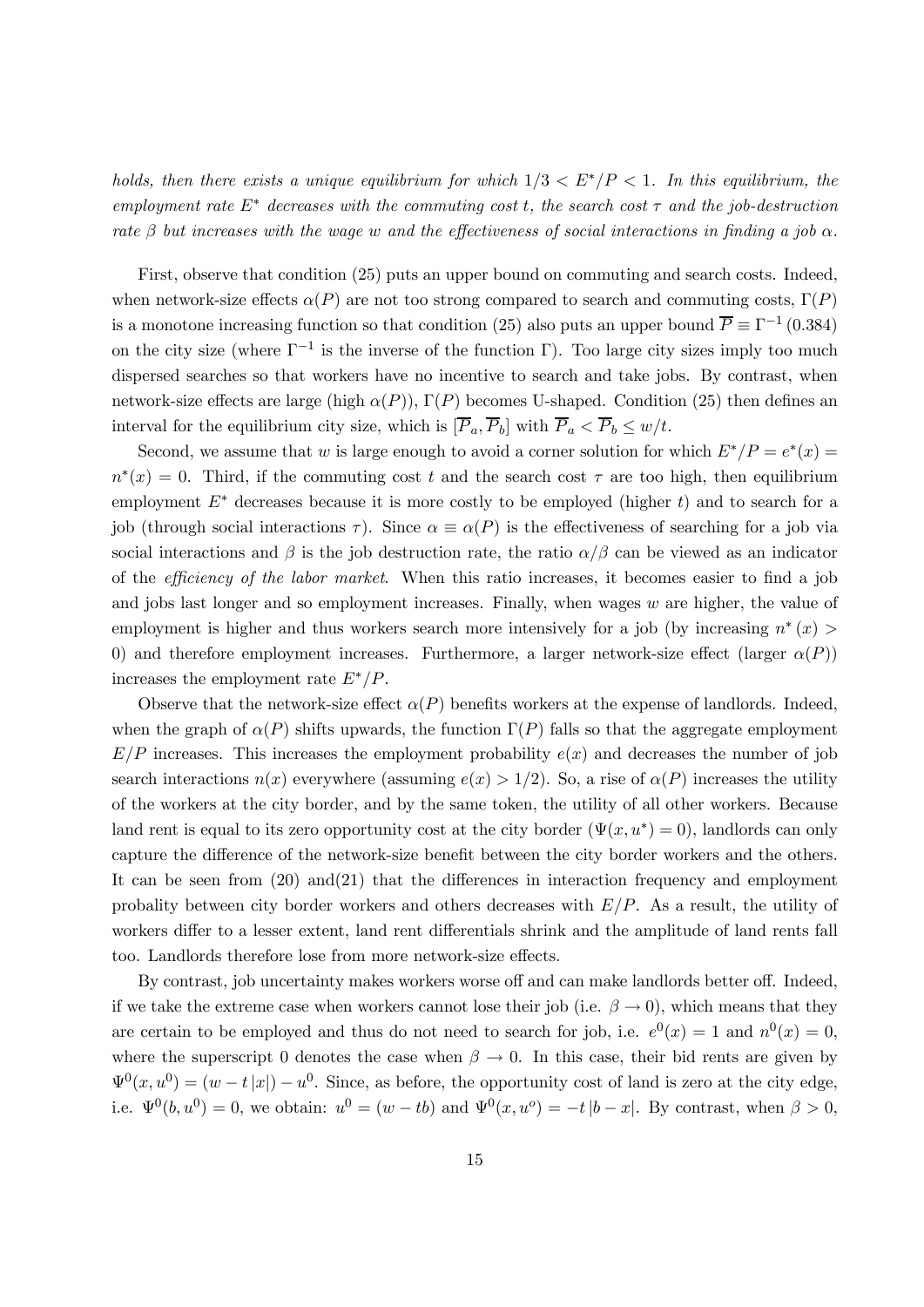*holds, then there exists a unique equilibrium for which $1/3 < E^*/P < 1$. In this equilibrium, the employment rate $E^*$ decreases with the commuting cost $t$, the search cost $\tau$ and the job-destruction rate $\beta$ but increases with the wage $w$ and the effectiveness of social interactions in finding a job $\alpha$.*

First, observe that condition (25) puts an upper bound on commuting and search costs. Indeed, when network-size effects $\alpha(P)$ are not too strong compared to search and commuting costs, $\Gamma(P)$ is a monotone increasing function so that condition (25) also puts an upper bound $\overline{P} \equiv \Gamma^{-1}(0.384)$ on the city size (where $\Gamma^{-1}$ is the inverse of the function $\Gamma$). Too large city sizes imply too much dispersed searches so that workers have no incentive to search and take jobs. By contrast, when network-size effects are large (high $\alpha(P)$), $\Gamma(P)$ becomes U-shaped. Condition (25) then defines an interval for the equilibrium city size, which is $[\overline{P}_a, \overline{P}_b]$ with $\overline{P}_a < \overline{P}_b \leq w/t$.

Second, we assume that $w$ is large enough to avoid a corner solution for which $E^*/P = e^*(x) = n^*(x) = 0$. Third, if the commuting cost $t$ and the search cost $\tau$ are too high, then equilibrium employment $E^*$ decreases because it is more costly to be employed (higher $t$) and to search for a job (through social interactions $\tau$). Since $\alpha \equiv \alpha(P)$ is the effectiveness of searching for a job via social interactions and $\beta$ is the job destruction rate, the ratio $\alpha/\beta$ can be viewed as an indicator of the *efficiency of the labor market*. When this ratio increases, it becomes easier to find a job and jobs last longer and so employment increases. Finally, when wages $w$ are higher, the value of employment is higher and thus workers search more intensively for a job (by increasing $n^*(x) > 0$) and therefore employment increases. Furthermore, a larger network-size effect (larger $\alpha(P)$) increases the employment rate $E^*/P$.

Observe that the network-size effect $\alpha(P)$ benefits workers at the expense of landlords. Indeed, when the graph of $\alpha(P)$ shifts upwards, the function $\Gamma(P)$ falls so that the aggregate employment $E/P$ increases. This increases the employment probability $e(x)$ and decreases the number of job search interactions $n(x)$ everywhere (assuming $e(x) > 1/2$). So, a rise of $\alpha(P)$ increases the utility of the workers at the city border, and by the same token, the utility of all other workers. Because land rent is equal to its zero opportunity cost at the city border ($\Psi(x, u^*) = 0$), landlords can only capture the difference of the network-size benefit between the city border workers and the others. It can be seen from (20) and(21) that the differences in interaction frequency and employment probality between city border workers and others decreases with $E/P$. As a result, the utility of workers differ to a lesser extent, land rent differentials shrink and the amplitude of land rents fall too. Landlords therefore lose from more network-size effects.

By contrast, job uncertainty makes workers worse off and can make landlords better off. Indeed, if we take the extreme case when workers cannot lose their job (i.e. $\beta \to 0$), which means that they are certain to be employed and thus do not need to search for job, i.e. $e^0(x) = 1$ and $n^0(x) = 0$, where the superscript 0 denotes the case when $\beta \to 0$. In this case, their bid rents are given by $\Psi^0(x, u^0) = (w - t|x|) - u^0$. Since, as before, the opportunity cost of land is zero at the city edge, i.e. $\Psi^0(b, u^0) = 0$, we obtain: $u^0 = (w - tb)$ and $\Psi^0(x, u^o) = -t|b - x|$. By contrast, when $\beta > 0$,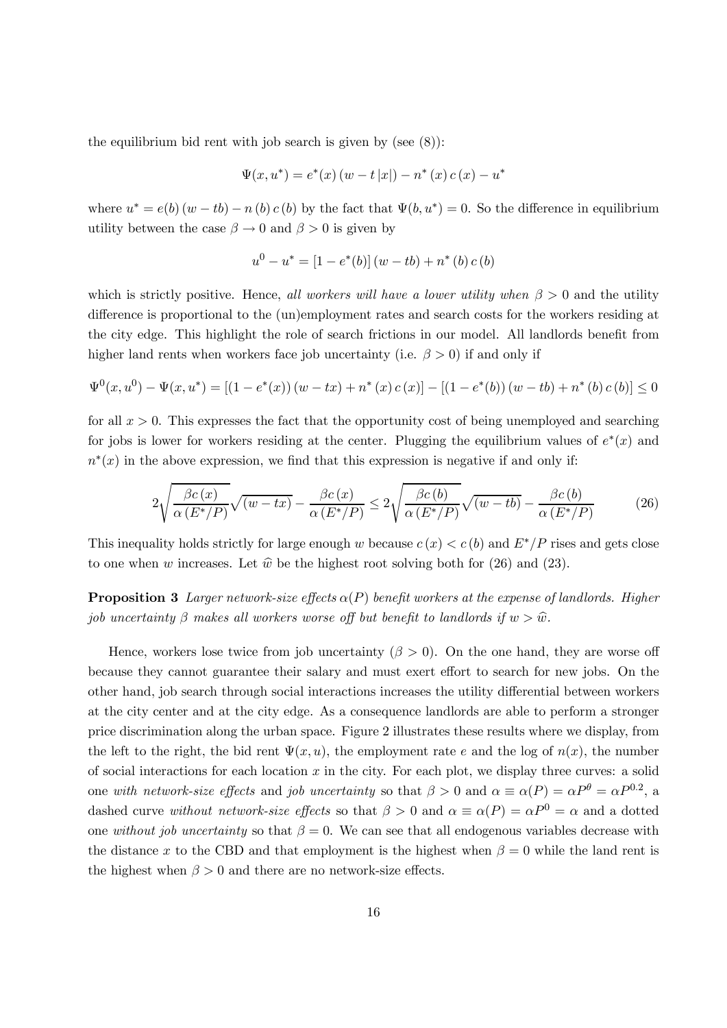the equilibrium bid rent with job search is given by (see (8)):

$$\Psi(x,u^*) = e^*(x)\,(w - t\,|x|) - n^*\,(x)\,c\,(x) - u^*$$

where $u^* = e(b)\,(w - tb) - n\,(b)\,c\,(b)$ by the fact that $\Psi(b,u^*) = 0$. So the difference in equilibrium utility between the case $\beta \to 0$ and $\beta > 0$ is given by

$$u^0 - u^* = [1 - e^*(b)]\,(w - tb) + n^*\,(b)\,c\,(b)$$

which is strictly positive. Hence, *all workers will have a lower utility when* $\beta > 0$ and the utility difference is proportional to the (un)employment rates and search costs for the workers residing at the city edge. This highlight the role of search frictions in our model. All landlords benefit from higher land rents when workers face job uncertainty (i.e. $\beta > 0$) if and only if

$$\Psi^0(x,u^0) - \Psi(x,u^*) = [(1 - e^*(x))\,(w - tx) + n^*\,(x)\,c\,(x)] - [(1 - e^*(b))\,(w - tb) + n^*\,(b)\,c\,(b)] \leq 0$$

for all $x > 0$. This expresses the fact that the opportunity cost of being unemployed and searching for jobs is lower for workers residing at the center. Plugging the equilibrium values of $e^*(x)$ and $n^*(x)$ in the above expression, we find that this expression is negative if and only if:

$$2\sqrt{\frac{\beta c\,(x)}{\alpha\,(E^*/P)}}\sqrt{(w - tx)} - \frac{\beta c\,(x)}{\alpha\,(E^*/P)} \leq 2\sqrt{\frac{\beta c\,(b)}{\alpha\,(E^*/P)}}\sqrt{(w - tb)} - \frac{\beta c\,(b)}{\alpha\,(E^*/P)} \tag{26}$$

This inequality holds strictly for large enough $w$ because $c\,(x) < c\,(b)$ and $E^*/P$ rises and gets close to one when $w$ increases. Let $\widehat{w}$ be the highest root solving both for (26) and (23).

**Proposition 3** *Larger network-size effects* $\alpha(P)$ *benefit workers at the expense of landlords. Higher job uncertainty* $\beta$ *makes all workers worse off but benefit to landlords if* $w > \widehat{w}$.

Hence, workers lose twice from job uncertainty ($\beta > 0$). On the one hand, they are worse off because they cannot guarantee their salary and must exert effort to search for new jobs. On the other hand, job search through social interactions increases the utility differential between workers at the city center and at the city edge. As a consequence landlords are able to perform a stronger price discrimination along the urban space. Figure 2 illustrates these results where we display, from the left to the right, the bid rent $\Psi(x,u)$, the employment rate $e$ and the log of $n(x)$, the number of social interactions for each location $x$ in the city. For each plot, we display three curves: a solid one *with network-size effects* and *job uncertainty* so that $\beta > 0$ and $\alpha \equiv \alpha(P) = \alpha P^{\theta} = \alpha P^{0.2}$, a dashed curve *without network-size effects* so that $\beta > 0$ and $\alpha \equiv \alpha(P) = \alpha P^0 = \alpha$ and a dotted one *without job uncertainty* so that $\beta = 0$. We can see that all endogenous variables decrease with the distance $x$ to the CBD and that employment is the highest when $\beta = 0$ while the land rent is the highest when $\beta > 0$ and there are no network-size effects.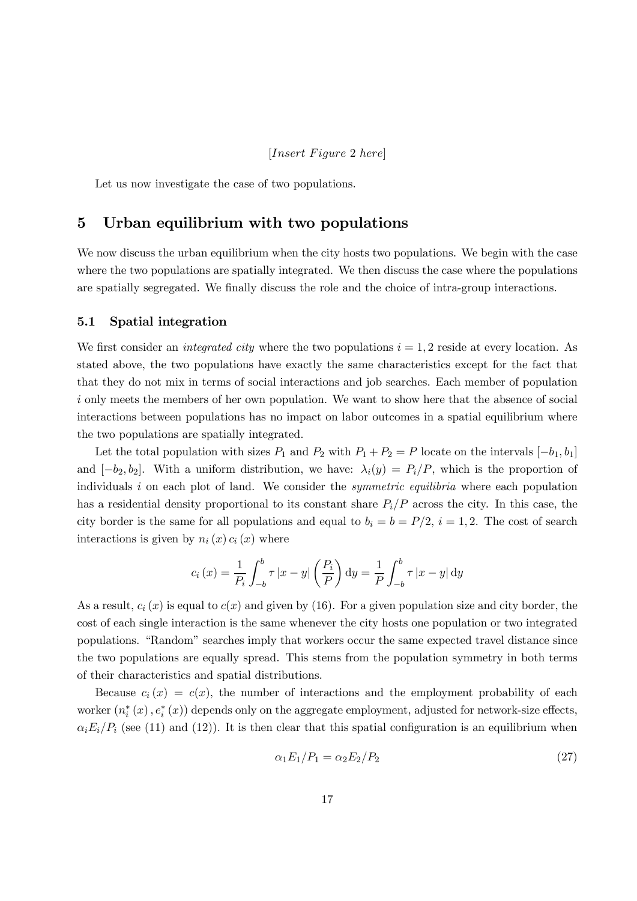[*Insert Figure* 2 *here*]

Let us now investigate the case of two populations.

# 5 Urban equilibrium with two populations

We now discuss the urban equilibrium when the city hosts two populations. We begin with the case where the two populations are spatially integrated. We then discuss the case where the populations are spatially segregated. We finally discuss the role and the choice of intra-group interactions.

## 5.1 Spatial integration

We first consider an *integrated city* where the two populations $i = 1, 2$ reside at every location. As stated above, the two populations have exactly the same characteristics except for the fact that that they do not mix in terms of social interactions and job searches. Each member of population $i$ only meets the members of her own population. We want to show here that the absence of social interactions between populations has no impact on labor outcomes in a spatial equilibrium where the two populations are spatially integrated.

Let the total population with sizes $P_1$ and $P_2$ with $P_1 + P_2 = P$ locate on the intervals $[-b_1, b_1]$ and $[-b_2, b_2]$. With a uniform distribution, we have: $\lambda_i(y) = P_i/P$, which is the proportion of individuals $i$ on each plot of land. We consider the *symmetric equilibria* where each population has a residential density proportional to its constant share $P_i/P$ across the city. In this case, the city border is the same for all populations and equal to $b_i = b = P/2$, $i = 1, 2$. The cost of search interactions is given by $n_i(x) c_i(x)$ where

$$c_i(x) = \frac{1}{P_i} \int_{-b}^{b} \tau |x - y| \left( \frac{P_i}{P} \right) \mathrm{d}y = \frac{1}{P} \int_{-b}^{b} \tau |x - y| \, \mathrm{d}y$$

As a result, $c_i(x)$ is equal to $c(x)$ and given by (16). For a given population size and city border, the cost of each single interaction is the same whenever the city hosts one population or two integrated populations. "Random" searches imply that workers occur the same expected travel distance since the two populations are equally spread. This stems from the population symmetry in both terms of their characteristics and spatial distributions.

Because $c_i(x) = c(x)$, the number of interactions and the employment probability of each worker $(n_i^*(x), e_i^*(x))$ depends only on the aggregate employment, adjusted for network-size effects, $\alpha_i E_i/P_i$ (see (11) and (12)). It is then clear that this spatial configuration is an equilibrium when

$$\alpha_1 E_1/P_1 = \alpha_2 E_2/P_2 \tag{27}$$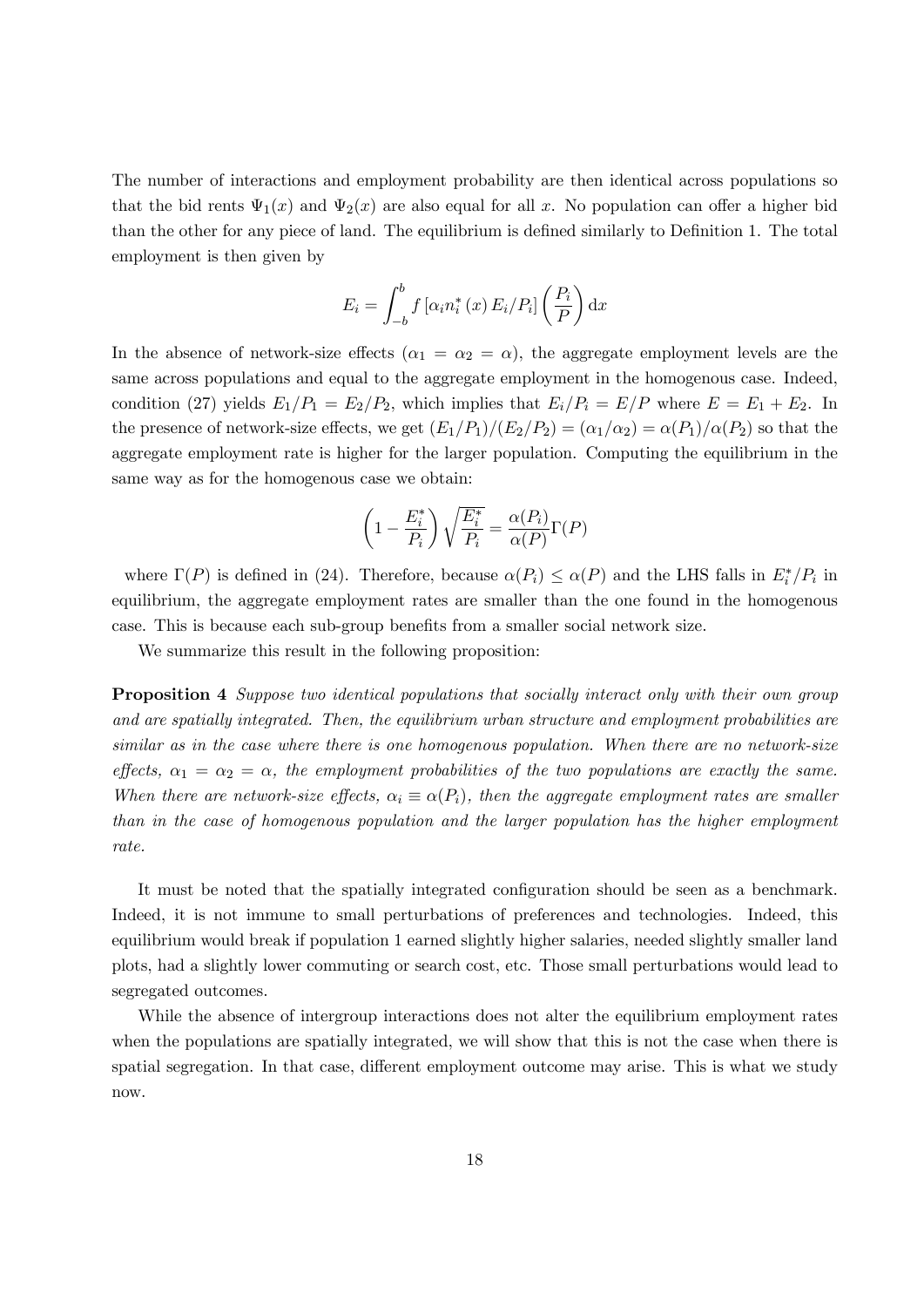The number of interactions and employment probability are then identical across populations so that the bid rents $\Psi_1(x)$ and $\Psi_2(x)$ are also equal for all $x$. No population can offer a higher bid than the other for any piece of land. The equilibrium is defined similarly to Definition 1. The total employment is then given by

$$E_i = \int_{-b}^{b} f\left[\alpha_i n_i^*(x) E_i/P_i\right]\left(\frac{P_i}{P}\right) \mathrm{d}x$$

In the absence of network-size effects ($\alpha_1 = \alpha_2 = \alpha$), the aggregate employment levels are the same across populations and equal to the aggregate employment in the homogenous case. Indeed, condition (27) yields $E_1/P_1 = E_2/P_2$, which implies that $E_i/P_i = E/P$ where $E = E_1 + E_2$. In the presence of network-size effects, we get $(E_1/P_1)/(E_2/P_2) = (\alpha_1/\alpha_2) = \alpha(P_1)/\alpha(P_2)$ so that the aggregate employment rate is higher for the larger population. Computing the equilibrium in the same way as for the homogenous case we obtain:

$$\left(1 - \frac{E_i^*}{P_i}\right)\sqrt{\frac{E_i^*}{P_i}} = \frac{\alpha(P_i)}{\alpha(P)}\Gamma(P)$$

where $\Gamma(P)$ is defined in (24). Therefore, because $\alpha(P_i) \leq \alpha(P)$ and the LHS falls in $E_i^*/P_i$ in equilibrium, the aggregate employment rates are smaller than the one found in the homogenous case. This is because each sub-group benefits from a smaller social network size.

We summarize this result in the following proposition:

**Proposition 4** *Suppose two identical populations that socially interact only with their own group and are spatially integrated. Then, the equilibrium urban structure and employment probabilities are similar as in the case where there is one homogenous population. When there are no network-size effects, $\alpha_1 = \alpha_2 = \alpha$, the employment probabilities of the two populations are exactly the same. When there are network-size effects, $\alpha_i \equiv \alpha(P_i)$, then the aggregate employment rates are smaller than in the case of homogenous population and the larger population has the higher employment rate.*

It must be noted that the spatially integrated configuration should be seen as a benchmark. Indeed, it is not immune to small perturbations of preferences and technologies. Indeed, this equilibrium would break if population 1 earned slightly higher salaries, needed slightly smaller land plots, had a slightly lower commuting or search cost, etc. Those small perturbations would lead to segregated outcomes.

While the absence of intergroup interactions does not alter the equilibrium employment rates when the populations are spatially integrated, we will show that this is not the case when there is spatial segregation. In that case, different employment outcome may arise. This is what we study now.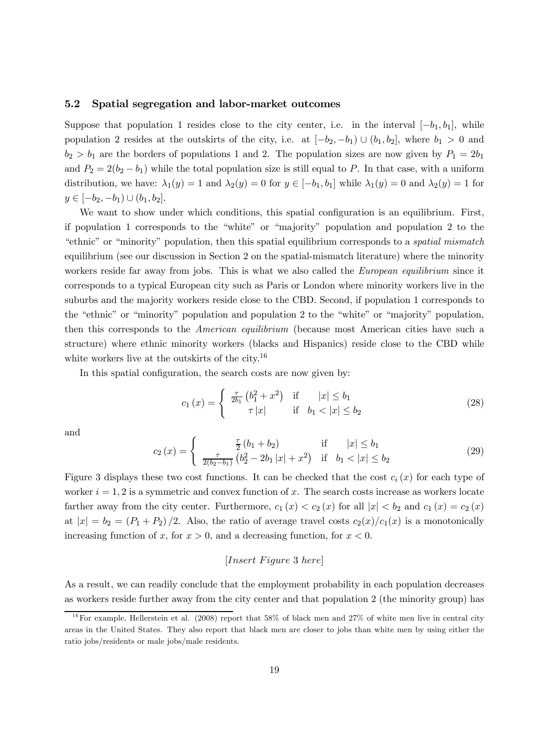### 5.2 Spatial segregation and labor-market outcomes

Suppose that population 1 resides close to the city center, i.e. in the interval $[-b_1, b_1]$, while population 2 resides at the outskirts of the city, i.e. at $[-b_2, -b_1) \cup (b_1, b_2]$, where $b_1 > 0$ and $b_2 > b_1$ are the borders of populations 1 and 2. The population sizes are now given by $P_1 = 2b_1$ and $P_2 = 2(b_2 - b_1)$ while the total population size is still equal to $P$. In that case, with a uniform distribution, we have: $\lambda_1(y) = 1$ and $\lambda_2(y) = 0$ for $y \in [-b_1, b_1]$ while $\lambda_1(y) = 0$ and $\lambda_2(y) = 1$ for $y \in [-b_2, -b_1) \cup (b_1, b_2]$.

We want to show under which conditions, this spatial configuration is an equilibrium. First, if population 1 corresponds to the "white" or "majority" population and population 2 to the "ethnic" or "minority" population, then this spatial equilibrium corresponds to a *spatial mismatch* equilibrium (see our discussion in Section 2 on the spatial-mismatch literature) where the minority workers reside far away from jobs. This is what we also called the *European equilibrium* since it corresponds to a typical European city such as Paris or London where minority workers live in the suburbs and the majority workers reside close to the CBD. Second, if population 1 corresponds to the "ethnic" or "minority" population and population 2 to the "white" or "majority" population, then this corresponds to the *American equilibrium* (because most American cities have such a structure) where ethnic minority workers (blacks and Hispanics) reside close to the CBD while white workers live at the outskirts of the city.[16]

In this spatial configuration, the search costs are now given by:

$$c_1(x) = \begin{cases} \frac{\tau}{2b_1}\left(b_1^2 + x^2\right) & \text{if} \quad |x| \leq b_1 \\ \tau |x| & \text{if} \quad b_1 < |x| \leq b_2 \end{cases} \tag{28}$$

and

$$c_2(x) = \begin{cases} \frac{\tau}{2}\left(b_1 + b_2\right) & \text{if} \quad |x| \leq b_1 \\ \frac{\tau}{2(b_2 - b_1)}\left(b_2^2 - 2b_1|x| + x^2\right) & \text{if} \quad b_1 < |x| \leq b_2 \end{cases} \tag{29}$$

Figure 3 displays these two cost functions. It can be checked that the cost $c_i(x)$ for each type of worker $i = 1, 2$ is a symmetric and convex function of $x$. The search costs increase as workers locate farther away from the city center. Furthermore, $c_1(x) < c_2(x)$ for all $|x| < b_2$ and $c_1(x) = c_2(x)$ at $|x| = b_2 = (P_1 + P_2)/2$. Also, the ratio of average travel costs $c_2(x)/c_1(x)$ is a monotonically increasing function of $x$, for $x > 0$, and a decreasing function, for $x < 0$.

[*Insert Figure* 3 *here*]

As a result, we can readily conclude that the employment probability in each population decreases as workers reside further away from the city center and that population 2 (the minority group) has

[16] For example, Hellerstein et al. (2008) report that 58% of black men and 27% of white men live in central city areas in the United States. They also report that black men are closer to jobs than white men by using either the ratio jobs/residents or male jobs/male residents.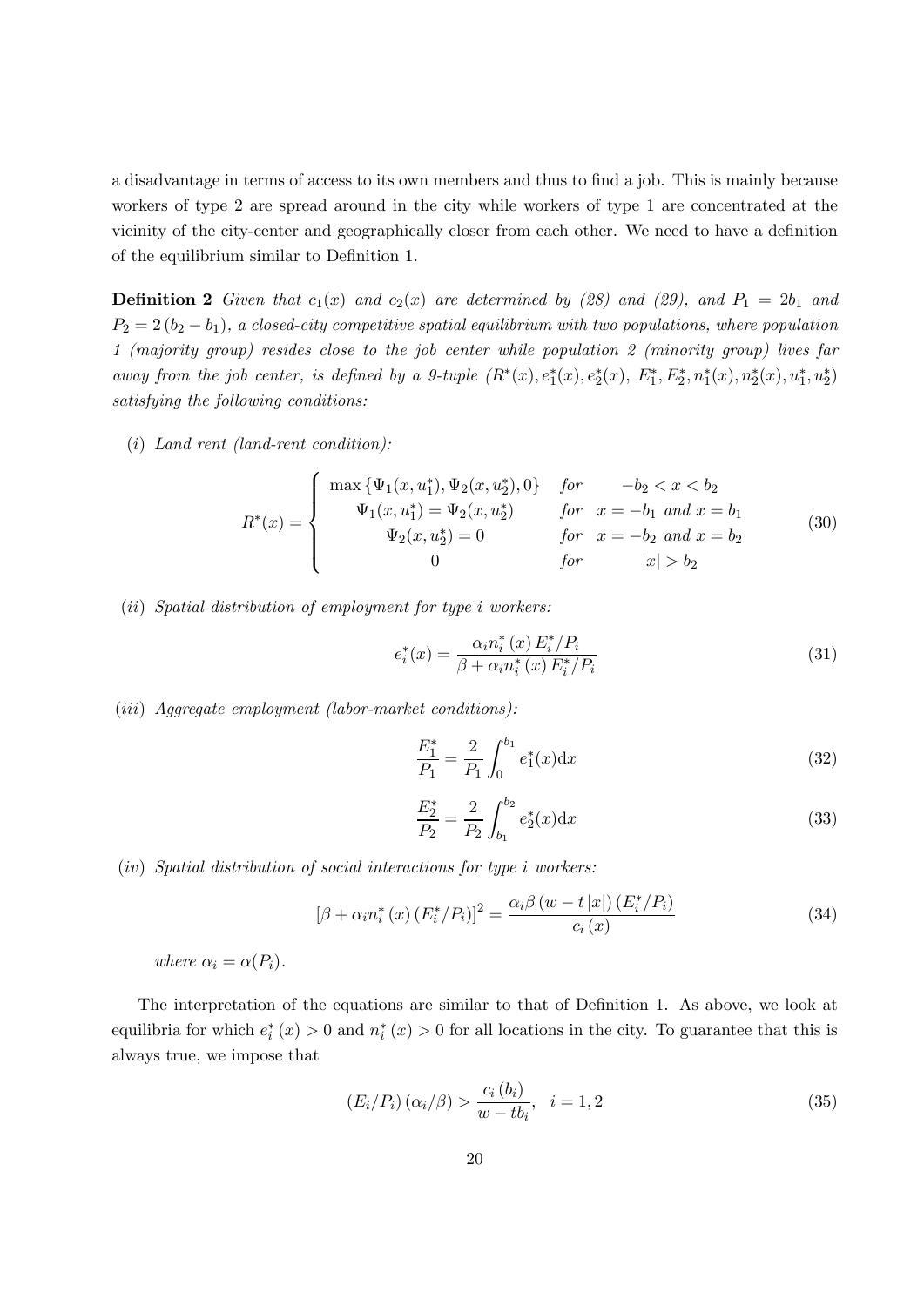a disadvantage in terms of access to its own members and thus to find a job. This is mainly because workers of type 2 are spread around in the city while workers of type 1 are concentrated at the vicinity of the city-center and geographically closer from each other. We need to have a definition of the equilibrium similar to Definition 1.

**Definition 2** *Given that $c_1(x)$ and $c_2(x)$ are determined by (28) and (29), and $P_1 = 2b_1$ and $P_2 = 2(b_2 - b_1)$, a closed-city competitive spatial equilibrium with two populations, where population 1 (majority group) resides close to the job center while population 2 (minority group) lives far away from the job center, is defined by a 9-tuple $(R^*(x), e_1^*(x), e_2^*(x), E_1^*, E_2^*, n_1^*(x), n_2^*(x), u_1^*, u_2^*)$ satisfying the following conditions:*

(*i*) *Land rent (land-rent condition):*

$$R^*(x) = \begin{cases} \max\{\Psi_1(x, u_1^*), \Psi_2(x, u_2^*), 0\} & \text{for} \quad -b_2 < x < b_2 \\ \Psi_1(x, u_1^*) = \Psi_2(x, u_2^*) & \text{for} \quad x = -b_1 \text{ and } x = b_1 \\ \Psi_2(x, u_2^*) = 0 & \text{for} \quad x = -b_2 \text{ and } x = b_2 \\ 0 & \text{for} \quad |x| > b_2 \end{cases} \tag{30}$$

(*ii*) *Spatial distribution of employment for type $i$ workers:*

$$e_i^*(x) = \frac{\alpha_i n_i^*(x) E_i^*/P_i}{\beta + \alpha_i n_i^*(x) E_i^*/P_i} \tag{31}$$

(*iii*) *Aggregate employment (labor-market conditions):*

$$\frac{E_1^*}{P_1} = \frac{2}{P_1} \int_0^{b_1} e_1^*(x) \mathrm{d}x \tag{32}$$

$$\frac{E_2^*}{P_2} = \frac{2}{P_2} \int_{b_1}^{b_2} e_2^*(x) \mathrm{d}x \tag{33}$$

(*iv*) *Spatial distribution of social interactions for type $i$ workers:*

$$[\beta + \alpha_i n_i^*(x) (E_i^*/P_i)]^2 = \frac{\alpha_i \beta (w - t|x|) (E_i^*/P_i)}{c_i(x)} \tag{34}$$

*where $\alpha_i = \alpha(P_i)$.*

The interpretation of the equations are similar to that of Definition 1. As above, we look at equilibria for which $e_i^*(x) > 0$ and $n_i^*(x) > 0$ for all locations in the city. To guarantee that this is always true, we impose that

$$(E_i/P_i)(\alpha_i/\beta) > \frac{c_i(b_i)}{w - tb_i}, \quad i = 1, 2 \tag{35}$$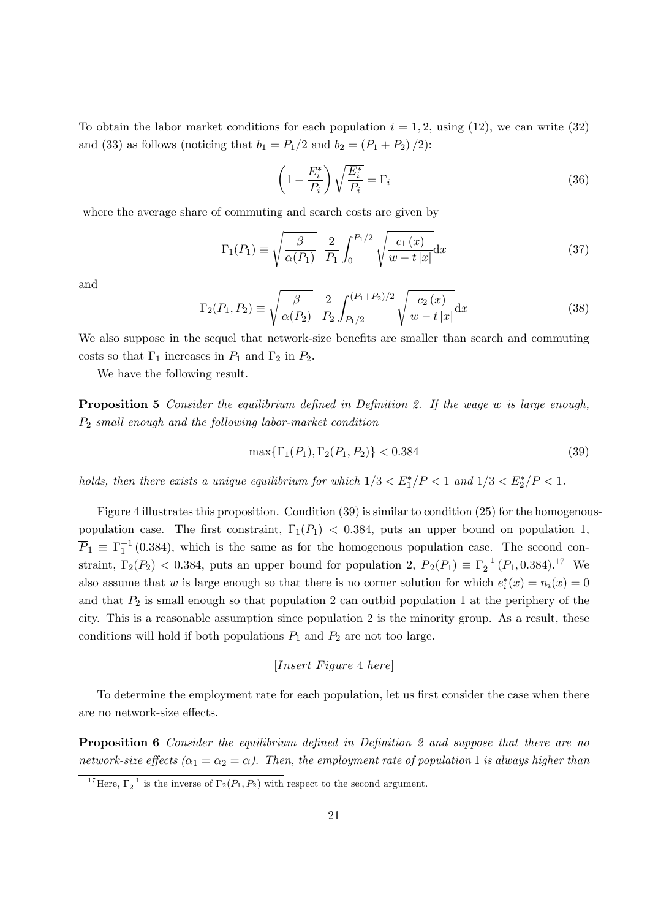To obtain the labor market conditions for each population $i = 1, 2$, using (12), we can write (32) and (33) as follows (noticing that $b_1 = P_1/2$ and $b_2 = (P_1 + P_2)/2$):

$$\left(1 - \frac{E_i^*}{P_i}\right)\sqrt{\frac{E_i^*}{P_i}} = \Gamma_i \tag{36}$$

where the average share of commuting and search costs are given by

$$\Gamma_1(P_1) \equiv \sqrt{\frac{\beta}{\alpha(P_1)}}\ \frac{2}{P_1}\int_0^{P_1/2}\sqrt{\frac{c_1(x)}{w - t|x|}}\mathrm{d}x \tag{37}$$

and

$$\Gamma_2(P_1, P_2) \equiv \sqrt{\frac{\beta}{\alpha(P_2)}}\ \frac{2}{P_2}\int_{P_1/2}^{(P_1+P_2)/2}\sqrt{\frac{c_2(x)}{w - t|x|}}\mathrm{d}x \tag{38}$$

We also suppose in the sequel that network-size benefits are smaller than search and commuting costs so that $\Gamma_1$ increases in $P_1$ and $\Gamma_2$ in $P_2$.

We have the following result.

**Proposition 5** *Consider the equilibrium defined in Definition 2. If the wage $w$ is large enough, $P_2$ small enough and the following labor-market condition*

$$\max\{\Gamma_1(P_1), \Gamma_2(P_1, P_2)\} < 0.384 \tag{39}$$

*holds, then there exists a unique equilibrium for which $1/3 < E_1^*/P < 1$ and $1/3 < E_2^*/P < 1$.*

Figure 4 illustrates this proposition. Condition (39) is similar to condition (25) for the homogenous-population case. The first constraint, $\Gamma_1(P_1) < 0.384$, puts an upper bound on population 1, $\overline{P}_1 \equiv \Gamma_1^{-1}(0.384)$, which is the same as for the homogenous population case. The second constraint, $\Gamma_2(P_2) < 0.384$, puts an upper bound for population 2, $\overline{P}_2(P_1) \equiv \Gamma_2^{-1}(P_1, 0.384)$.[17] We also assume that $w$ is large enough so that there is no corner solution for which $e_i^*(x) = n_i(x) = 0$ and that $P_2$ is small enough so that population 2 can outbid population 1 at the periphery of the city. This is a reasonable assumption since population 2 is the minority group. As a result, these conditions will hold if both populations $P_1$ and $P_2$ are not too large.

*[Insert Figure 4 here]*

To determine the employment rate for each population, let us first consider the case when there are no network-size effects.

**Proposition 6** *Consider the equilibrium defined in Definition 2 and suppose that there are no network-size effects ($\alpha_1 = \alpha_2 = \alpha$). Then, the employment rate of population 1 is always higher than*

[17] Here, $\Gamma_2^{-1}$ is the inverse of $\Gamma_2(P_1, P_2)$ with respect to the second argument.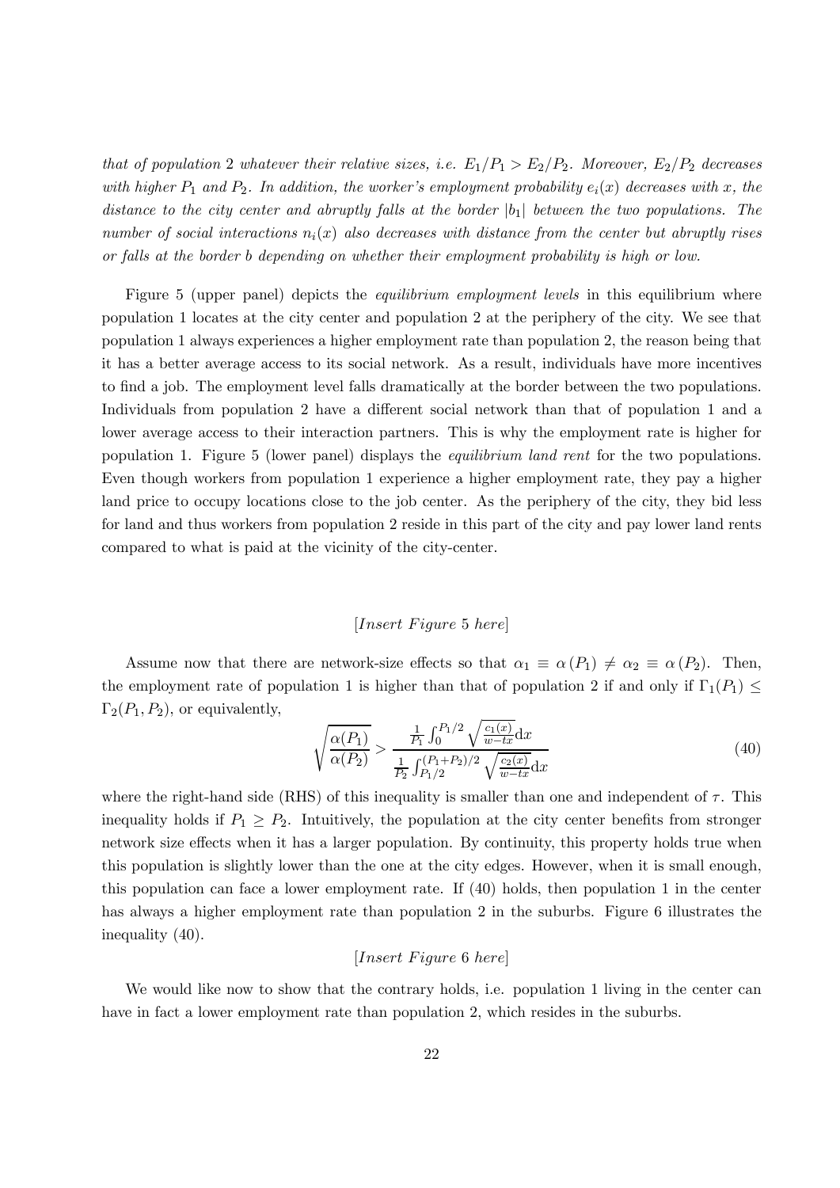*that of population 2 whatever their relative sizes, i.e. $E_1/P_1 > E_2/P_2$. Moreover, $E_2/P_2$ decreases with higher $P_1$ and $P_2$. In addition, the worker's employment probability $e_i(x)$ decreases with $x$, the distance to the city center and abruptly falls at the border $|b_1|$ between the two populations. The number of social interactions $n_i(x)$ also decreases with distance from the center but abruptly rises or falls at the border $b$ depending on whether their employment probability is high or low.*

Figure 5 (upper panel) depicts the *equilibrium employment levels* in this equilibrium where population 1 locates at the city center and population 2 at the periphery of the city. We see that population 1 always experiences a higher employment rate than population 2, the reason being that it has a better average access to its social network. As a result, individuals have more incentives to find a job. The employment level falls dramatically at the border between the two populations. Individuals from population 2 have a different social network than that of population 1 and a lower average access to their interaction partners. This is why the employment rate is higher for population 1. Figure 5 (lower panel) displays the *equilibrium land rent* for the two populations. Even though workers from population 1 experience a higher employment rate, they pay a higher land price to occupy locations close to the job center. As the periphery of the city, they bid less for land and thus workers from population 2 reside in this part of the city and pay lower land rents compared to what is paid at the vicinity of the city-center.

[*Insert Figure* 5 *here*]

Assume now that there are network-size effects so that $\alpha_1 \equiv \alpha(P_1) \neq \alpha_2 \equiv \alpha(P_2)$. Then, the employment rate of population 1 is higher than that of population 2 if and only if $\Gamma_1(P_1) \leq \Gamma_2(P_1, P_2)$, or equivalently,

$$\sqrt{\frac{\alpha(P_1)}{\alpha(P_2)}} > \frac{\frac{1}{P_1}\int_0^{P_1/2}\sqrt{\frac{c_1(x)}{w-tx}}\mathrm{d}x}{\frac{1}{P_2}\int_{P_1/2}^{(P_1+P_2)/2}\sqrt{\frac{c_2(x)}{w-tx}}\mathrm{d}x} \tag{40}$$

where the right-hand side (RHS) of this inequality is smaller than one and independent of $\tau$. This inequality holds if $P_1 \geq P_2$. Intuitively, the population at the city center benefits from stronger network size effects when it has a larger population. By continuity, this property holds true when this population is slightly lower than the one at the city edges. However, when it is small enough, this population can face a lower employment rate. If (40) holds, then population 1 in the center has always a higher employment rate than population 2 in the suburbs. Figure 6 illustrates the inequality (40).

[*Insert Figure* 6 *here*]

We would like now to show that the contrary holds, i.e. population 1 living in the center can have in fact a lower employment rate than population 2, which resides in the suburbs.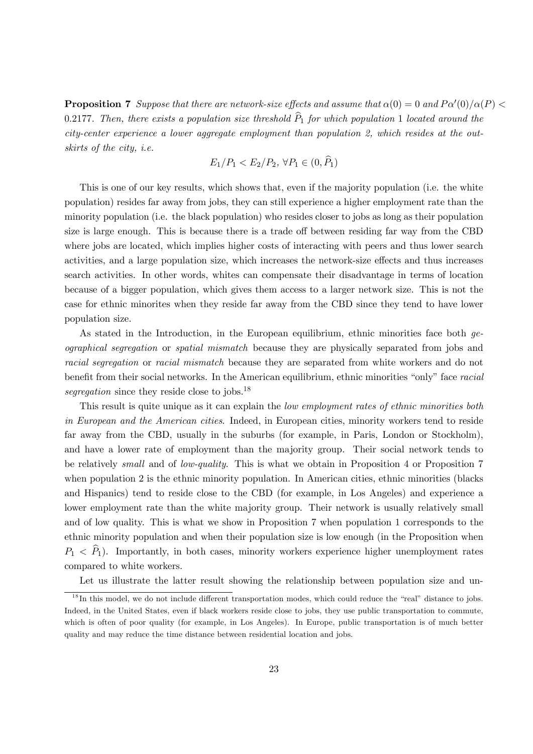**Proposition 7** *Suppose that there are network-size effects and assume that $\alpha(0) = 0$ and $P\alpha'(0)/\alpha(P) < 0.2177$. Then, there exists a population size threshold $\widehat{P}_1$ for which population 1 located around the city-center experience a lower aggregate employment than population 2, which resides at the outskirts of the city, i.e.*

$$E_1/P_1 < E_2/P_2, \; \forall P_1 \in (0, \widehat{P}_1)$$

This is one of our key results, which shows that, even if the majority population (i.e. the white population) resides far away from jobs, they can still experience a higher employment rate than the minority population (i.e. the black population) who resides closer to jobs as long as their population size is large enough. This is because there is a trade off between residing far way from the CBD where jobs are located, which implies higher costs of interacting with peers and thus lower search activities, and a large population size, which increases the network-size effects and thus increases search activities. In other words, whites can compensate their disadvantage in terms of location because of a bigger population, which gives them access to a larger network size. This is not the case for ethnic minorites when they reside far away from the CBD since they tend to have lower population size.

As stated in the Introduction, in the European equilibrium, ethnic minorities face both *geographical segregation* or *spatial mismatch* because they are physically separated from jobs and *racial segregation* or *racial mismatch* because they are separated from white workers and do not benefit from their social networks. In the American equilibrium, ethnic minorities "only" face *racial segregation* since they reside close to jobs.[18]

This result is quite unique as it can explain the *low employment rates of ethnic minorities both in European and the American cities*. Indeed, in European cities, minority workers tend to reside far away from the CBD, usually in the suburbs (for example, in Paris, London or Stockholm), and have a lower rate of employment than the majority group. Their social network tends to be relatively *small* and of *low-quality*. This is what we obtain in Proposition 4 or Proposition 7 when population 2 is the ethnic minority population. In American cities, ethnic minorities (blacks and Hispanics) tend to reside close to the CBD (for example, in Los Angeles) and experience a lower employment rate than the white majority group. Their network is usually relatively small and of low quality. This is what we show in Proposition 7 when population 1 corresponds to the ethnic minority population and when their population size is low enough (in the Proposition when $P_1 < \widehat{P}_1$). Importantly, in both cases, minority workers experience higher unemployment rates compared to white workers.

Let us illustrate the latter result showing the relationship between population size and un-

[18] In this model, we do not include different transportation modes, which could reduce the "real" distance to jobs. Indeed, in the United States, even if black workers reside close to jobs, they use public transportation to commute, which is often of poor quality (for example, in Los Angeles). In Europe, public transportation is of much better quality and may reduce the time distance between residential location and jobs.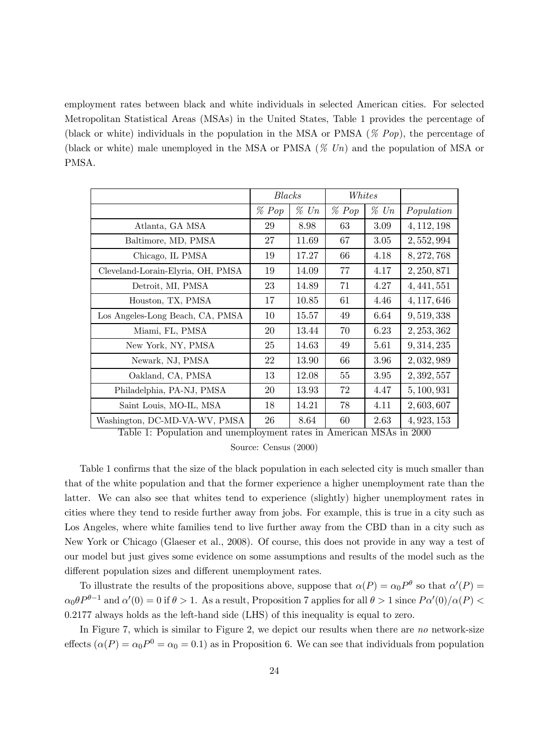employment rates between black and white individuals in selected American cities. For selected Metropolitan Statistical Areas (MSAs) in the United States, Table 1 provides the percentage of (black or white) individuals in the population in the MSA or PMSA (*% Pop*), the percentage of (black or white) male unemployed in the MSA or PMSA (*% Un*) and the population of MSA or PMSA.

| | *Blacks* | | *Whites* | | |
|---|---|---|---|---|---|
| | *% Pop* | *% Un* | *% Pop* | *% Un* | *Population* |
| Atlanta, GA MSA | 29 | 8.98 | 63 | 3.09 | 4,112,198 |
| Baltimore, MD, PMSA | 27 | 11.69 | 67 | 3.05 | 2,552,994 |
| Chicago, IL PMSA | 19 | 17.27 | 66 | 4.18 | 8,272,768 |
| Cleveland-Lorain-Elyria, OH, PMSA | 19 | 14.09 | 77 | 4.17 | 2,250,871 |
| Detroit, MI, PMSA | 23 | 14.89 | 71 | 4.27 | 4,441,551 |
| Houston, TX, PMSA | 17 | 10.85 | 61 | 4.46 | 4,117,646 |
| Los Angeles-Long Beach, CA, PMSA | 10 | 15.57 | 49 | 6.64 | 9,519,338 |
| Miami, FL, PMSA | 20 | 13.44 | 70 | 6.23 | 2,253,362 |
| New York, NY, PMSA | 25 | 14.63 | 49 | 5.61 | 9,314,235 |
| Newark, NJ, PMSA | 22 | 13.90 | 66 | 3.96 | 2,032,989 |
| Oakland, CA, PMSA | 13 | 12.08 | 55 | 3.95 | 2,392,557 |
| Philadelphia, PA-NJ, PMSA | 20 | 13.93 | 72 | 4.47 | 5,100,931 |
| Saint Louis, MO-IL, MSA | 18 | 14.21 | 78 | 4.11 | 2,603,607 |
| Washington, DC-MD-VA-WV, PMSA | 26 | 8.64 | 60 | 2.63 | 4,923,153 |

Table 1: Population and unemployment rates in American MSAs in 2000

Source: Census (2000)

Table 1 confirms that the size of the black population in each selected city is much smaller than that of the white population and that the former experience a higher unemployment rate than the latter. We can also see that whites tend to experience (slightly) higher unemployment rates in cities where they tend to reside further away from jobs. For example, this is true in a city such as Los Angeles, where white families tend to live further away from the CBD than in a city such as New York or Chicago (Glaeser et al., 2008). Of course, this does not provide in any way a test of our model but just gives some evidence on some assumptions and results of the model such as the different population sizes and different unemployment rates.

To illustrate the results of the propositions above, suppose that $\alpha(P) = \alpha_0 P^{\theta}$ so that $\alpha'(P) = \alpha_0 \theta P^{\theta-1}$ and $\alpha'(0) = 0$ if $\theta > 1$. As a result, Proposition 7 applies for all $\theta > 1$ since $P\alpha'(0)/\alpha(P) < 0.2177$ always holds as the left-hand side (LHS) of this inequality is equal to zero.

In Figure 7, which is similar to Figure 2, we depict our results when there are *no* network-size effects ($\alpha(P) = \alpha_0 P^0 = \alpha_0 = 0.1$) as in Proposition 6. We can see that individuals from population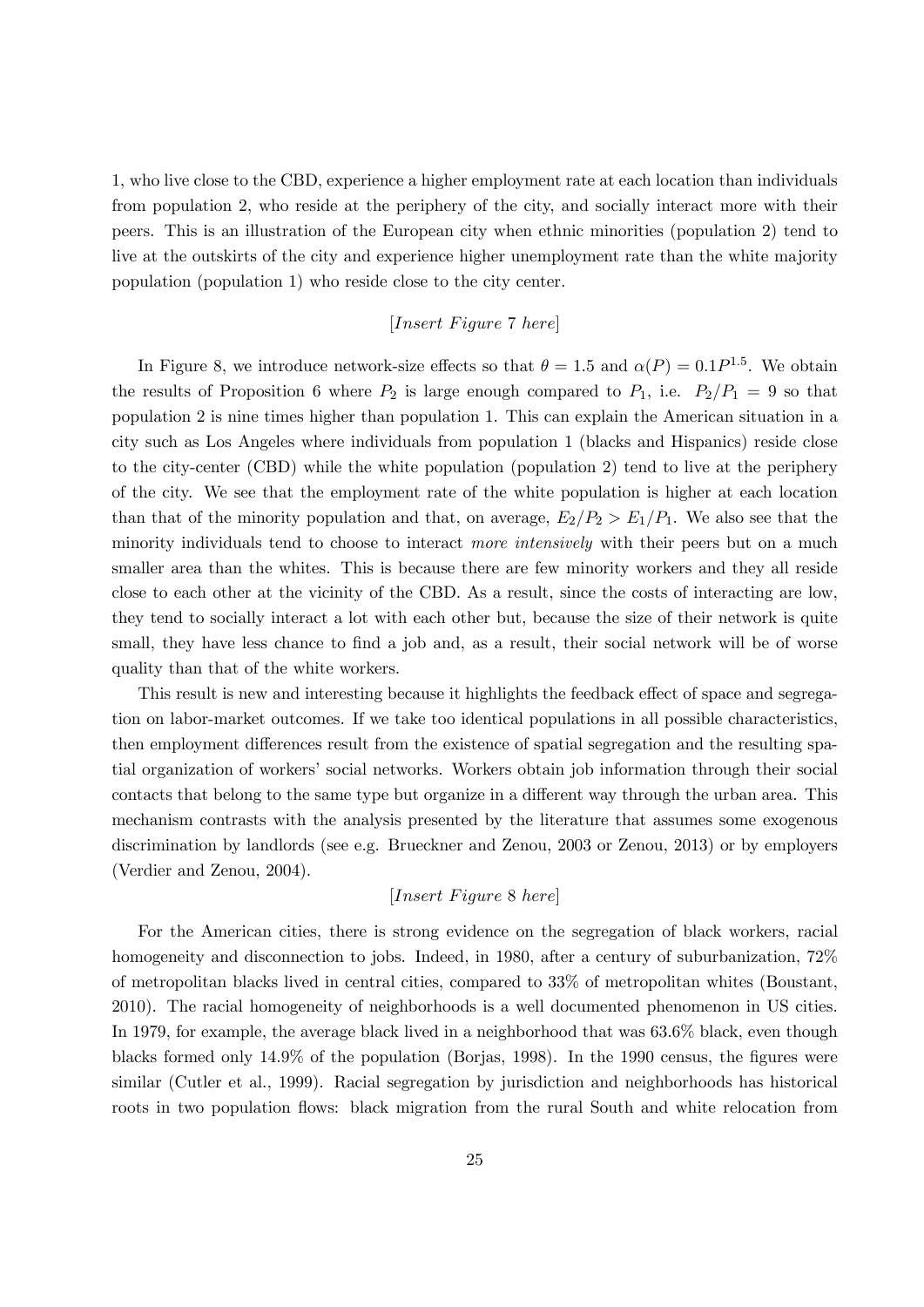1, who live close to the CBD, experience a higher employment rate at each location than individuals from population 2, who reside at the periphery of the city, and socially interact more with their peers. This is an illustration of the European city when ethnic minorities (population 2) tend to live at the outskirts of the city and experience higher unemployment rate than the white majority population (population 1) who reside close to the city center.

[*Insert Figure* 7 *here*]

In Figure 8, we introduce network-size effects so that $\theta = 1.5$ and $\alpha(P) = 0.1P^{1.5}$. We obtain the results of Proposition 6 where $P_2$ is large enough compared to $P_1$, i.e. $P_2/P_1 = 9$ so that population 2 is nine times higher than population 1. This can explain the American situation in a city such as Los Angeles where individuals from population 1 (blacks and Hispanics) reside close to the city-center (CBD) while the white population (population 2) tend to live at the periphery of the city. We see that the employment rate of the white population is higher at each location than that of the minority population and that, on average, $E_2/P_2 > E_1/P_1$. We also see that the minority individuals tend to choose to interact *more intensively* with their peers but on a much smaller area than the whites. This is because there are few minority workers and they all reside close to each other at the vicinity of the CBD. As a result, since the costs of interacting are low, they tend to socially interact a lot with each other but, because the size of their network is quite small, they have less chance to find a job and, as a result, their social network will be of worse quality than that of the white workers.

This result is new and interesting because it highlights the feedback effect of space and segregation on labor-market outcomes. If we take too identical populations in all possible characteristics, then employment differences result from the existence of spatial segregation and the resulting spatial organization of workers' social networks. Workers obtain job information through their social contacts that belong to the same type but organize in a different way through the urban area. This mechanism contrasts with the analysis presented by the literature that assumes some exogenous discrimination by landlords (see e.g. Brueckner and Zenou, 2003 or Zenou, 2013) or by employers (Verdier and Zenou, 2004).

[*Insert Figure* 8 *here*]

For the American cities, there is strong evidence on the segregation of black workers, racial homogeneity and disconnection to jobs. Indeed, in 1980, after a century of suburbanization, 72% of metropolitan blacks lived in central cities, compared to 33% of metropolitan whites (Boustant, 2010). The racial homogeneity of neighborhoods is a well documented phenomenon in US cities. In 1979, for example, the average black lived in a neighborhood that was 63.6% black, even though blacks formed only 14.9% of the population (Borjas, 1998). In the 1990 census, the figures were similar (Cutler et al., 1999). Racial segregation by jurisdiction and neighborhoods has historical roots in two population flows: black migration from the rural South and white relocation from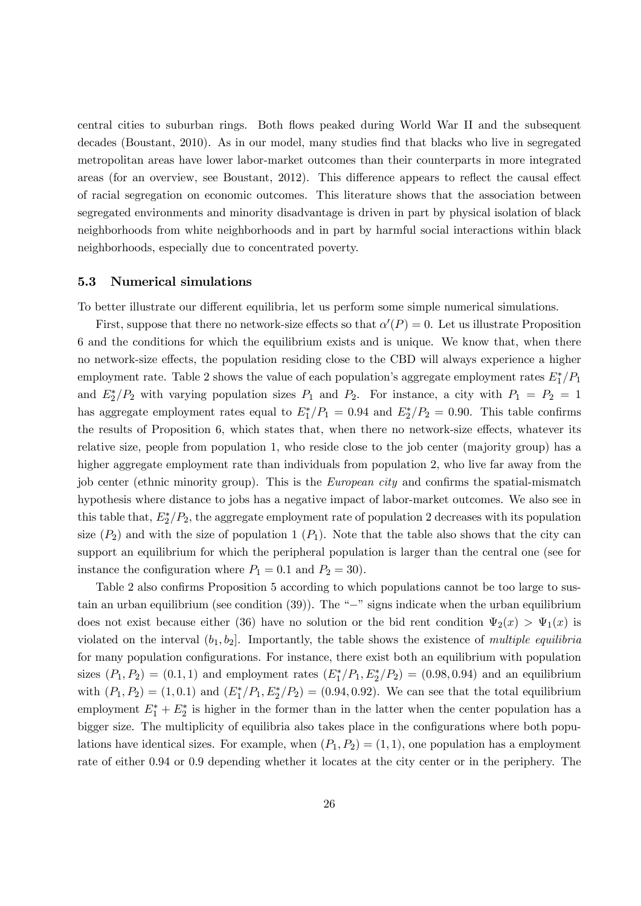central cities to suburban rings. Both flows peaked during World War II and the subsequent decades (Boustant, 2010). As in our model, many studies find that blacks who live in segregated metropolitan areas have lower labor-market outcomes than their counterparts in more integrated areas (for an overview, see Boustant, 2012). This difference appears to reflect the causal effect of racial segregation on economic outcomes. This literature shows that the association between segregated environments and minority disadvantage is driven in part by physical isolation of black neighborhoods from white neighborhoods and in part by harmful social interactions within black neighborhoods, especially due to concentrated poverty.

### 5.3 Numerical simulations

To better illustrate our different equilibria, let us perform some simple numerical simulations.

First, suppose that there no network-size effects so that $\alpha'(P) = 0$. Let us illustrate Proposition 6 and the conditions for which the equilibrium exists and is unique. We know that, when there no network-size effects, the population residing close to the CBD will always experience a higher employment rate. Table 2 shows the value of each population's aggregate employment rates $E_1^*/P_1$ and $E_2^*/P_2$ with varying population sizes $P_1$ and $P_2$. For instance, a city with $P_1 = P_2 = 1$ has aggregate employment rates equal to $E_1^*/P_1 = 0.94$ and $E_2^*/P_2 = 0.90$. This table confirms the results of Proposition 6, which states that, when there no network-size effects, whatever its relative size, people from population 1, who reside close to the job center (majority group) has a higher aggregate employment rate than individuals from population 2, who live far away from the job center (ethnic minority group). This is the *European city* and confirms the spatial-mismatch hypothesis where distance to jobs has a negative impact of labor-market outcomes. We also see in this table that, $E_2^*/P_2$, the aggregate employment rate of population 2 decreases with its population size ($P_2$) and with the size of population 1 ($P_1$). Note that the table also shows that the city can support an equilibrium for which the peripheral population is larger than the central one (see for instance the configuration where $P_1 = 0.1$ and $P_2 = 30$).

Table 2 also confirms Proposition 5 according to which populations cannot be too large to sustain an urban equilibrium (see condition (39)). The "$-$" signs indicate when the urban equilibrium does not exist because either (36) have no solution or the bid rent condition $\Psi_2(x) > \Psi_1(x)$ is violated on the interval $(b_1, b_2]$. Importantly, the table shows the existence of *multiple equilibria* for many population configurations. For instance, there exist both an equilibrium with population sizes $(P_1, P_2) = (0.1, 1)$ and employment rates $(E_1^*/P_1, E_2^*/P_2) = (0.98, 0.94)$ and an equilibrium with $(P_1, P_2) = (1, 0.1)$ and $(E_1^*/P_1, E_2^*/P_2) = (0.94, 0.92)$. We can see that the total equilibrium employment $E_1^* + E_2^*$ is higher in the former than in the latter when the center population has a bigger size. The multiplicity of equilibria also takes place in the configurations where both populations have identical sizes. For example, when $(P_1, P_2) = (1, 1)$, one population has a employment rate of either 0.94 or 0.9 depending whether it locates at the city center or in the periphery. The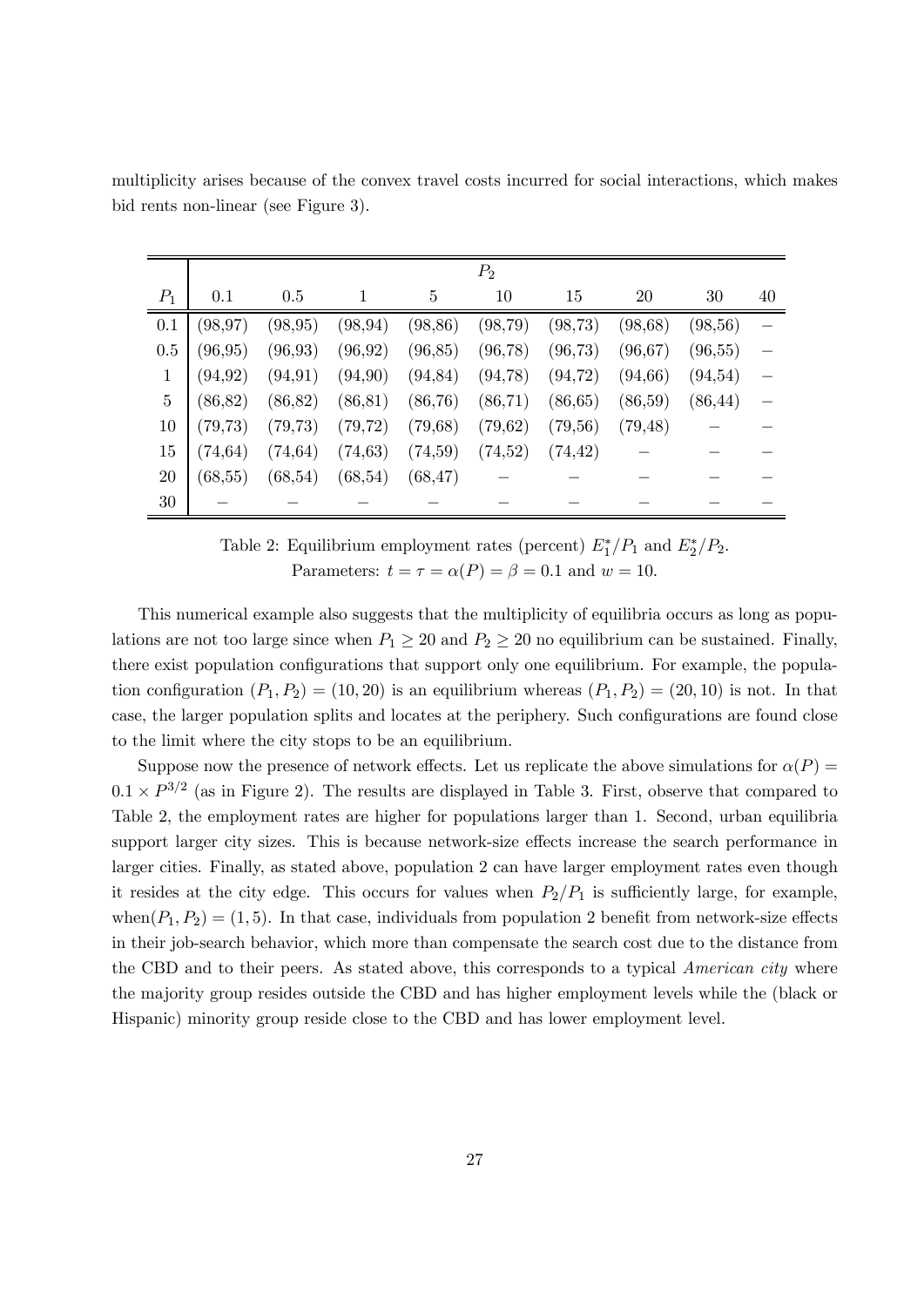multiplicity arises because of the convex travel costs incurred for social interactions, which makes bid rents non-linear (see Figure 3).

| | $P_2$ | | | | | | | | |
|---|---|---|---|---|---|---|---|---|---|
| $P_1$ | 0.1 | 0.5 | 1 | 5 | 10 | 15 | 20 | 30 | 40 |
| 0.1 | (98,97) | (98,95) | (98,94) | (98,86) | (98,79) | (98,73) | (98,68) | (98,56) | − |
| 0.5 | (96,95) | (96,93) | (96,92) | (96,85) | (96,78) | (96,73) | (96,67) | (96,55) | − |
| 1 | (94,92) | (94,91) | (94,90) | (94,84) | (94,78) | (94,72) | (94,66) | (94,54) | − |
| 5 | (86,82) | (86,82) | (86,81) | (86,76) | (86,71) | (86,65) | (86,59) | (86,44) | − |
| 10 | (79,73) | (79,73) | (79,72) | (79,68) | (79,62) | (79,56) | (79,48) | − | − |
| 15 | (74,64) | (74,64) | (74,63) | (74,59) | (74,52) | (74,42) | − | − | − |
| 20 | (68,55) | (68,54) | (68,54) | (68,47) | − | − | − | − | − |
| 30 | − | − | − | − | − | − | − | − | − |

Table 2: Equilibrium employment rates (percent) $E_1^*/P_1$ and $E_2^*/P_2$.
Parameters: $t = \tau = \alpha(P) = \beta = 0.1$ and $w = 10$.

This numerical example also suggests that the multiplicity of equilibria occurs as long as populations are not too large since when $P_1 \geq 20$ and $P_2 \geq 20$ no equilibrium can be sustained. Finally, there exist population configurations that support only one equilibrium. For example, the population configuration $(P_1, P_2) = (10, 20)$ is an equilibrium whereas $(P_1, P_2) = (20, 10)$ is not. In that case, the larger population splits and locates at the periphery. Such configurations are found close to the limit where the city stops to be an equilibrium.

Suppose now the presence of network effects. Let us replicate the above simulations for $\alpha(P) = 0.1 \times P^{3/2}$ (as in Figure 2). The results are displayed in Table 3. First, observe that compared to Table 2, the employment rates are higher for populations larger than 1. Second, urban equilibria support larger city sizes. This is because network-size effects increase the search performance in larger cities. Finally, as stated above, population 2 can have larger employment rates even though it resides at the city edge. This occurs for values when $P_2/P_1$ is sufficiently large, for example, when$(P_1, P_2) = (1, 5)$. In that case, individuals from population 2 benefit from network-size effects in their job-search behavior, which more than compensate the search cost due to the distance from the CBD and to their peers. As stated above, this corresponds to a typical *American city* where the majority group resides outside the CBD and has higher employment levels while the (black or Hispanic) minority group reside close to the CBD and has lower employment level.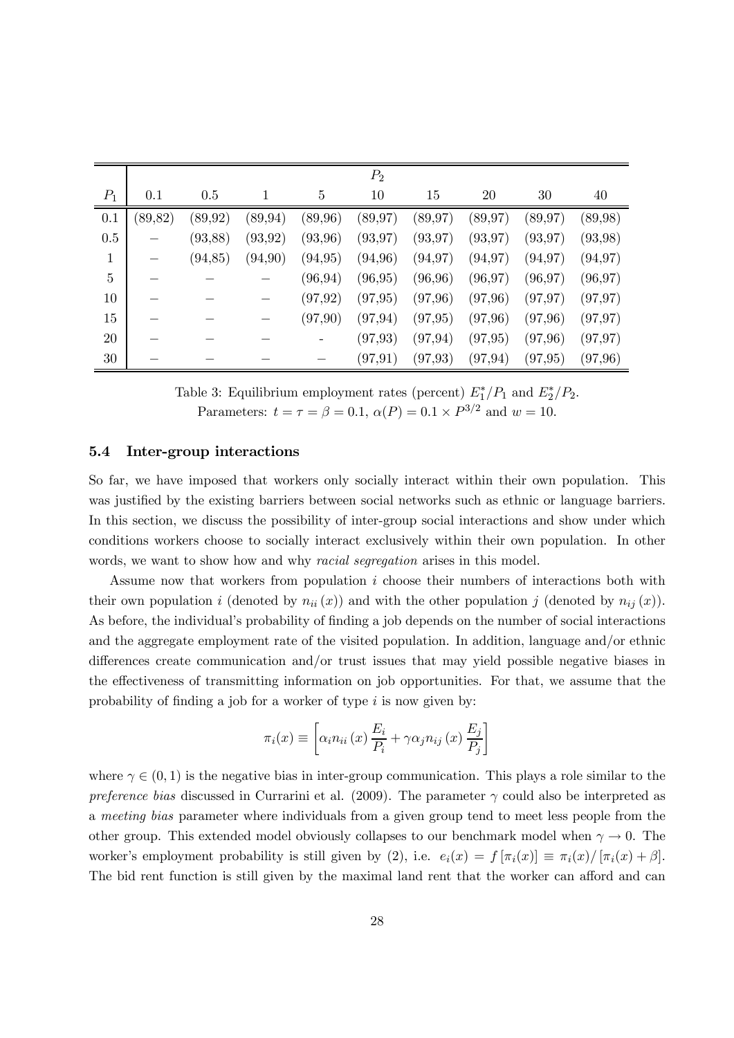| | $P_2$ | | | | | | | | |
|---|---|---|---|---|---|---|---|---|---|
| $P_1$ | 0.1 | 0.5 | 1 | 5 | 10 | 15 | 20 | 30 | 40 |
| 0.1 | (89,82) | (89,92) | (89,94) | (89,96) | (89,97) | (89,97) | (89,97) | (89,97) | (89,98) |
| 0.5 | − | (93,88) | (93,92) | (93,96) | (93,97) | (93,97) | (93,97) | (93,97) | (93,98) |
| 1 | − | (94,85) | (94,90) | (94,95) | (94,96) | (94,97) | (94,97) | (94,97) | (94,97) |
| 5 | − | − | − | (96,94) | (96,95) | (96,96) | (96,97) | (96,97) | (96,97) |
| 10 | − | − | − | (97,92) | (97,95) | (97,96) | (97,96) | (97,97) | (97,97) |
| 15 | − | − | − | (97,90) | (97,94) | (97,95) | (97,96) | (97,96) | (97,97) |
| 20 | − | − | − | - | (97,93) | (97,94) | (97,95) | (97,96) | (97,97) |
| 30 | − | − | − | − | (97,91) | (97,93) | (97,94) | (97,95) | (97,96) |

Table 3: Equilibrium employment rates (percent) $E_1^*/P_1$ and $E_2^*/P_2$.
Parameters: $t = \tau = \beta = 0.1$, $\alpha(P) = 0.1 \times P^{3/2}$ and $w = 10$.

### 5.4 Inter-group interactions

So far, we have imposed that workers only socially interact within their own population. This was justified by the existing barriers between social networks such as ethnic or language barriers. In this section, we discuss the possibility of inter-group social interactions and show under which conditions workers choose to socially interact exclusively within their own population. In other words, we want to show how and why *racial segregation* arises in this model.

Assume now that workers from population $i$ choose their numbers of interactions both with their own population $i$ (denoted by $n_{ii}(x)$) and with the other population $j$ (denoted by $n_{ij}(x)$). As before, the individual's probability of finding a job depends on the number of social interactions and the aggregate employment rate of the visited population. In addition, language and/or ethnic differences create communication and/or trust issues that may yield possible negative biases in the effectiveness of transmitting information on job opportunities. For that, we assume that the probability of finding a job for a worker of type $i$ is now given by:

$$\pi_i(x) \equiv \left[ \alpha_i n_{ii}(x) \frac{E_i}{P_i} + \gamma \alpha_j n_{ij}(x) \frac{E_j}{P_j} \right]$$

where $\gamma \in (0, 1)$ is the negative bias in inter-group communication. This plays a role similar to the *preference bias* discussed in Currarini et al. (2009). The parameter $\gamma$ could also be interpreted as a *meeting bias* parameter where individuals from a given group tend to meet less people from the other group. This extended model obviously collapses to our benchmark model when $\gamma \to 0$. The worker's employment probability is still given by (2), i.e. $e_i(x) = f[\pi_i(x)] \equiv \pi_i(x)/[\pi_i(x) + \beta]$. The bid rent function is still given by the maximal land rent that the worker can afford and can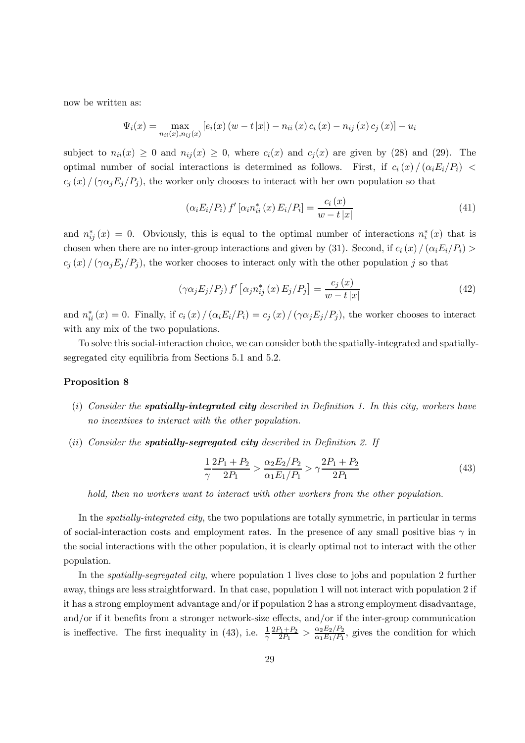now be written as:

$$\Psi_i(x) = \max_{n_{ii}(x), n_{ij}(x)} \left[ e_i(x) \left( w - t\,|x| \right) - n_{ii}\left(x\right) c_i\left(x\right) - n_{ij}\left(x\right) c_j\left(x\right) \right] - u_i$$

subject to $n_{ii}(x) \geq 0$ and $n_{ij}(x) \geq 0$, where $c_i(x)$ and $c_j(x)$ are given by (28) and (29). The optimal number of social interactions is determined as follows. First, if $c_i\left(x\right) / \left(\alpha_i E_i / P_i\right) < c_j\left(x\right) / \left(\gamma \alpha_j E_j / P_j\right)$, the worker only chooses to interact with her own population so that

$$\left(\alpha_i E_i / P_i\right) f'\left[\alpha_i n_{ii}^*\left(x\right) E_i / P_i\right] = \frac{c_i\left(x\right)}{w - t\,|x|} \tag{41}$$

and $n_{ij}^*\left(x\right) = 0$. Obviously, this is equal to the optimal number of interactions $n_i^*\left(x\right)$ that is chosen when there are no inter-group interactions and given by (31). Second, if $c_i\left(x\right) / \left(\alpha_i E_i / P_i\right) > c_j\left(x\right) / \left(\gamma \alpha_j E_j / P_j\right)$, the worker chooses to interact only with the other population $j$ so that

$$\left(\gamma \alpha_j E_j / P_j\right) f'\left[\alpha_j n_{ij}^*\left(x\right) E_j / P_j\right] = \frac{c_j\left(x\right)}{w - t\,|x|} \tag{42}$$

and $n_{ii}^*\left(x\right) = 0$. Finally, if $c_i\left(x\right) / \left(\alpha_i E_i / P_i\right) = c_j\left(x\right) / \left(\gamma \alpha_j E_j / P_j\right)$, the worker chooses to interact with any mix of the two populations.

To solve this social-interaction choice, we can consider both the spatially-integrated and spatially-segregated city equilibria from Sections 5.1 and 5.2.

**Proposition 8**

(*i*) *Consider the* ***spatially-integrated city*** *described in Definition 1. In this city, workers have no incentives to interact with the other population.*

(*ii*) *Consider the* ***spatially-segregated city*** *described in Definition 2. If*

$$\frac{1}{\gamma} \frac{2P_1 + P_2}{2P_1} > \frac{\alpha_2 E_2 / P_2}{\alpha_1 E_1 / P_1} > \gamma \frac{2P_1 + P_2}{2P_1} \tag{43}$$

*hold, then no workers want to interact with other workers from the other population.*

In the *spatially-integrated city*, the two populations are totally symmetric, in particular in terms of social-interaction costs and employment rates. In the presence of any small positive bias $\gamma$ in the social interactions with the other population, it is clearly optimal not to interact with the other population.

In the *spatially-segregated city*, where population 1 lives close to jobs and population 2 further away, things are less straightforward. In that case, population 1 will not interact with population 2 if it has a strong employment advantage and/or if population 2 has a strong employment disadvantage, and/or if it benefits from a stronger network-size effects, and/or if the inter-group communication is ineffective. The first inequality in (43), i.e. $\frac{1}{\gamma} \frac{2P_1 + P_2}{2P_1} > \frac{\alpha_2 E_2 / P_2}{\alpha_1 E_1 / P_1}$, gives the condition for which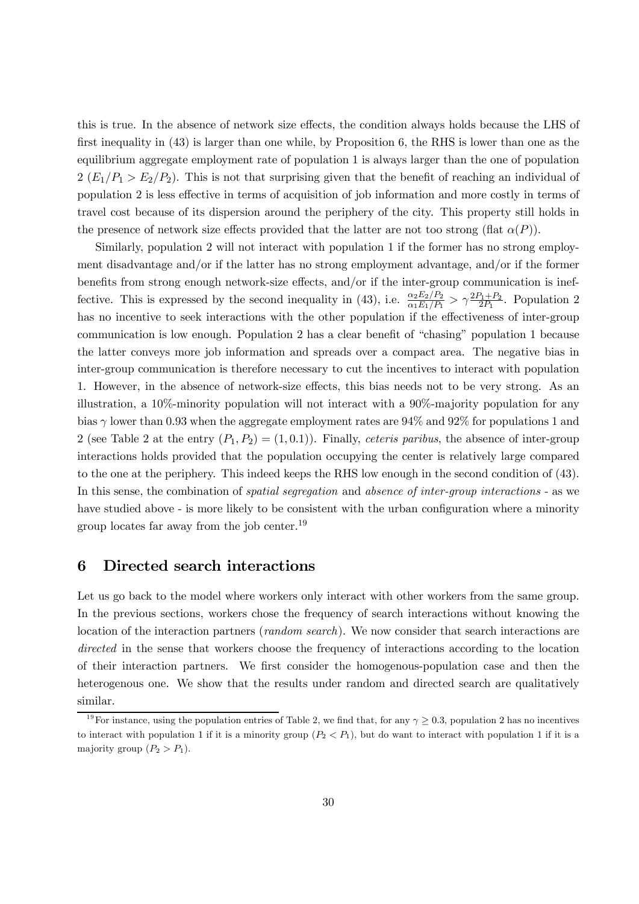this is true. In the absence of network size effects, the condition always holds because the LHS of first inequality in (43) is larger than one while, by Proposition 6, the RHS is lower than one as the equilibrium aggregate employment rate of population 1 is always larger than the one of population 2 ($E_1/P_1 > E_2/P_2$). This is not that surprising given that the benefit of reaching an individual of population 2 is less effective in terms of acquisition of job information and more costly in terms of travel cost because of its dispersion around the periphery of the city. This property still holds in the presence of network size effects provided that the latter are not too strong (flat $\alpha(P)$).

Similarly, population 2 will not interact with population 1 if the former has no strong employment disadvantage and/or if the latter has no strong employment advantage, and/or if the former benefits from strong enough network-size effects, and/or if the inter-group communication is ineffective. This is expressed by the second inequality in (43), i.e. $\frac{\alpha_2 E_2/P_2}{\alpha_1 E_1/P_1} > \gamma \frac{2P_1+P_2}{2P_1}$. Population 2 has no incentive to seek interactions with the other population if the effectiveness of inter-group communication is low enough. Population 2 has a clear benefit of "chasing" population 1 because the latter conveys more job information and spreads over a compact area. The negative bias in inter-group communication is therefore necessary to cut the incentives to interact with population 1. However, in the absence of network-size effects, this bias needs not to be very strong. As an illustration, a 10%-minority population will not interact with a 90%-majority population for any bias $\gamma$ lower than 0.93 when the aggregate employment rates are 94% and 92% for populations 1 and 2 (see Table 2 at the entry $(P_1, P_2) = (1, 0.1)$). Finally, *ceteris paribus*, the absence of inter-group interactions holds provided that the population occupying the center is relatively large compared to the one at the periphery. This indeed keeps the RHS low enough in the second condition of (43). In this sense, the combination of *spatial segregation* and *absence of inter-group interactions* - as we have studied above - is more likely to be consistent with the urban configuration where a minority group locates far away from the job center.[19]

## 6 Directed search interactions

Let us go back to the model where workers only interact with other workers from the same group. In the previous sections, workers chose the frequency of search interactions without knowing the location of the interaction partners (*random search*). We now consider that search interactions are *directed* in the sense that workers choose the frequency of interactions according to the location of their interaction partners. We first consider the homogenous-population case and then the heterogenous one. We show that the results under random and directed search are qualitatively similar.

[19] For instance, using the population entries of Table 2, we find that, for any $\gamma \geq 0.3$, population 2 has no incentives to interact with population 1 if it is a minority group ($P_2 < P_1$), but do want to interact with population 1 if it is a majority group ($P_2 > P_1$).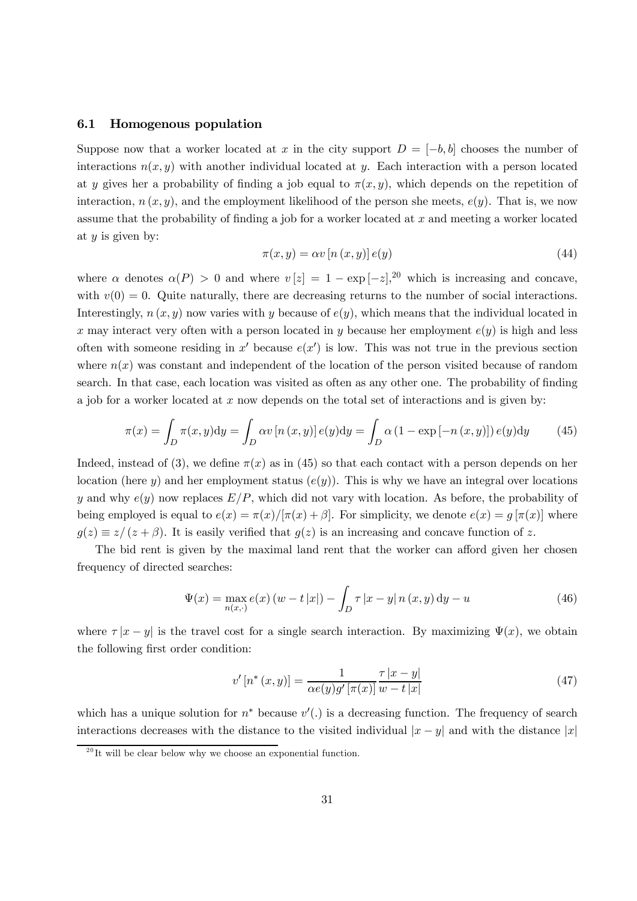### 6.1 Homogenous population

Suppose now that a worker located at $x$ in the city support $D = [-b, b]$ chooses the number of interactions $n(x, y)$ with another individual located at $y$. Each interaction with a person located at $y$ gives her a probability of finding a job equal to $\pi(x, y)$, which depends on the repetition of interaction, $n(x, y)$, and the employment likelihood of the person she meets, $e(y)$. That is, we now assume that the probability of finding a job for a worker located at $x$ and meeting a worker located at $y$ is given by:

$$\pi(x, y) = \alpha v [n (x, y)] e(y) \tag{44}$$

where $\alpha$ denotes $\alpha(P) > 0$ and where $v [z] = 1 - \exp[-z]$,[20] which is increasing and concave, with $v(0) = 0$. Quite naturally, there are decreasing returns to the number of social interactions. Interestingly, $n(x, y)$ now varies with $y$ because of $e(y)$, which means that the individual located in $x$ may interact very often with a person located in $y$ because her employment $e(y)$ is high and less often with someone residing in $x'$ because $e(x')$ is low. This was not true in the previous section where $n(x)$ was constant and independent of the location of the person visited because of random search. In that case, each location was visited as often as any other one. The probability of finding a job for a worker located at $x$ now depends on the total set of interactions and is given by:

$$\pi(x) = \int_D \pi(x, y) \mathrm{d}y = \int_D \alpha v [n (x, y)] e(y) \mathrm{d}y = \int_D \alpha (1 - \exp[-n (x, y)]) e(y) \mathrm{d}y \tag{45}$$

Indeed, instead of (3), we define $\pi(x)$ as in (45) so that each contact with a person depends on her location (here $y$) and her employment status ($e(y)$). This is why we have an integral over locations $y$ and why $e(y)$ now replaces $E/P$, which did not vary with location. As before, the probability of being employed is equal to $e(x) = \pi(x)/[\pi(x) + \beta]$. For simplicity, we denote $e(x) = g [\pi(x)]$ where $g(z) \equiv z/(z + \beta)$. It is easily verified that $g(z)$ is an increasing and concave function of $z$.

The bid rent is given by the maximal land rent that the worker can afford given her chosen frequency of directed searches:

$$\Psi(x) = \max_{n(x,\cdot)} e(x) (w - t |x|) - \int_D \tau |x - y| n (x, y) \mathrm{d}y - u \tag{46}$$

where $\tau |x - y|$ is the travel cost for a single search interaction. By maximizing $\Psi(x)$, we obtain the following first order condition:

$$v' [n^* (x, y)] = \frac{1}{\alpha e(y) g' [\pi(x)]} \frac{\tau |x - y|}{w - t |x|} \tag{47}$$

which has a unique solution for $n^*$ because $v'(.)$ is a decreasing function. The frequency of search interactions decreases with the distance to the visited individual $|x - y|$ and with the distance $|x|$

[20] It will be clear below why we choose an exponential function.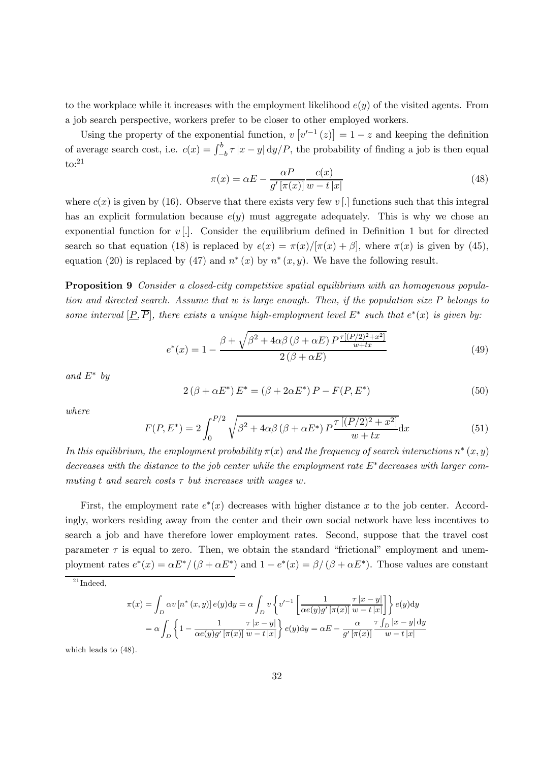to the workplace while it increases with the employment likelihood $e(y)$ of the visited agents. From a job search perspective, workers prefer to be closer to other employed workers.

Using the property of the exponential function, $v\left[v'^{-1}(z)\right] = 1 - z$ and keeping the definition of average search cost, i.e. $c(x) = \int_{-b}^{b} \tau |x-y| \,\mathrm{d}y/P$, the probability of finding a job is then equal to:[21]

$$\pi(x) = \alpha E - \frac{\alpha P}{g'\left[\pi(x)\right]} \frac{c(x)}{w - t|x|} \tag{48}$$

where $c(x)$ is given by (16). Observe that there exists very few $v[.]$ functions such that this integral has an explicit formulation because $e(y)$ must aggregate adequately. This is why we chose an exponential function for $v[.]$. Consider the equilibrium defined in Definition 1 but for directed search so that equation (18) is replaced by $e(x) = \pi(x)/[\pi(x) + \beta]$, where $\pi(x)$ is given by (45), equation (20) is replaced by (47) and $n^*(x)$ by $n^*(x,y)$. We have the following result.

**Proposition 9** *Consider a closed-city competitive spatial equilibrium with an homogenous population and directed search. Assume that $w$ is large enough. Then, if the population size $P$ belongs to some interval $[\underline{P}, \overline{P}]$, there exists a unique high-employment level $E^*$ such that $e^*(x)$ is given by:*

$$e^*(x) = 1 - \frac{\beta + \sqrt{\beta^2 + 4\alpha\beta\left(\beta + \alpha E\right) P \frac{\tau\left[(P/2)^2 + x^2\right]}{w + tx}}}{2\left(\beta + \alpha E\right)} \tag{49}$$

*and $E^*$ by*

$$2\left(\beta + \alpha E^*\right) E^* = \left(\beta + 2\alpha E^*\right) P - F(P, E^*) \tag{50}$$

*where*

$$F(P, E^*) = 2\int_0^{P/2} \sqrt{\beta^2 + 4\alpha\beta\left(\beta + \alpha E^*\right) P \frac{\tau\left[(P/2)^2 + x^2\right]}{w + tx}} \mathrm{d}x \tag{51}$$

*In this equilibrium, the employment probability $\pi(x)$ and the frequency of search interactions $n^*(x,y)$ decreases with the distance to the job center while the employment rate $E^*$ decreases with larger commuting $t$ and search costs $\tau$ but increases with wages $w$.*

First, the employment rate $e^*(x)$ decreases with higher distance $x$ to the job center. Accordingly, workers residing away from the center and their own social network have less incentives to search a job and have therefore lower employment rates. Second, suppose that the travel cost parameter $\tau$ is equal to zero. Then, we obtain the standard "frictional" employment and unemployment rates $e^*(x) = \alpha E^*/\left(\beta + \alpha E^*\right)$ and $1 - e^*(x) = \beta/\left(\beta + \alpha E^*\right)$. Those values are constant

---

[21] Indeed,

$$\begin{aligned}
\pi(x) &= \int_D \alpha v\left[n^*(x,y)\right] e(y) \mathrm{d}y = \alpha \int_D v\left\{v'^{-1}\left[\frac{1}{\alpha e(y) g'\left[\pi(x)\right]} \frac{\tau|x-y|}{w - t|x|}\right]\right\} e(y)\mathrm{d}y \\
&= \alpha \int_D \left\{1 - \frac{1}{\alpha e(y) g'\left[\pi(x)\right]} \frac{\tau|x-y|}{w - t|x|}\right\} e(y)\mathrm{d}y = \alpha E - \frac{\alpha}{g'\left[\pi(x)\right]} \frac{\tau \int_D |x-y| \,\mathrm{d}y}{w - t|x|}
\end{aligned}$$

which leads to (48).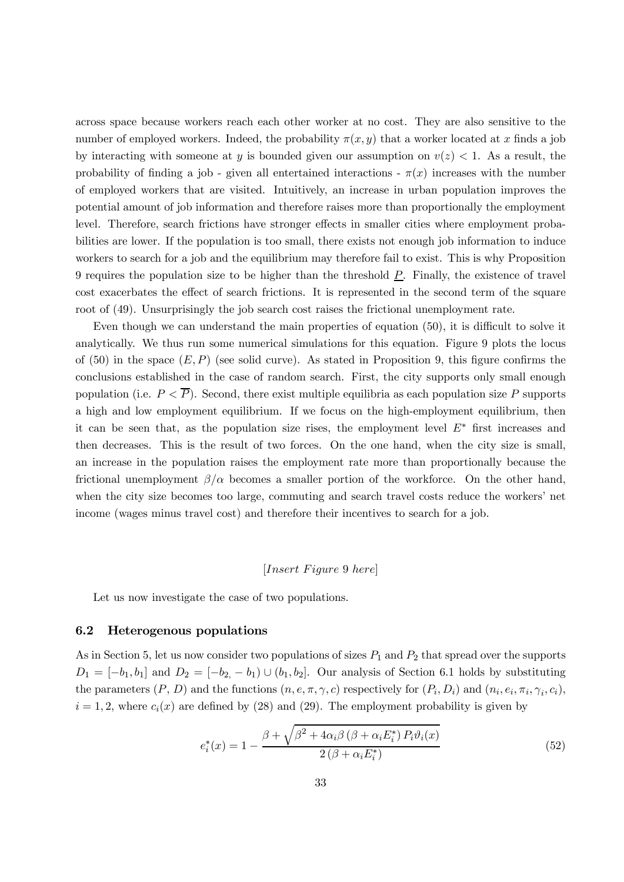across space because workers reach each other worker at no cost. They are also sensitive to the number of employed workers. Indeed, the probability $\pi(x, y)$ that a worker located at $x$ finds a job by interacting with someone at $y$ is bounded given our assumption on $v(z) < 1$. As a result, the probability of finding a job - given all entertained interactions - $\pi(x)$ increases with the number of employed workers that are visited. Intuitively, an increase in urban population improves the potential amount of job information and therefore raises more than proportionally the employment level. Therefore, search frictions have stronger effects in smaller cities where employment probabilities are lower. If the population is too small, there exists not enough job information to induce workers to search for a job and the equilibrium may therefore fail to exist. This is why Proposition 9 requires the population size to be higher than the threshold $\underline{P}$. Finally, the existence of travel cost exacerbates the effect of search frictions. It is represented in the second term of the square root of (49). Unsurprisingly the job search cost raises the frictional unemployment rate.

Even though we can understand the main properties of equation (50), it is difficult to solve it analytically. We thus run some numerical simulations for this equation. Figure 9 plots the locus of (50) in the space $(E, P)$ (see solid curve). As stated in Proposition 9, this figure confirms the conclusions established in the case of random search. First, the city supports only small enough population (i.e. $P < \overline{P}$). Second, there exist multiple equilibria as each population size $P$ supports a high and low employment equilibrium. If we focus on the high-employment equilibrium, then it can be seen that, as the population size rises, the employment level $E^*$ first increases and then decreases. This is the result of two forces. On the one hand, when the city size is small, an increase in the population raises the employment rate more than proportionally because the frictional unemployment $\beta/\alpha$ becomes a smaller portion of the workforce. On the other hand, when the city size becomes too large, commuting and search travel costs reduce the workers' net income (wages minus travel cost) and therefore their incentives to search for a job.

*[Insert Figure 9 here]*

Let us now investigate the case of two populations.

### 6.2 Heterogenous populations

As in Section 5, let us now consider two populations of sizes $P_1$ and $P_2$ that spread over the supports $D_1 = [-b_1, b_1]$ and $D_2 = [-b_2, -b_1) \cup (b_1, b_2]$. Our analysis of Section 6.1 holds by substituting the parameters $(P, D)$ and the functions $(n, e, \pi, \gamma, c)$ respectively for $(P_i, D_i)$ and $(n_i, e_i, \pi_i, \gamma_i, c_i)$, $i = 1, 2$, where $c_i(x)$ are defined by (28) and (29). The employment probability is given by

$$e_i^*(x) = 1 - \frac{\beta + \sqrt{\beta^2 + 4\alpha_i\beta\left(\beta + \alpha_i E_i^*\right) P_i \vartheta_i(x)}}{2\left(\beta + \alpha_i E_i^*\right)} \tag{52}$$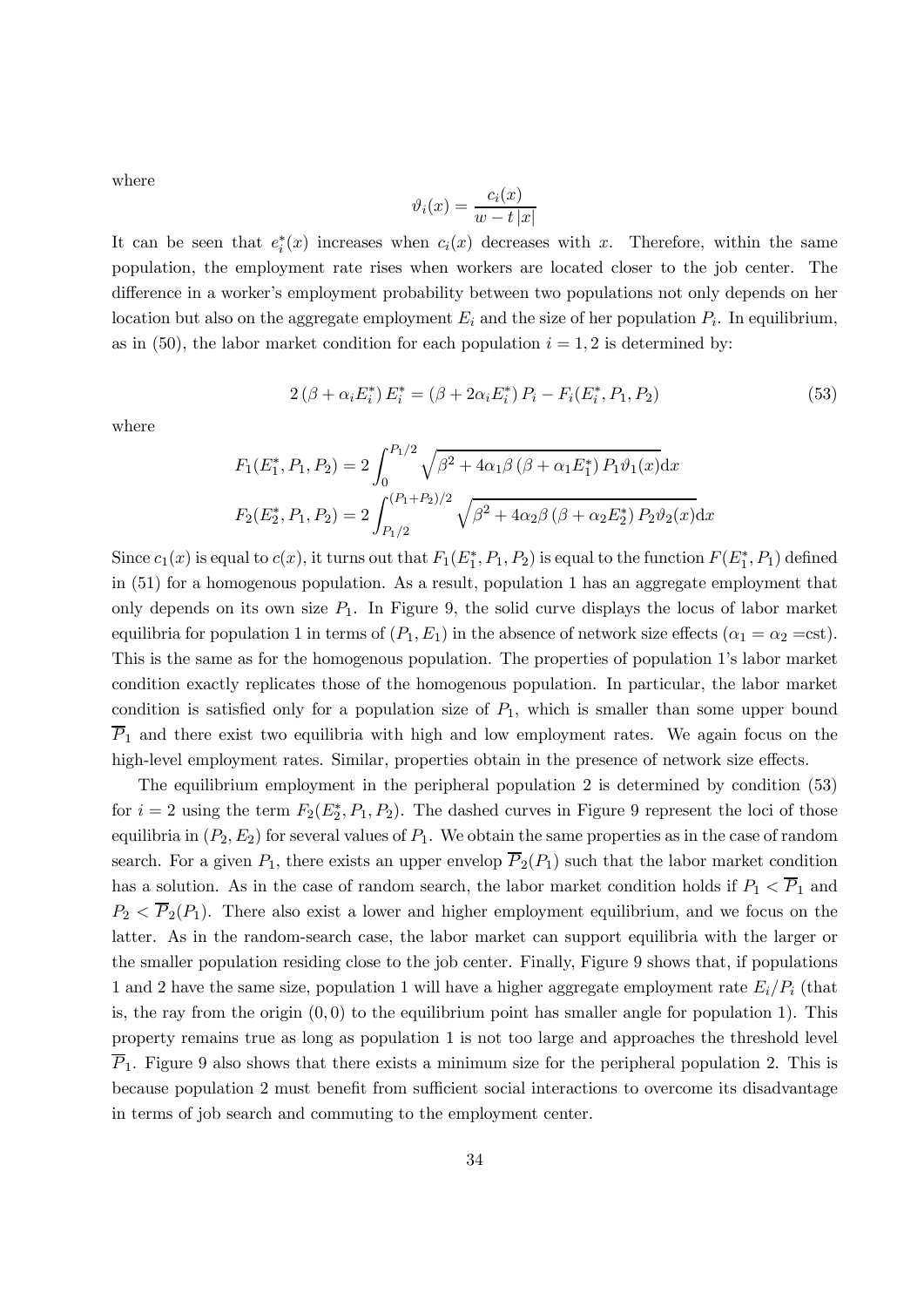where

$$\vartheta_i(x) = \frac{c_i(x)}{w - t\,|x|}$$

It can be seen that $e_i^*(x)$ increases when $c_i(x)$ decreases with $x$. Therefore, within the same population, the employment rate rises when workers are located closer to the job center. The difference in a worker's employment probability between two populations not only depends on her location but also on the aggregate employment $E_i$ and the size of her population $P_i$. In equilibrium, as in (50), the labor market condition for each population $i = 1, 2$ is determined by:

$$2\left(\beta + \alpha_i E_i^*\right) E_i^* = \left(\beta + 2\alpha_i E_i^*\right) P_i - F_i(E_i^*, P_1, P_2) \tag{53}$$

where

$$F_1(E_1^*, P_1, P_2) = 2\int_0^{P_1/2} \sqrt{\beta^2 + 4\alpha_1 \beta \left(\beta + \alpha_1 E_1^*\right) P_1 \vartheta_1(x)}\mathrm{d}x$$

$$F_2(E_2^*, P_1, P_2) = 2\int_{P_1/2}^{(P_1+P_2)/2} \sqrt{\beta^2 + 4\alpha_2 \beta \left(\beta + \alpha_2 E_2^*\right) P_2 \vartheta_2(x)}\mathrm{d}x$$

Since $c_1(x)$ is equal to $c(x)$, it turns out that $F_1(E_1^*, P_1, P_2)$ is equal to the function $F(E_1^*, P_1)$ defined in (51) for a homogenous population. As a result, population 1 has an aggregate employment that only depends on its own size $P_1$. In Figure 9, the solid curve displays the locus of labor market equilibria for population 1 in terms of $(P_1, E_1)$ in the absence of network size effects ($\alpha_1 = \alpha_2 =$cst). This is the same as for the homogenous population. The properties of population 1's labor market condition exactly replicates those of the homogenous population. In particular, the labor market condition is satisfied only for a population size of $P_1$, which is smaller than some upper bound $\overline{P}_1$ and there exist two equilibria with high and low employment rates. We again focus on the high-level employment rates. Similar, properties obtain in the presence of network size effects.

The equilibrium employment in the peripheral population 2 is determined by condition (53) for $i = 2$ using the term $F_2(E_2^*, P_1, P_2)$. The dashed curves in Figure 9 represent the loci of those equilibria in $(P_2, E_2)$ for several values of $P_1$. We obtain the same properties as in the case of random search. For a given $P_1$, there exists an upper envelop $\overline{P}_2(P_1)$ such that the labor market condition has a solution. As in the case of random search, the labor market condition holds if $P_1 < \overline{P}_1$ and $P_2 < \overline{P}_2(P_1)$. There also exist a lower and higher employment equilibrium, and we focus on the latter. As in the random-search case, the labor market can support equilibria with the larger or the smaller population residing close to the job center. Finally, Figure 9 shows that, if populations 1 and 2 have the same size, population 1 will have a higher aggregate employment rate $E_i/P_i$ (that is, the ray from the origin $(0, 0)$ to the equilibrium point has smaller angle for population 1). This property remains true as long as population 1 is not too large and approaches the threshold level $\overline{P}_1$. Figure 9 also shows that there exists a minimum size for the peripheral population 2. This is because population 2 must benefit from sufficient social interactions to overcome its disadvantage in terms of job search and commuting to the employment center.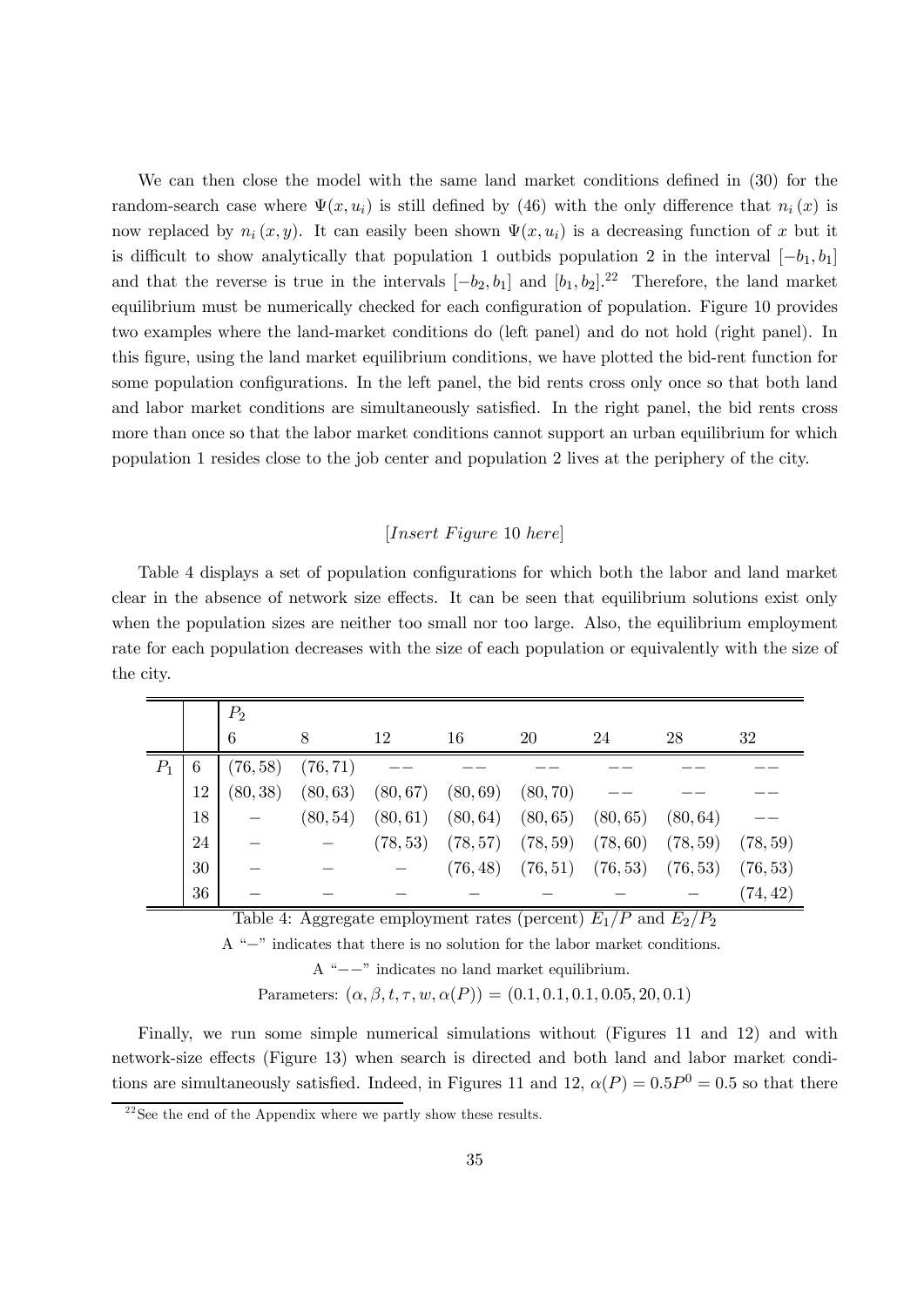We can then close the model with the same land market conditions defined in (30) for the random-search case where $\Psi(x, u_i)$ is still defined by (46) with the only difference that $n_i(x)$ is now replaced by $n_i(x, y)$. It can easily been shown $\Psi(x, u_i)$ is a decreasing function of $x$ but it is difficult to show analytically that population 1 outbids population 2 in the interval $[-b_1, b_1]$ and that the reverse is true in the intervals $[-b_2, b_1]$ and $[b_1, b_2]$.[22] Therefore, the land market equilibrium must be numerically checked for each configuration of population. Figure 10 provides two examples where the land-market conditions do (left panel) and do not hold (right panel). In this figure, using the land market equilibrium conditions, we have plotted the bid-rent function for some population configurations. In the left panel, the bid rents cross only once so that both land and labor market conditions are simultaneously satisfied. In the right panel, the bid rents cross more than once so that the labor market conditions cannot support an urban equilibrium for which population 1 resides close to the job center and population 2 lives at the periphery of the city.

[*Insert Figure* 10 *here*]

Table 4 displays a set of population configurations for which both the labor and land market clear in the absence of network size effects. It can be seen that equilibrium solutions exist only when the population sizes are neither too small nor too large. Also, the equilibrium employment rate for each population decreases with the size of each population or equivalently with the size of the city.

| | | $P_2$ | | | | | | | |
|---|---|---|---|---|---|---|---|---|---|
| | | 6 | 8 | 12 | 16 | 20 | 24 | 28 | 32 |
| $P_1$ | 6 | (76, 58) | (76, 71) | −− | −− | −− | −− | −− | −− |
| | 12 | (80, 38) | (80, 63) | (80, 67) | (80, 69) | (80, 70) | −− | −− | −− |
| | 18 | − | (80, 54) | (80, 61) | (80, 64) | (80, 65) | (80, 65) | (80, 64) | −− |
| | 24 | − | − | (78, 53) | (78, 57) | (78, 59) | (78, 60) | (78, 59) | (78, 59) |
| | 30 | − | − | − | (76, 48) | (76, 51) | (76, 53) | (76, 53) | (76, 53) |
| | 36 | − | − | − | − | − | − | − | (74, 42) |

Table 4: Aggregate employment rates (percent) $E_1/P$ and $E_2/P_2$

A "−" indicates that there is no solution for the labor market conditions.

A "−−" indicates no land market equilibrium.

Parameters: $(\alpha, \beta, t, \tau, w, \alpha(P)) = (0.1, 0.1, 0.1, 0.05, 20, 0.1)$

Finally, we run some simple numerical simulations without (Figures 11 and 12) and with network-size effects (Figure 13) when search is directed and both land and labor market conditions are simultaneously satisfied. Indeed, in Figures 11 and 12, $\alpha(P) = 0.5P^0 = 0.5$ so that there

[22] See the end of the Appendix where we partly show these results.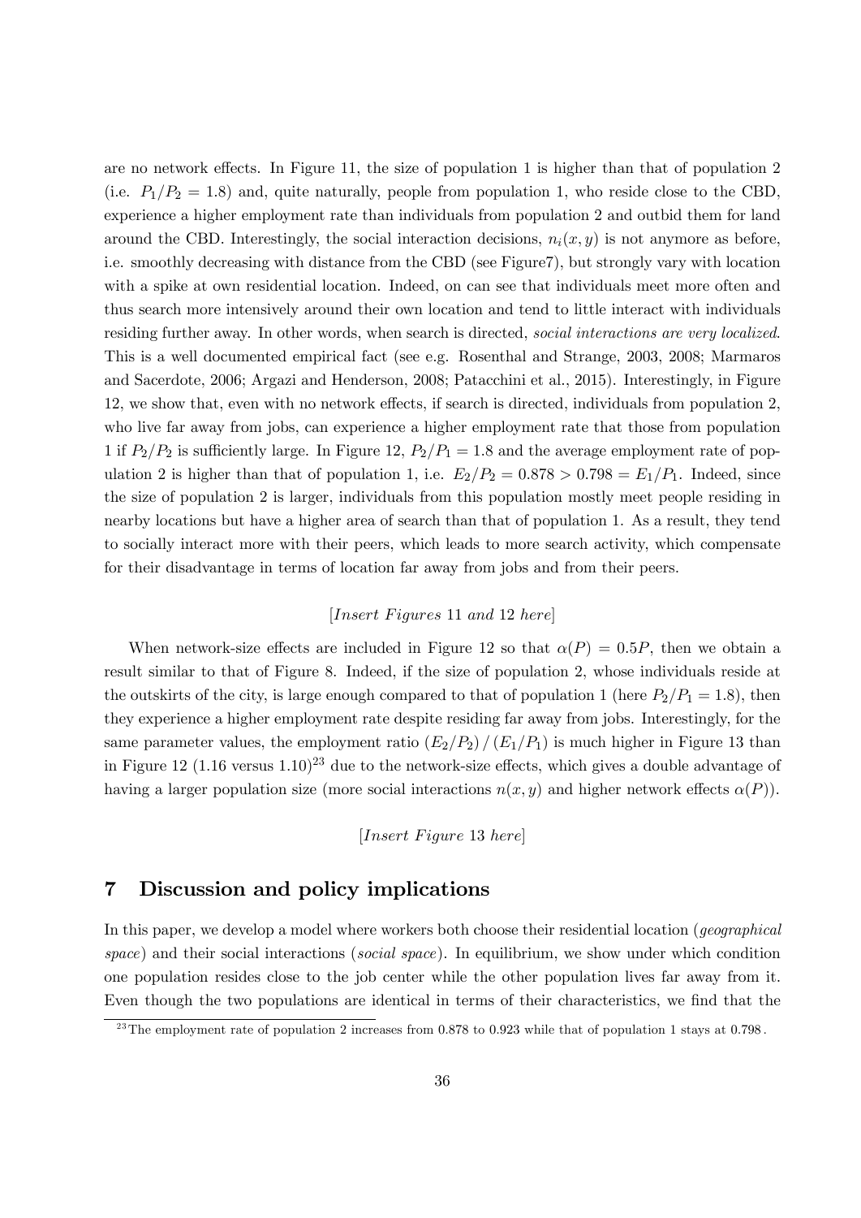are no network effects. In Figure 11, the size of population 1 is higher than that of population 2 (i.e. $P_1/P_2 = 1.8$) and, quite naturally, people from population 1, who reside close to the CBD, experience a higher employment rate than individuals from population 2 and outbid them for land around the CBD. Interestingly, the social interaction decisions, $n_i(x, y)$ is not anymore as before, i.e. smoothly decreasing with distance from the CBD (see Figure7), but strongly vary with location with a spike at own residential location. Indeed, on can see that individuals meet more often and thus search more intensively around their own location and tend to little interact with individuals residing further away. In other words, when search is directed, *social interactions are very localized*. This is a well documented empirical fact (see e.g. Rosenthal and Strange, 2003, 2008; Marmaros and Sacerdote, 2006; Argazi and Henderson, 2008; Patacchini et al., 2015). Interestingly, in Figure 12, we show that, even with no network effects, if search is directed, individuals from population 2, who live far away from jobs, can experience a higher employment rate that those from population 1 if $P_2/P_2$ is sufficiently large. In Figure 12, $P_2/P_1 = 1.8$ and the average employment rate of population 2 is higher than that of population 1, i.e. $E_2/P_2 = 0.878 > 0.798 = E_1/P_1$. Indeed, since the size of population 2 is larger, individuals from this population mostly meet people residing in nearby locations but have a higher area of search than that of population 1. As a result, they tend to socially interact more with their peers, which leads to more search activity, which compensate for their disadvantage in terms of location far away from jobs and from their peers.

[*Insert Figures* 11 *and* 12 *here*]

When network-size effects are included in Figure 12 so that $\alpha(P) = 0.5P$, then we obtain a result similar to that of Figure 8. Indeed, if the size of population 2, whose individuals reside at the outskirts of the city, is large enough compared to that of population 1 (here $P_2/P_1 = 1.8$), then they experience a higher employment rate despite residing far away from jobs. Interestingly, for the same parameter values, the employment ratio $(E_2/P_2) / (E_1/P_1)$ is much higher in Figure 13 than in Figure 12 (1.16 versus 1.10)[23] due to the network-size effects, which gives a double advantage of having a larger population size (more social interactions $n(x, y)$ and higher network effects $\alpha(P)$).

[*Insert Figure* 13 *here*]

## 7 Discussion and policy implications

In this paper, we develop a model where workers both choose their residential location (*geographical space*) and their social interactions (*social space*). In equilibrium, we show under which condition one population resides close to the job center while the other population lives far away from it. Even though the two populations are identical in terms of their characteristics, we find that the

[23] The employment rate of population 2 increases from 0.878 to 0.923 while that of population 1 stays at 0.798.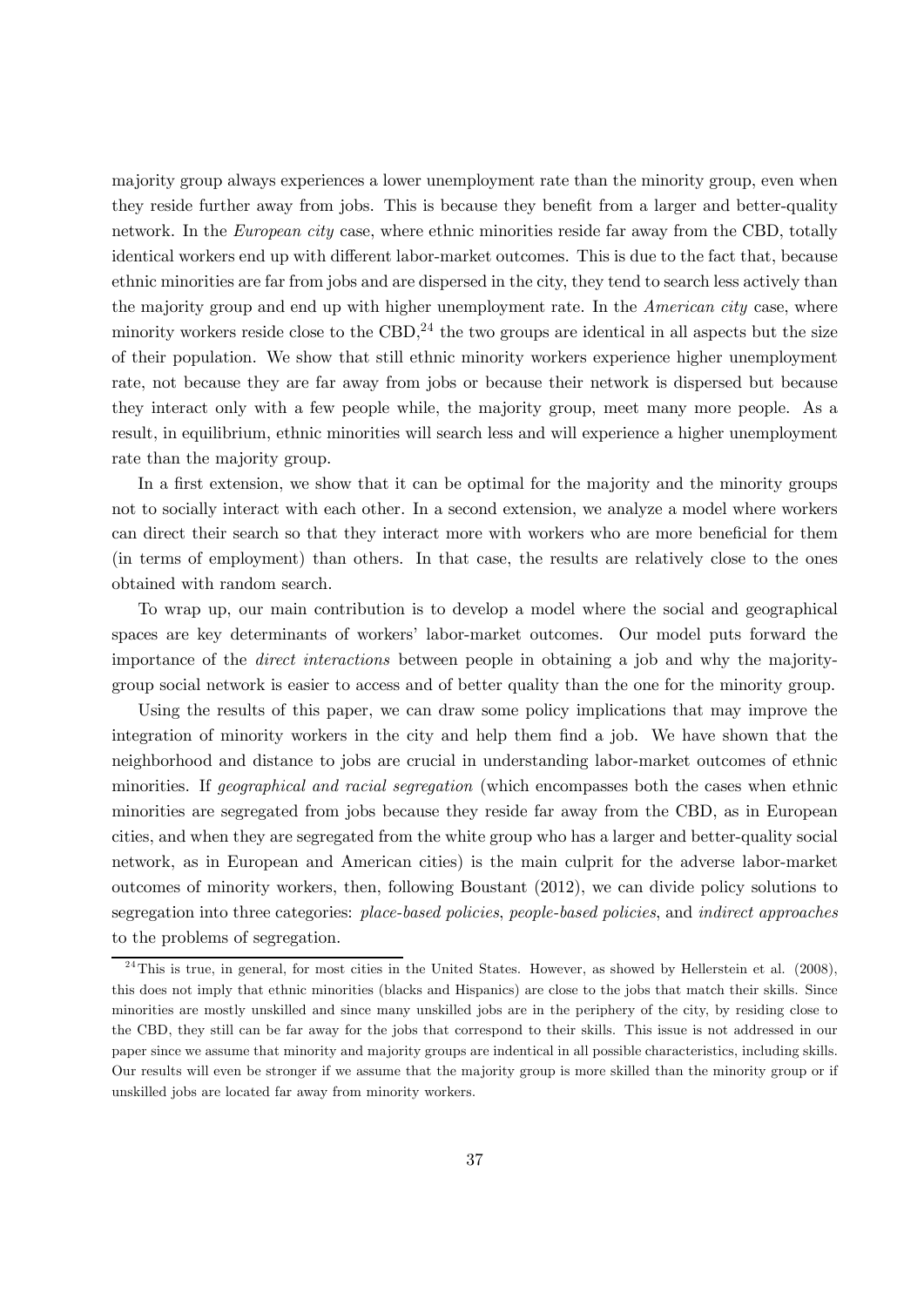majority group always experiences a lower unemployment rate than the minority group, even when they reside further away from jobs. This is because they benefit from a larger and better-quality network. In the *European city* case, where ethnic minorities reside far away from the CBD, totally identical workers end up with different labor-market outcomes. This is due to the fact that, because ethnic minorities are far from jobs and are dispersed in the city, they tend to search less actively than the majority group and end up with higher unemployment rate. In the *American city* case, where minority workers reside close to the CBD,[24] the two groups are identical in all aspects but the size of their population. We show that still ethnic minority workers experience higher unemployment rate, not because they are far away from jobs or because their network is dispersed but because they interact only with a few people while, the majority group, meet many more people. As a result, in equilibrium, ethnic minorities will search less and will experience a higher unemployment rate than the majority group.

In a first extension, we show that it can be optimal for the majority and the minority groups not to socially interact with each other. In a second extension, we analyze a model where workers can direct their search so that they interact more with workers who are more beneficial for them (in terms of employment) than others. In that case, the results are relatively close to the ones obtained with random search.

To wrap up, our main contribution is to develop a model where the social and geographical spaces are key determinants of workers' labor-market outcomes. Our model puts forward the importance of the *direct interactions* between people in obtaining a job and why the majority-group social network is easier to access and of better quality than the one for the minority group.

Using the results of this paper, we can draw some policy implications that may improve the integration of minority workers in the city and help them find a job. We have shown that the neighborhood and distance to jobs are crucial in understanding labor-market outcomes of ethnic minorities. If *geographical and racial segregation* (which encompasses both the cases when ethnic minorities are segregated from jobs because they reside far away from the CBD, as in European cities, and when they are segregated from the white group who has a larger and better-quality social network, as in European and American cities) is the main culprit for the adverse labor-market outcomes of minority workers, then, following Boustant (2012), we can divide policy solutions to segregation into three categories: *place-based policies*, *people-based policies*, and *indirect approaches* to the problems of segregation.

[24] This is true, in general, for most cities in the United States. However, as showed by Hellerstein et al. (2008), this does not imply that ethnic minorities (blacks and Hispanics) are close to the jobs that match their skills. Since minorities are mostly unskilled and since many unskilled jobs are in the periphery of the city, by residing close to the CBD, they still can be far away for the jobs that correspond to their skills. This issue is not addressed in our paper since we assume that minority and majority groups are indentical in all possible characteristics, including skills. Our results will even be stronger if we assume that the majority group is more skilled than the minority group or if unskilled jobs are located far away from minority workers.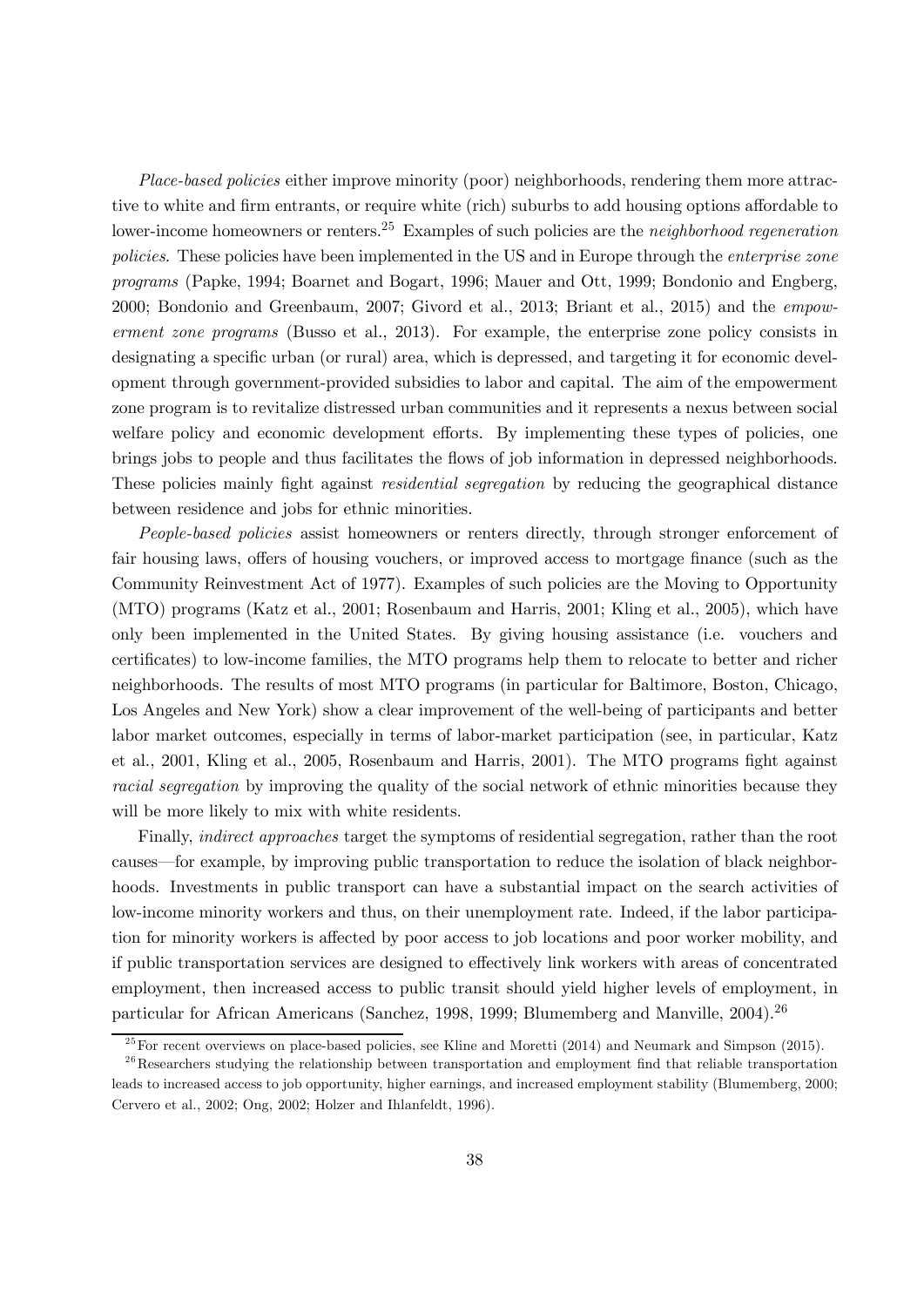*Place-based policies* either improve minority (poor) neighborhoods, rendering them more attractive to white and firm entrants, or require white (rich) suburbs to add housing options affordable to lower-income homeowners or renters.[25] Examples of such policies are the *neighborhood regeneration policies*. These policies have been implemented in the US and in Europe through the *enterprise zone programs* (Papke, 1994; Boarnet and Bogart, 1996; Mauer and Ott, 1999; Bondonio and Engberg, 2000; Bondonio and Greenbaum, 2007; Givord et al., 2013; Briant et al., 2015) and the *empowerment zone programs* (Busso et al., 2013). For example, the enterprise zone policy consists in designating a specific urban (or rural) area, which is depressed, and targeting it for economic development through government-provided subsidies to labor and capital. The aim of the empowerment zone program is to revitalize distressed urban communities and it represents a nexus between social welfare policy and economic development efforts. By implementing these types of policies, one brings jobs to people and thus facilitates the flows of job information in depressed neighborhoods. These policies mainly fight against *residential segregation* by reducing the geographical distance between residence and jobs for ethnic minorities.

*People-based policies* assist homeowners or renters directly, through stronger enforcement of fair housing laws, offers of housing vouchers, or improved access to mortgage finance (such as the Community Reinvestment Act of 1977). Examples of such policies are the Moving to Opportunity (MTO) programs (Katz et al., 2001; Rosenbaum and Harris, 2001; Kling et al., 2005), which have only been implemented in the United States. By giving housing assistance (i.e. vouchers and certificates) to low-income families, the MTO programs help them to relocate to better and richer neighborhoods. The results of most MTO programs (in particular for Baltimore, Boston, Chicago, Los Angeles and New York) show a clear improvement of the well-being of participants and better labor market outcomes, especially in terms of labor-market participation (see, in particular, Katz et al., 2001, Kling et al., 2005, Rosenbaum and Harris, 2001). The MTO programs fight against *racial segregation* by improving the quality of the social network of ethnic minorities because they will be more likely to mix with white residents.

Finally, *indirect approaches* target the symptoms of residential segregation, rather than the root causes—for example, by improving public transportation to reduce the isolation of black neighborhoods. Investments in public transport can have a substantial impact on the search activities of low-income minority workers and thus, on their unemployment rate. Indeed, if the labor participation for minority workers is affected by poor access to job locations and poor worker mobility, and if public transportation services are designed to effectively link workers with areas of concentrated employment, then increased access to public transit should yield higher levels of employment, in particular for African Americans (Sanchez, 1998, 1999; Blumemberg and Manville, 2004).[26]

[25] For recent overviews on place-based policies, see Kline and Moretti (2014) and Neumark and Simpson (2015).

[26] Researchers studying the relationship between transportation and employment find that reliable transportation leads to increased access to job opportunity, higher earnings, and increased employment stability (Blumemberg, 2000; Cervero et al., 2002; Ong, 2002; Holzer and Ihlanfeldt, 1996).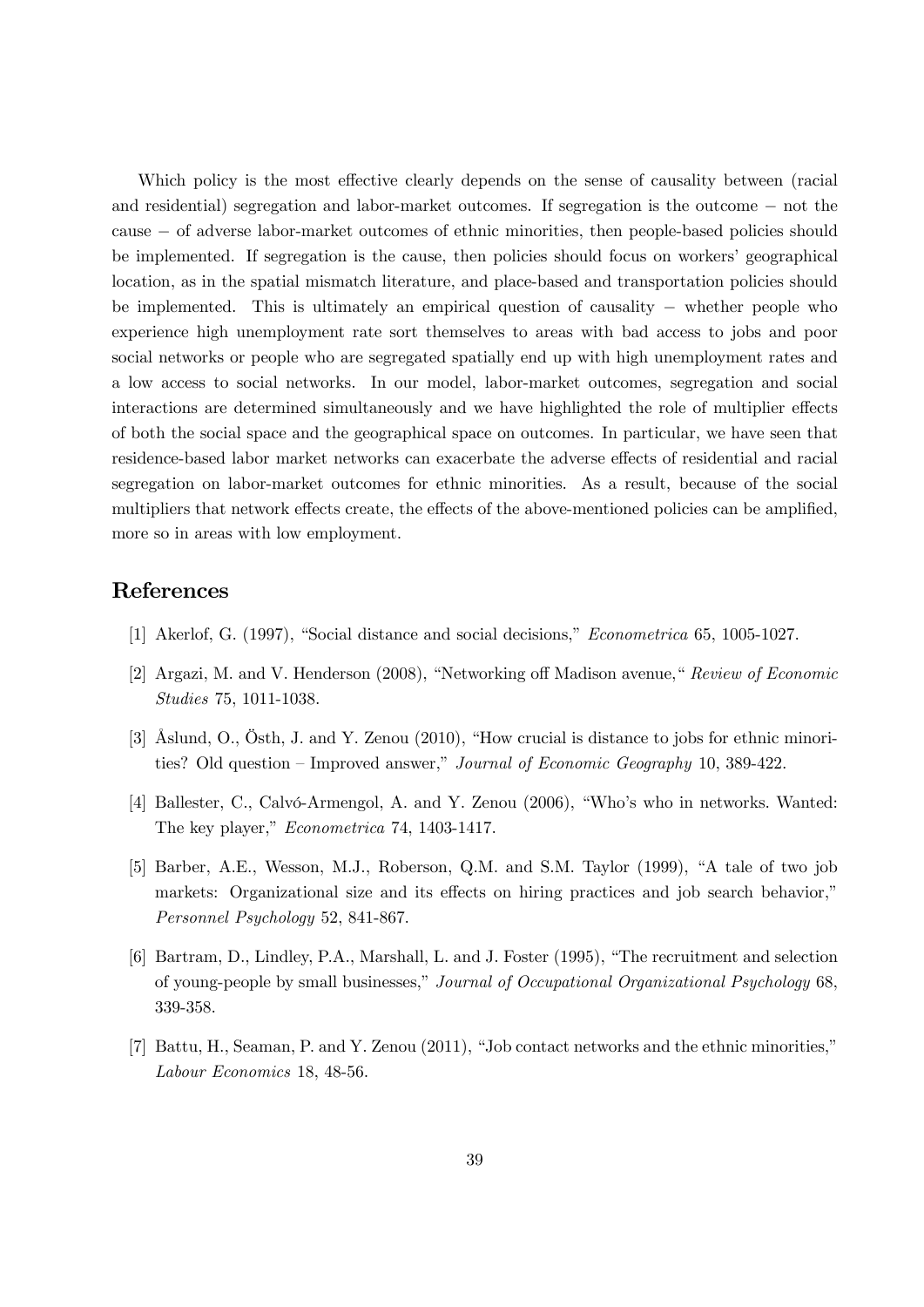Which policy is the most effective clearly depends on the sense of causality between (racial and residential) segregation and labor-market outcomes. If segregation is the outcome − not the cause − of adverse labor-market outcomes of ethnic minorities, then people-based policies should be implemented. If segregation is the cause, then policies should focus on workers' geographical location, as in the spatial mismatch literature, and place-based and transportation policies should be implemented. This is ultimately an empirical question of causality − whether people who experience high unemployment rate sort themselves to areas with bad access to jobs and poor social networks or people who are segregated spatially end up with high unemployment rates and a low access to social networks. In our model, labor-market outcomes, segregation and social interactions are determined simultaneously and we have highlighted the role of multiplier effects of both the social space and the geographical space on outcomes. In particular, we have seen that residence-based labor market networks can exacerbate the adverse effects of residential and racial segregation on labor-market outcomes for ethnic minorities. As a result, because of the social multipliers that network effects create, the effects of the above-mentioned policies can be amplified, more so in areas with low employment.

# References

[1] Akerlof, G. (1997), "Social distance and social decisions," *Econometrica* 65, 1005-1027.

[2] Argazi, M. and V. Henderson (2008), "Networking off Madison avenue," *Review of Economic Studies* 75, 1011-1038.

[3] Åslund, O., Östh, J. and Y. Zenou (2010), "How crucial is distance to jobs for ethnic minorities? Old question – Improved answer," *Journal of Economic Geography* 10, 389-422.

[4] Ballester, C., Calvó-Armengol, A. and Y. Zenou (2006), "Who's who in networks. Wanted: The key player," *Econometrica* 74, 1403-1417.

[5] Barber, A.E., Wesson, M.J., Roberson, Q.M. and S.M. Taylor (1999), "A tale of two job markets: Organizational size and its effects on hiring practices and job search behavior," *Personnel Psychology* 52, 841-867.

[6] Bartram, D., Lindley, P.A., Marshall, L. and J. Foster (1995), "The recruitment and selection of young-people by small businesses," *Journal of Occupational Organizational Psychology* 68, 339-358.

[7] Battu, H., Seaman, P. and Y. Zenou (2011), "Job contact networks and the ethnic minorities," *Labour Economics* 18, 48-56.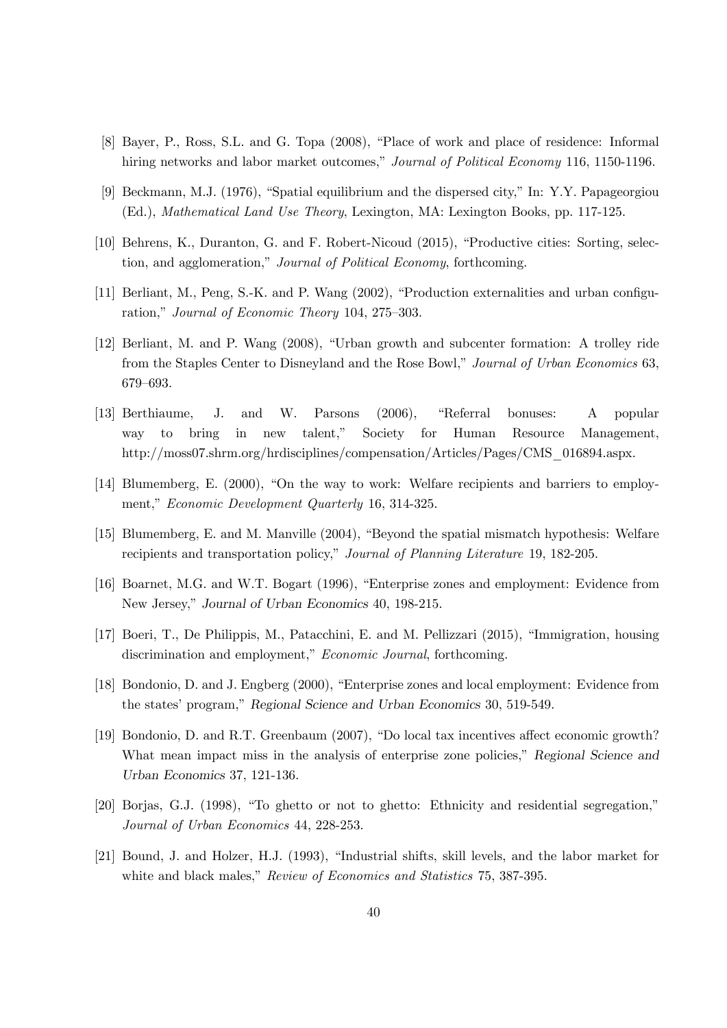[8] Bayer, P., Ross, S.L. and G. Topa (2008), "Place of work and place of residence: Informal hiring networks and labor market outcomes," *Journal of Political Economy* 116, 1150-1196.

[9] Beckmann, M.J. (1976), "Spatial equilibrium and the dispersed city," In: Y.Y. Papageorgiou (Ed.), *Mathematical Land Use Theory*, Lexington, MA: Lexington Books, pp. 117-125.

[10] Behrens, K., Duranton, G. and F. Robert-Nicoud (2015), "Productive cities: Sorting, selection, and agglomeration," *Journal of Political Economy*, forthcoming.

[11] Berliant, M., Peng, S.-K. and P. Wang (2002), "Production externalities and urban configuration," *Journal of Economic Theory* 104, 275–303.

[12] Berliant, M. and P. Wang (2008), "Urban growth and subcenter formation: A trolley ride from the Staples Center to Disneyland and the Rose Bowl," *Journal of Urban Economics* 63, 679–693.

[13] Berthiaume, J. and W. Parsons (2006), "Referral bonuses: A popular way to bring in new talent," Society for Human Resource Management, http://moss07.shrm.org/hrdisciplines/compensation/Articles/Pages/CMS_016894.aspx.

[14] Blumemberg, E. (2000), "On the way to work: Welfare recipients and barriers to employment," *Economic Development Quarterly* 16, 314-325.

[15] Blumemberg, E. and M. Manville (2004), "Beyond the spatial mismatch hypothesis: Welfare recipients and transportation policy," *Journal of Planning Literature* 19, 182-205.

[16] Boarnet, M.G. and W.T. Bogart (1996), "Enterprise zones and employment: Evidence from New Jersey," *Journal of Urban Economics* 40, 198-215.

[17] Boeri, T., De Philippis, M., Patacchini, E. and M. Pellizzari (2015), "Immigration, housing discrimination and employment," *Economic Journal*, forthcoming.

[18] Bondonio, D. and J. Engberg (2000), "Enterprise zones and local employment: Evidence from the states' program," *Regional Science and Urban Economics* 30, 519-549.

[19] Bondonio, D. and R.T. Greenbaum (2007), "Do local tax incentives affect economic growth? What mean impact miss in the analysis of enterprise zone policies," *Regional Science and Urban Economics* 37, 121-136.

[20] Borjas, G.J. (1998), "To ghetto or not to ghetto: Ethnicity and residential segregation," *Journal of Urban Economics* 44, 228-253.

[21] Bound, J. and Holzer, H.J. (1993), "Industrial shifts, skill levels, and the labor market for white and black males," *Review of Economics and Statistics* 75, 387-395.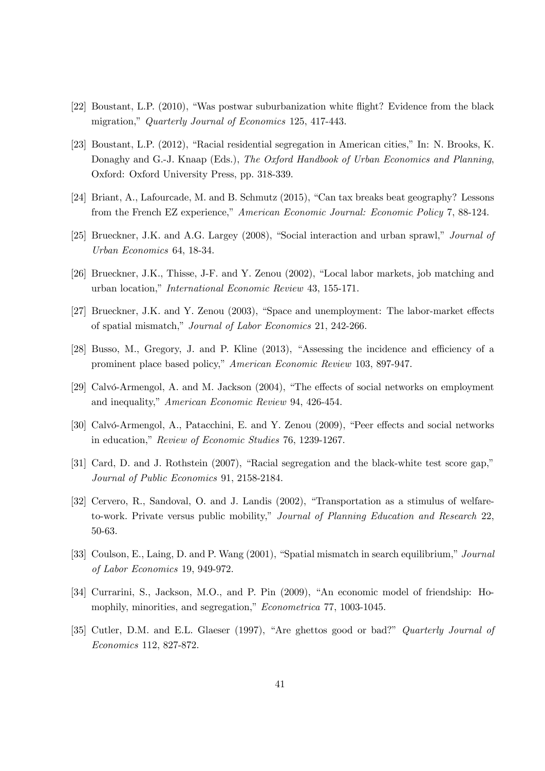[22] Boustant, L.P. (2010), "Was postwar suburbanization white flight? Evidence from the black migration," *Quarterly Journal of Economics* 125, 417-443.

[23] Boustant, L.P. (2012), "Racial residential segregation in American cities," In: N. Brooks, K. Donaghy and G.-J. Knaap (Eds.), *The Oxford Handbook of Urban Economics and Planning*, Oxford: Oxford University Press, pp. 318-339.

[24] Briant, A., Lafourcade, M. and B. Schmutz (2015), "Can tax breaks beat geography? Lessons from the French EZ experience," *American Economic Journal: Economic Policy* 7, 88-124.

[25] Brueckner, J.K. and A.G. Largey (2008), "Social interaction and urban sprawl," *Journal of Urban Economics* 64, 18-34.

[26] Brueckner, J.K., Thisse, J-F. and Y. Zenou (2002), "Local labor markets, job matching and urban location," *International Economic Review* 43, 155-171.

[27] Brueckner, J.K. and Y. Zenou (2003), "Space and unemployment: The labor-market effects of spatial mismatch," *Journal of Labor Economics* 21, 242-266.

[28] Busso, M., Gregory, J. and P. Kline (2013), "Assessing the incidence and efficiency of a prominent place based policy," *American Economic Review* 103, 897-947.

[29] Calvó-Armengol, A. and M. Jackson (2004), "The effects of social networks on employment and inequality," *American Economic Review* 94, 426-454.

[30] Calvó-Armengol, A., Patacchini, E. and Y. Zenou (2009), "Peer effects and social networks in education," *Review of Economic Studies* 76, 1239-1267.

[31] Card, D. and J. Rothstein (2007), "Racial segregation and the black-white test score gap," *Journal of Public Economics* 91, 2158-2184.

[32] Cervero, R., Sandoval, O. and J. Landis (2002), "Transportation as a stimulus of welfare-to-work. Private versus public mobility," *Journal of Planning Education and Research* 22, 50-63.

[33] Coulson, E., Laing, D. and P. Wang (2001), "Spatial mismatch in search equilibrium," *Journal of Labor Economics* 19, 949-972.

[34] Currarini, S., Jackson, M.O., and P. Pin (2009), "An economic model of friendship: Homophily, minorities, and segregation," *Econometrica* 77, 1003-1045.

[35] Cutler, D.M. and E.L. Glaeser (1997), "Are ghettos good or bad?" *Quarterly Journal of Economics* 112, 827-872.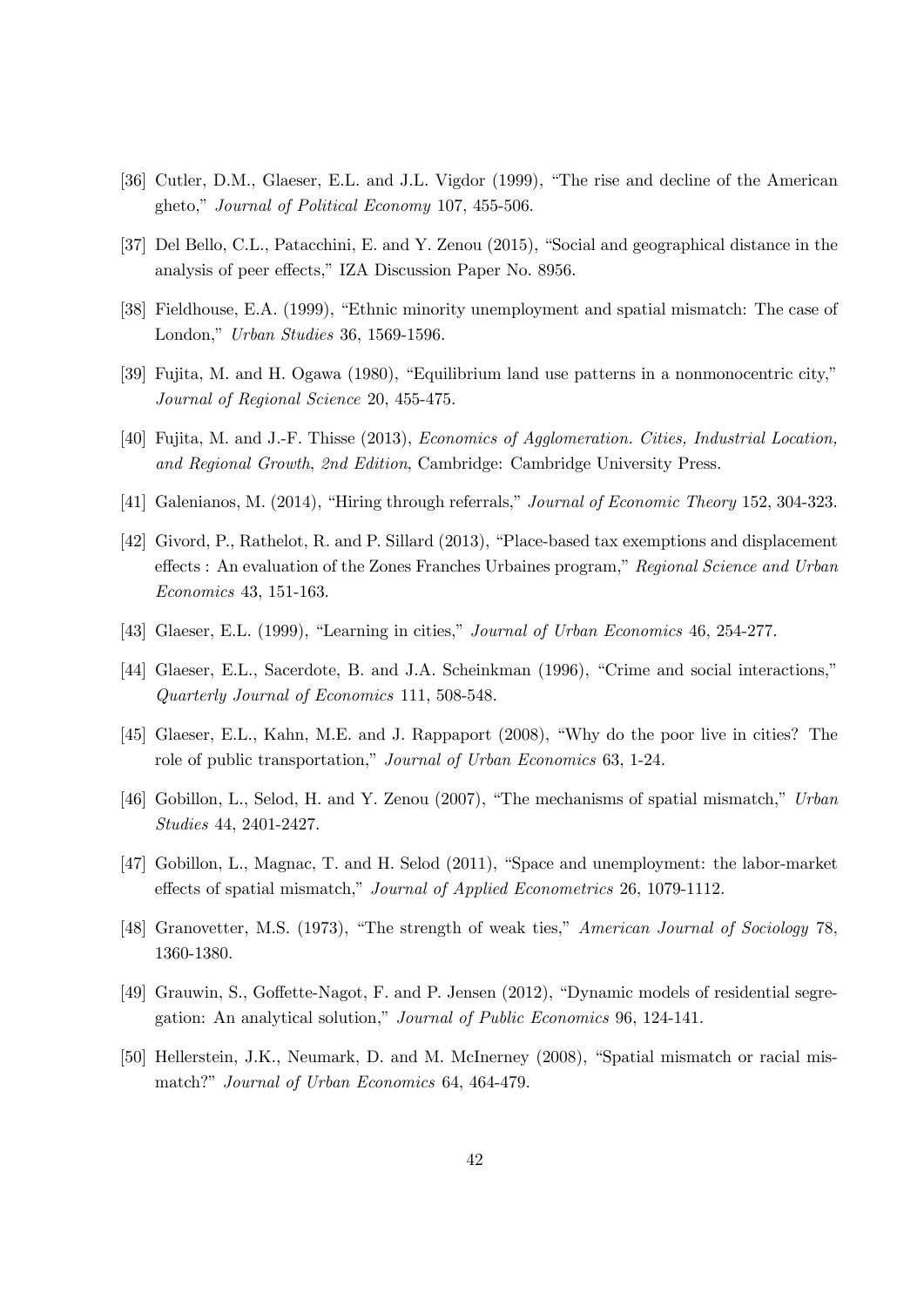[36] Cutler, D.M., Glaeser, E.L. and J.L. Vigdor (1999), "The rise and decline of the American gheto," *Journal of Political Economy* 107, 455-506.

[37] Del Bello, C.L., Patacchini, E. and Y. Zenou (2015), "Social and geographical distance in the analysis of peer effects," IZA Discussion Paper No. 8956.

[38] Fieldhouse, E.A. (1999), "Ethnic minority unemployment and spatial mismatch: The case of London," *Urban Studies* 36, 1569-1596.

[39] Fujita, M. and H. Ogawa (1980), "Equilibrium land use patterns in a nonmonocentric city," *Journal of Regional Science* 20, 455-475.

[40] Fujita, M. and J.-F. Thisse (2013), *Economics of Agglomeration. Cities, Industrial Location, and Regional Growth, 2nd Edition*, Cambridge: Cambridge University Press.

[41] Galenianos, M. (2014), "Hiring through referrals," *Journal of Economic Theory* 152, 304-323.

[42] Givord, P., Rathelot, R. and P. Sillard (2013), "Place-based tax exemptions and displacement effects : An evaluation of the Zones Franches Urbaines program," *Regional Science and Urban Economics* 43, 151-163.

[43] Glaeser, E.L. (1999), "Learning in cities," *Journal of Urban Economics* 46, 254-277.

[44] Glaeser, E.L., Sacerdote, B. and J.A. Scheinkman (1996), "Crime and social interactions," *Quarterly Journal of Economics* 111, 508-548.

[45] Glaeser, E.L., Kahn, M.E. and J. Rappaport (2008), "Why do the poor live in cities? The role of public transportation," *Journal of Urban Economics* 63, 1-24.

[46] Gobillon, L., Selod, H. and Y. Zenou (2007), "The mechanisms of spatial mismatch," *Urban Studies* 44, 2401-2427.

[47] Gobillon, L., Magnac, T. and H. Selod (2011), "Space and unemployment: the labor-market effects of spatial mismatch," *Journal of Applied Econometrics* 26, 1079-1112.

[48] Granovetter, M.S. (1973), "The strength of weak ties," *American Journal of Sociology* 78, 1360-1380.

[49] Grauwin, S., Goffette-Nagot, F. and P. Jensen (2012), "Dynamic models of residential segregation: An analytical solution," *Journal of Public Economics* 96, 124-141.

[50] Hellerstein, J.K., Neumark, D. and M. McInerney (2008), "Spatial mismatch or racial mismatch?" *Journal of Urban Economics* 64, 464-479.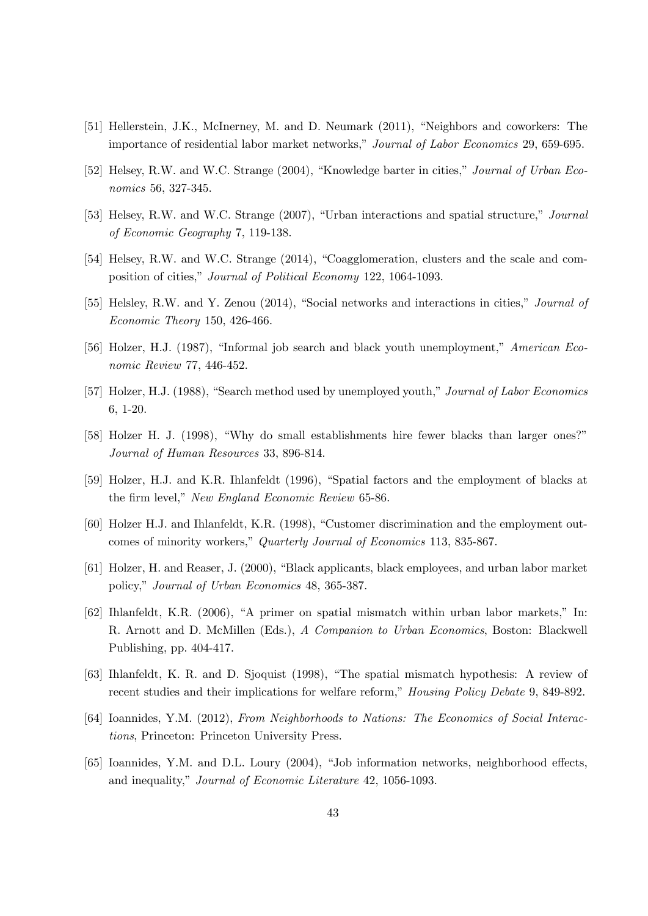[51] Hellerstein, J.K., McInerney, M. and D. Neumark (2011), "Neighbors and coworkers: The importance of residential labor market networks," *Journal of Labor Economics* 29, 659-695.

[52] Helsey, R.W. and W.C. Strange (2004), "Knowledge barter in cities," *Journal of Urban Economics* 56, 327-345.

[53] Helsey, R.W. and W.C. Strange (2007), "Urban interactions and spatial structure," *Journal of Economic Geography* 7, 119-138.

[54] Helsey, R.W. and W.C. Strange (2014), "Coagglomeration, clusters and the scale and composition of cities," *Journal of Political Economy* 122, 1064-1093.

[55] Helsley, R.W. and Y. Zenou (2014), "Social networks and interactions in cities," *Journal of Economic Theory* 150, 426-466.

[56] Holzer, H.J. (1987), "Informal job search and black youth unemployment," *American Economic Review* 77, 446-452.

[57] Holzer, H.J. (1988), "Search method used by unemployed youth," *Journal of Labor Economics* 6, 1-20.

[58] Holzer H. J. (1998), "Why do small establishments hire fewer blacks than larger ones?" *Journal of Human Resources* 33, 896-814.

[59] Holzer, H.J. and K.R. Ihlanfeldt (1996), "Spatial factors and the employment of blacks at the firm level," *New England Economic Review* 65-86.

[60] Holzer H.J. and Ihlanfeldt, K.R. (1998), "Customer discrimination and the employment outcomes of minority workers," *Quarterly Journal of Economics* 113, 835-867.

[61] Holzer, H. and Reaser, J. (2000), "Black applicants, black employees, and urban labor market policy," *Journal of Urban Economics* 48, 365-387.

[62] Ihlanfeldt, K.R. (2006), "A primer on spatial mismatch within urban labor markets," In: R. Arnott and D. McMillen (Eds.), *A Companion to Urban Economics*, Boston: Blackwell Publishing, pp. 404-417.

[63] Ihlanfeldt, K. R. and D. Sjoquist (1998), "The spatial mismatch hypothesis: A review of recent studies and their implications for welfare reform," *Housing Policy Debate* 9, 849-892.

[64] Ioannides, Y.M. (2012), *From Neighborhoods to Nations: The Economics of Social Interactions*, Princeton: Princeton University Press.

[65] Ioannides, Y.M. and D.L. Loury (2004), "Job information networks, neighborhood effects, and inequality," *Journal of Economic Literature* 42, 1056-1093.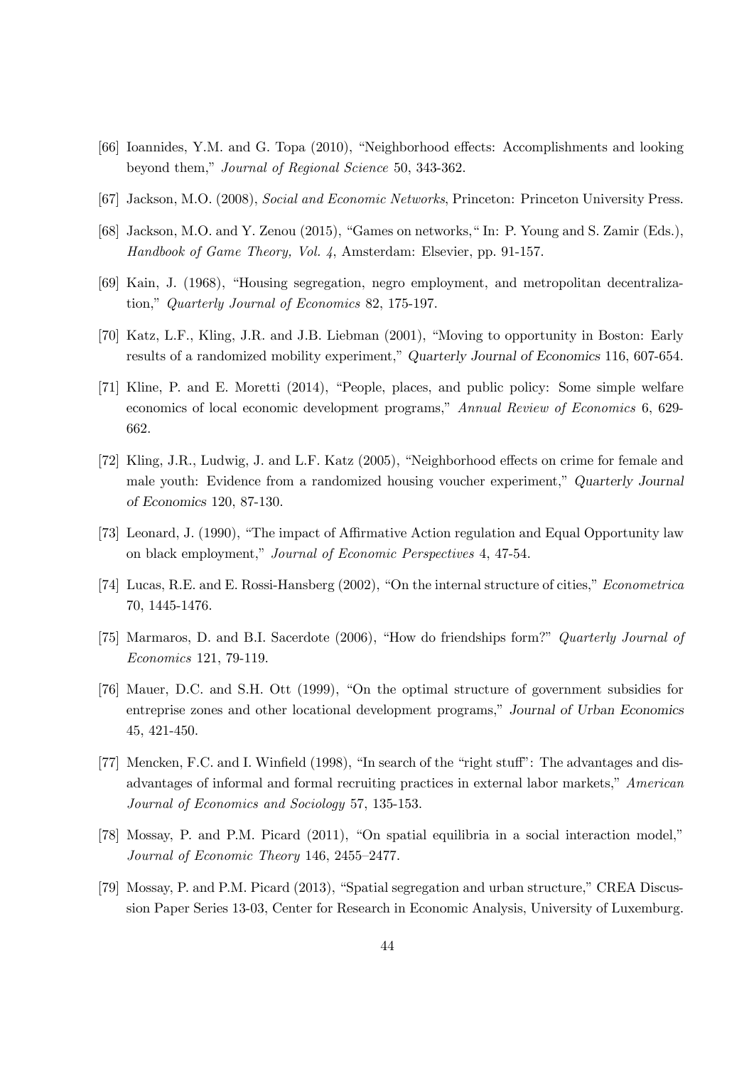[66] Ioannides, Y.M. and G. Topa (2010), "Neighborhood effects: Accomplishments and looking beyond them," *Journal of Regional Science* 50, 343-362.

[67] Jackson, M.O. (2008), *Social and Economic Networks*, Princeton: Princeton University Press.

[68] Jackson, M.O. and Y. Zenou (2015), "Games on networks," In: P. Young and S. Zamir (Eds.), *Handbook of Game Theory, Vol. 4*, Amsterdam: Elsevier, pp. 91-157.

[69] Kain, J. (1968), "Housing segregation, negro employment, and metropolitan decentralization," *Quarterly Journal of Economics* 82, 175-197.

[70] Katz, L.F., Kling, J.R. and J.B. Liebman (2001), "Moving to opportunity in Boston: Early results of a randomized mobility experiment," *Quarterly Journal of Economics* 116, 607-654.

[71] Kline, P. and E. Moretti (2014), "People, places, and public policy: Some simple welfare economics of local economic development programs," *Annual Review of Economics* 6, 629-662.

[72] Kling, J.R., Ludwig, J. and L.F. Katz (2005), "Neighborhood effects on crime for female and male youth: Evidence from a randomized housing voucher experiment," *Quarterly Journal of Economics* 120, 87-130.

[73] Leonard, J. (1990), "The impact of Affirmative Action regulation and Equal Opportunity law on black employment," *Journal of Economic Perspectives* 4, 47-54.

[74] Lucas, R.E. and E. Rossi-Hansberg (2002), "On the internal structure of cities," *Econometrica* 70, 1445-1476.

[75] Marmaros, D. and B.I. Sacerdote (2006), "How do friendships form?" *Quarterly Journal of Economics* 121, 79-119.

[76] Mauer, D.C. and S.H. Ott (1999), "On the optimal structure of government subsidies for entreprise zones and other locational development programs," *Journal of Urban Economics* 45, 421-450.

[77] Mencken, F.C. and I. Winfield (1998), "In search of the "right stuff": The advantages and disadvantages of informal and formal recruiting practices in external labor markets," *American Journal of Economics and Sociology* 57, 135-153.

[78] Mossay, P. and P.M. Picard (2011), "On spatial equilibria in a social interaction model," *Journal of Economic Theory* 146, 2455–2477.

[79] Mossay, P. and P.M. Picard (2013), "Spatial segregation and urban structure," CREA Discussion Paper Series 13-03, Center for Research in Economic Analysis, University of Luxemburg.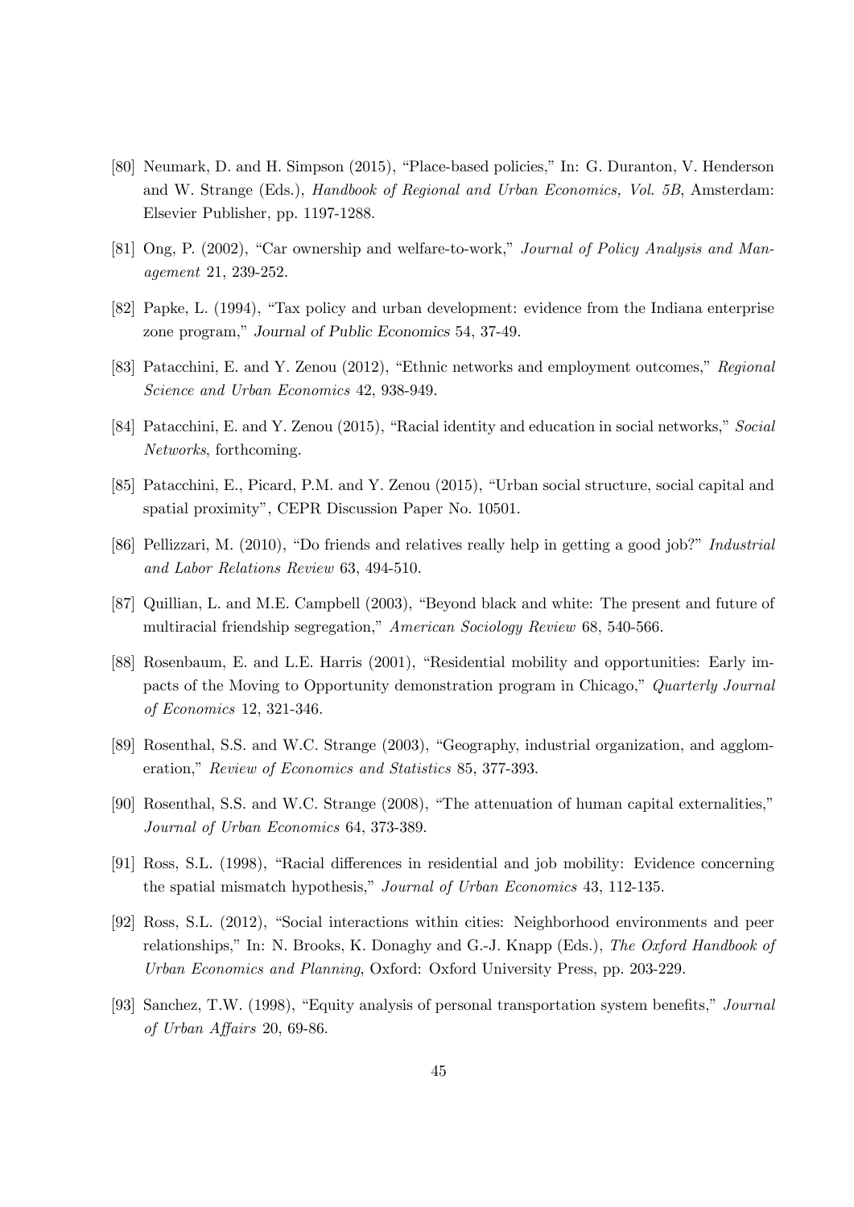[80] Neumark, D. and H. Simpson (2015), "Place-based policies," In: G. Duranton, V. Henderson and W. Strange (Eds.), *Handbook of Regional and Urban Economics, Vol. 5B*, Amsterdam: Elsevier Publisher, pp. 1197-1288.

[81] Ong, P. (2002), "Car ownership and welfare-to-work," *Journal of Policy Analysis and Management* 21, 239-252.

[82] Papke, L. (1994), "Tax policy and urban development: evidence from the Indiana enterprise zone program," *Journal of Public Economics* 54, 37-49.

[83] Patacchini, E. and Y. Zenou (2012), "Ethnic networks and employment outcomes," *Regional Science and Urban Economics* 42, 938-949.

[84] Patacchini, E. and Y. Zenou (2015), "Racial identity and education in social networks," *Social Networks*, forthcoming.

[85] Patacchini, E., Picard, P.M. and Y. Zenou (2015), "Urban social structure, social capital and spatial proximity", CEPR Discussion Paper No. 10501.

[86] Pellizzari, M. (2010), "Do friends and relatives really help in getting a good job?" *Industrial and Labor Relations Review* 63, 494-510.

[87] Quillian, L. and M.E. Campbell (2003), "Beyond black and white: The present and future of multiracial friendship segregation," *American Sociology Review* 68, 540-566.

[88] Rosenbaum, E. and L.E. Harris (2001), "Residential mobility and opportunities: Early impacts of the Moving to Opportunity demonstration program in Chicago," *Quarterly Journal of Economics* 12, 321-346.

[89] Rosenthal, S.S. and W.C. Strange (2003), "Geography, industrial organization, and agglomeration," *Review of Economics and Statistics* 85, 377-393.

[90] Rosenthal, S.S. and W.C. Strange (2008), "The attenuation of human capital externalities," *Journal of Urban Economics* 64, 373-389.

[91] Ross, S.L. (1998), "Racial differences in residential and job mobility: Evidence concerning the spatial mismatch hypothesis," *Journal of Urban Economics* 43, 112-135.

[92] Ross, S.L. (2012), "Social interactions within cities: Neighborhood environments and peer relationships," In: N. Brooks, K. Donaghy and G.-J. Knapp (Eds.), *The Oxford Handbook of Urban Economics and Planning*, Oxford: Oxford University Press, pp. 203-229.

[93] Sanchez, T.W. (1998), "Equity analysis of personal transportation system benefits," *Journal of Urban Affairs* 20, 69-86.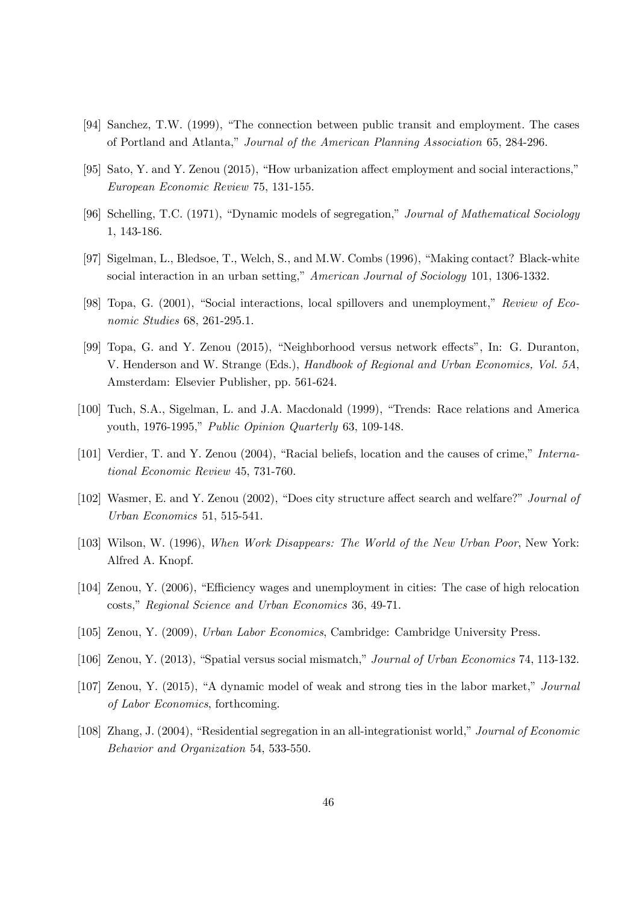[94] Sanchez, T.W. (1999), "The connection between public transit and employment. The cases of Portland and Atlanta," *Journal of the American Planning Association* 65, 284-296.

[95] Sato, Y. and Y. Zenou (2015), "How urbanization affect employment and social interactions," *European Economic Review* 75, 131-155.

[96] Schelling, T.C. (1971), "Dynamic models of segregation," *Journal of Mathematical Sociology* 1, 143-186.

[97] Sigelman, L., Bledsoe, T., Welch, S., and M.W. Combs (1996), "Making contact? Black-white social interaction in an urban setting," *American Journal of Sociology* 101, 1306-1332.

[98] Topa, G. (2001), "Social interactions, local spillovers and unemployment," *Review of Economic Studies* 68, 261-295.1.

[99] Topa, G. and Y. Zenou (2015), "Neighborhood versus network effects", In: G. Duranton, V. Henderson and W. Strange (Eds.), *Handbook of Regional and Urban Economics, Vol. 5A*, Amsterdam: Elsevier Publisher, pp. 561-624.

[100] Tuch, S.A., Sigelman, L. and J.A. Macdonald (1999), "Trends: Race relations and America youth, 1976-1995," *Public Opinion Quarterly* 63, 109-148.

[101] Verdier, T. and Y. Zenou (2004), "Racial beliefs, location and the causes of crime," *International Economic Review* 45, 731-760.

[102] Wasmer, E. and Y. Zenou (2002), "Does city structure affect search and welfare?" *Journal of Urban Economics* 51, 515-541.

[103] Wilson, W. (1996), *When Work Disappears: The World of the New Urban Poor*, New York: Alfred A. Knopf.

[104] Zenou, Y. (2006), "Efficiency wages and unemployment in cities: The case of high relocation costs," *Regional Science and Urban Economics* 36, 49-71.

[105] Zenou, Y. (2009), *Urban Labor Economics*, Cambridge: Cambridge University Press.

[106] Zenou, Y. (2013), "Spatial versus social mismatch," *Journal of Urban Economics* 74, 113-132.

[107] Zenou, Y. (2015), "A dynamic model of weak and strong ties in the labor market," *Journal of Labor Economics*, forthcoming.

[108] Zhang, J. (2004), "Residential segregation in an all-integrationist world," *Journal of Economic Behavior and Organization* 54, 533-550.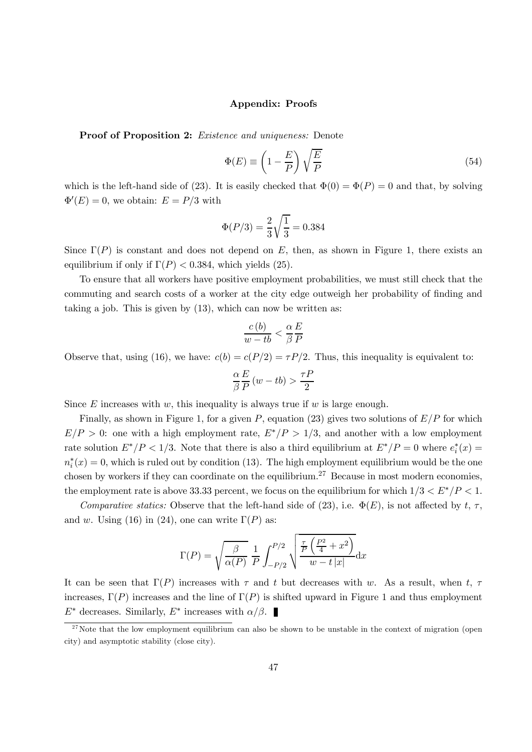## Appendix: Proofs

**Proof of Proposition 2:** *Existence and uniqueness:* Denote

$$\Phi(E) \equiv \left(1 - \frac{E}{P}\right)\sqrt{\frac{E}{P}} \tag{54}$$

which is the left-hand side of (23). It is easily checked that $\Phi(0) = \Phi(P) = 0$ and that, by solving $\Phi'(E) = 0$, we obtain: $E = P/3$ with

$$\Phi(P/3) = \frac{2}{3}\sqrt{\frac{1}{3}} = 0.384$$

Since $\Gamma(P)$ is constant and does not depend on $E$, then, as shown in Figure 1, there exists an equilibrium if only if $\Gamma(P) < 0.384$, which yields (25).

To ensure that all workers have positive employment probabilities, we must still check that the commuting and search costs of a worker at the city edge outweigh her probability of finding and taking a job. This is given by (13), which can now be written as:

$$\frac{c(b)}{w - tb} < \frac{\alpha}{\beta}\frac{E}{P}$$

Observe that, using (16), we have: $c(b) = c(P/2) = \tau P/2$. Thus, this inequality is equivalent to:

$$\frac{\alpha}{\beta}\frac{E}{P}(w - tb) > \frac{\tau P}{2}$$

Since $E$ increases with $w$, this inequality is always true if $w$ is large enough.

Finally, as shown in Figure 1, for a given $P$, equation (23) gives two solutions of $E/P$ for which $E/P > 0$: one with a high employment rate, $E^*/P > 1/3$, and another with a low employment rate solution $E^*/P < 1/3$. Note that there is also a third equilibrium at $E^*/P = 0$ where $e_i^*(x) = n_i^*(x) = 0$, which is ruled out by condition (13). The high employment equilibrium would be the one chosen by workers if they can coordinate on the equilibrium.[27] Because in most modern economies, the employment rate is above 33.33 percent, we focus on the equilibrium for which $1/3 < E^*/P < 1$.

*Comparative statics:* Observe that the left-hand side of (23), i.e. $\Phi(E)$, is not affected by $t$, $\tau$, and $w$. Using (16) in (24), one can write $\Gamma(P)$ as:

$$\Gamma(P) = \sqrt{\frac{\beta}{\alpha(P)}}\,\frac{1}{P}\int_{-P/2}^{P/2}\sqrt{\frac{\frac{\tau}{P}\left(\frac{P^2}{4} + x^2\right)}{w - t\,|x|}}\mathrm{d}x$$

It can be seen that $\Gamma(P)$ increases with $\tau$ and $t$ but decreases with $w$. As a result, when $t$, $\tau$ increases, $\Gamma(P)$ increases and the line of $\Gamma(P)$ is shifted upward in Figure 1 and thus employment $E^*$ decreases. Similarly, $E^*$ increases with $\alpha/\beta$. ∎

---

[27] Note that the low employment equilibrium can also be shown to be unstable in the context of migration (open city) and asymptotic stability (close city).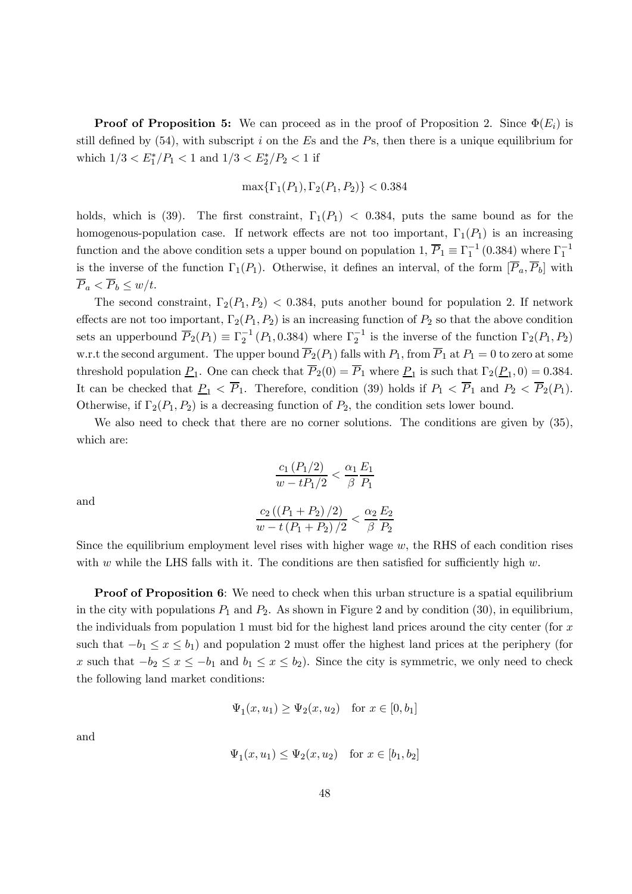**Proof of Proposition 5:** We can proceed as in the proof of Proposition 2. Since $\Phi(E_i)$ is still defined by (54), with subscript $i$ on the $E$s and the $P$s, then there is a unique equilibrium for which $1/3 < E_1^*/P_1 < 1$ and $1/3 < E_2^*/P_2 < 1$ if

$$\max\{\Gamma_1(P_1), \Gamma_2(P_1, P_2)\} < 0.384$$

holds, which is (39). The first constraint, $\Gamma_1(P_1) < 0.384$, puts the same bound as for the homogenous-population case. If network effects are not too important, $\Gamma_1(P_1)$ is an increasing function and the above condition sets a upper bound on population 1, $\overline{P}_1 \equiv \Gamma_1^{-1}(0.384)$ where $\Gamma_1^{-1}$ is the inverse of the function $\Gamma_1(P_1)$. Otherwise, it defines an interval, of the form $[\overline{P}_a, \overline{P}_b]$ with $\overline{P}_a < \overline{P}_b \leq w/t$.

The second constraint, $\Gamma_2(P_1, P_2) < 0.384$, puts another bound for population 2. If network effects are not too important, $\Gamma_2(P_1, P_2)$ is an increasing function of $P_2$ so that the above condition sets an upperbound $\overline{P}_2(P_1) \equiv \Gamma_2^{-1}(P_1, 0.384)$ where $\Gamma_2^{-1}$ is the inverse of the function $\Gamma_2(P_1, P_2)$ w.r.t the second argument. The upper bound $\overline{P}_2(P_1)$ falls with $P_1$, from $\overline{P}_1$ at $P_1 = 0$ to zero at some threshold population $\underline{P}_1$. One can check that $\overline{P}_2(0) = \overline{P}_1$ where $\underline{P}_1$ is such that $\Gamma_2(\underline{P}_1, 0) = 0.384$. It can be checked that $\underline{P}_1 < \overline{P}_1$. Therefore, condition (39) holds if $P_1 < \overline{P}_1$ and $P_2 < \overline{P}_2(P_1)$. Otherwise, if $\Gamma_2(P_1, P_2)$ is a decreasing function of $P_2$, the condition sets lower bound.

We also need to check that there are no corner solutions. The conditions are given by (35), which are:

$$\frac{c_1(P_1/2)}{w - tP_1/2} < \frac{\alpha_1}{\beta} \frac{E_1}{P_1}$$

and

$$\frac{c_2((P_1 + P_2)/2)}{w - t(P_1 + P_2)/2} < \frac{\alpha_2}{\beta} \frac{E_2}{P_2}$$

Since the equilibrium employment level rises with higher wage $w$, the RHS of each condition rises with $w$ while the LHS falls with it. The conditions are then satisfied for sufficiently high $w$.

**Proof of Proposition 6**: We need to check when this urban structure is a spatial equilibrium in the city with populations $P_1$ and $P_2$. As shown in Figure 2 and by condition (30), in equilibrium, the individuals from population 1 must bid for the highest land prices around the city center (for $x$ such that $-b_1 \leq x \leq b_1$) and population 2 must offer the highest land prices at the periphery (for $x$ such that $-b_2 \leq x \leq -b_1$ and $b_1 \leq x \leq b_2$). Since the city is symmetric, we only need to check the following land market conditions:

$$\Psi_1(x, u_1) \geq \Psi_2(x, u_2) \quad \text{for } x \in [0, b_1]$$

and

$$\Psi_1(x, u_1) \leq \Psi_2(x, u_2) \quad \text{for } x \in [b_1, b_2]$$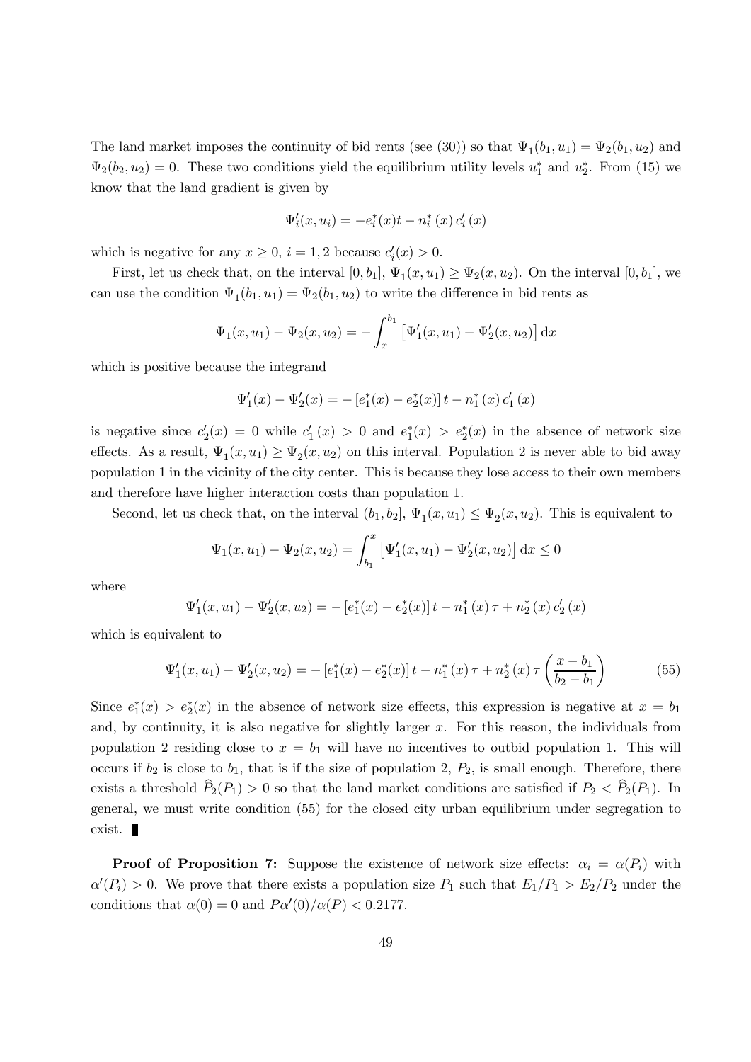The land market imposes the continuity of bid rents (see (30)) so that $\Psi_1(b_1, u_1) = \Psi_2(b_1, u_2)$ and $\Psi_2(b_2, u_2) = 0$. These two conditions yield the equilibrium utility levels $u_1^*$ and $u_2^*$. From (15) we know that the land gradient is given by

$$\Psi_i'(x, u_i) = -e_i^*(x)t - n_i^*(x)\, c_i'(x)$$

which is negative for any $x \geq 0$, $i = 1, 2$ because $c_i'(x) > 0$.

First, let us check that, on the interval $[0, b_1]$, $\Psi_1(x, u_1) \geq \Psi_2(x, u_2)$. On the interval $[0, b_1]$, we can use the condition $\Psi_1(b_1, u_1) = \Psi_2(b_1, u_2)$ to write the difference in bid rents as

$$\Psi_1(x, u_1) - \Psi_2(x, u_2) = -\int_x^{b_1} \left[\Psi_1'(x, u_1) - \Psi_2'(x, u_2)\right] \mathrm{d}x$$

which is positive because the integrand

$$\Psi_1'(x) - \Psi_2'(x) = -\left[e_1^*(x) - e_2^*(x)\right] t - n_1^*(x)\, c_1'(x)$$

is negative since $c_2'(x) = 0$ while $c_1'(x) > 0$ and $e_1^*(x) > e_2^*(x)$ in the absence of network size effects. As a result, $\Psi_1(x, u_1) \geq \Psi_2(x, u_2)$ on this interval. Population 2 is never able to bid away population 1 in the vicinity of the city center. This is because they lose access to their own members and therefore have higher interaction costs than population 1.

Second, let us check that, on the interval $(b_1, b_2]$, $\Psi_1(x, u_1) \leq \Psi_2(x, u_2)$. This is equivalent to

$$\Psi_1(x, u_1) - \Psi_2(x, u_2) = \int_{b_1}^{x} \left[\Psi_1'(x, u_1) - \Psi_2'(x, u_2)\right] \mathrm{d}x \leq 0$$

where

$$\Psi_1'(x, u_1) - \Psi_2'(x, u_2) = -\left[e_1^*(x) - e_2^*(x)\right] t - n_1^*(x)\, \tau + n_2^*(x)\, c_2'(x)$$

which is equivalent to

$$\Psi_1'(x, u_1) - \Psi_2'(x, u_2) = -\left[e_1^*(x) - e_2^*(x)\right] t - n_1^*(x)\, \tau + n_2^*(x)\, \tau \left(\frac{x - b_1}{b_2 - b_1}\right) \tag{55}$$

Since $e_1^*(x) > e_2^*(x)$ in the absence of network size effects, this expression is negative at $x = b_1$ and, by continuity, it is also negative for slightly larger $x$. For this reason, the individuals from population 2 residing close to $x = b_1$ will have no incentives to outbid population 1. This will occurs if $b_2$ is close to $b_1$, that is if the size of population 2, $P_2$, is small enough. Therefore, there exists a threshold $\widehat{P}_2(P_1) > 0$ so that the land market conditions are satisfied if $P_2 < \widehat{P}_2(P_1)$. In general, we must write condition (55) for the closed city urban equilibrium under segregation to exist. ∎

**Proof of Proposition 7:** Suppose the existence of network size effects: $\alpha_i = \alpha(P_i)$ with $\alpha'(P_i) > 0$. We prove that there exists a population size $P_1$ such that $E_1/P_1 > E_2/P_2$ under the conditions that $\alpha(0) = 0$ and $P\alpha'(0)/\alpha(P) < 0.2177$.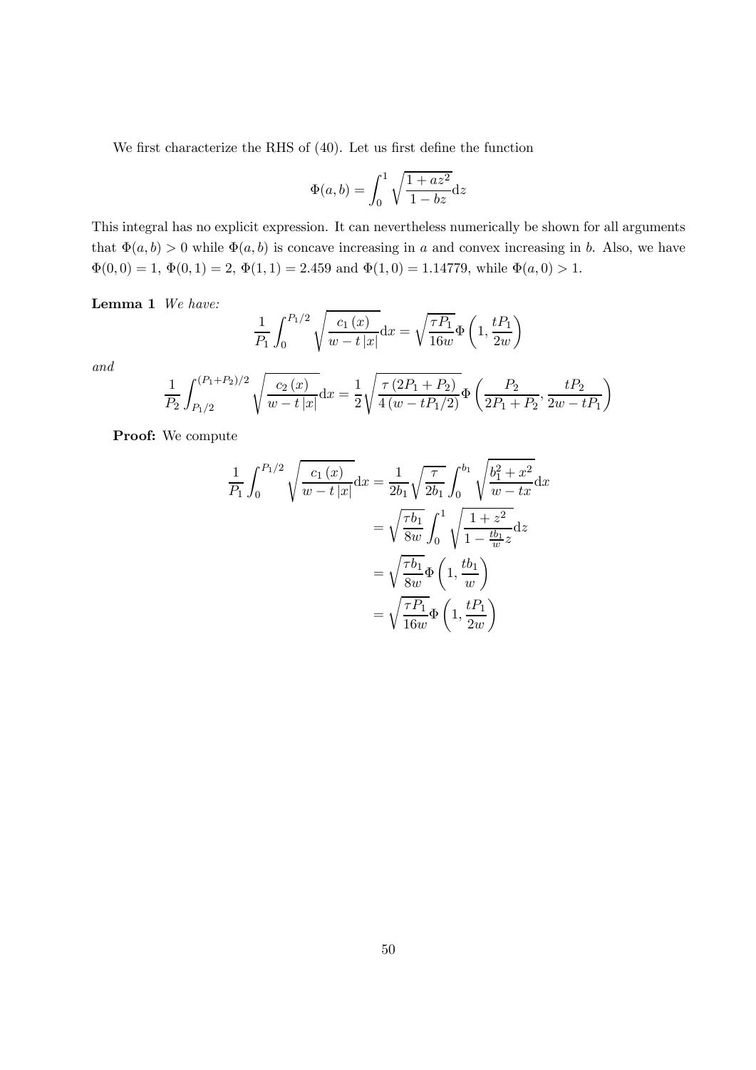We first characterize the RHS of (40). Let us first define the function

$$\Phi(a,b) = \int_0^1 \sqrt{\frac{1+az^2}{1-bz}}\mathrm{d}z$$

This integral has no explicit expression. It can nevertheless numerically be shown for all arguments that $\Phi(a,b) > 0$ while $\Phi(a,b)$ is concave increasing in $a$ and convex increasing in $b$. Also, we have $\Phi(0,0) = 1$, $\Phi(0,1) = 2$, $\Phi(1,1) = 2.459$ and $\Phi(1,0) = 1.14779$, while $\Phi(a,0) > 1$.

**Lemma 1** *We have:*

$$\frac{1}{P_1}\int_0^{P_1/2} \sqrt{\frac{c_1(x)}{w - t|x|}}\mathrm{d}x = \sqrt{\frac{\tau P_1}{16w}}\Phi\left(1, \frac{tP_1}{2w}\right)$$

*and*

$$\frac{1}{P_2}\int_{P_1/2}^{(P_1+P_2)/2} \sqrt{\frac{c_2(x)}{w - t|x|}}\mathrm{d}x = \frac{1}{2}\sqrt{\frac{\tau(2P_1+P_2)}{4(w - tP_1/2)}}\Phi\left(\frac{P_2}{2P_1+P_2}, \frac{tP_2}{2w - tP_1}\right)$$

**Proof:** We compute

$$\begin{aligned}
\frac{1}{P_1}\int_0^{P_1/2} \sqrt{\frac{c_1(x)}{w - t|x|}}\mathrm{d}x &= \frac{1}{2b_1}\sqrt{\frac{\tau}{2b_1}}\int_0^{b_1} \sqrt{\frac{b_1^2 + x^2}{w - tx}}\mathrm{d}x \\
&= \sqrt{\frac{\tau b_1}{8w}}\int_0^1 \sqrt{\frac{1+z^2}{1 - \frac{tb_1}{w}z}}\mathrm{d}z \\
&= \sqrt{\frac{\tau b_1}{8w}}\Phi\left(1, \frac{tb_1}{w}\right) \\
&= \sqrt{\frac{\tau P_1}{16w}}\Phi\left(1, \frac{tP_1}{2w}\right)
\end{aligned}$$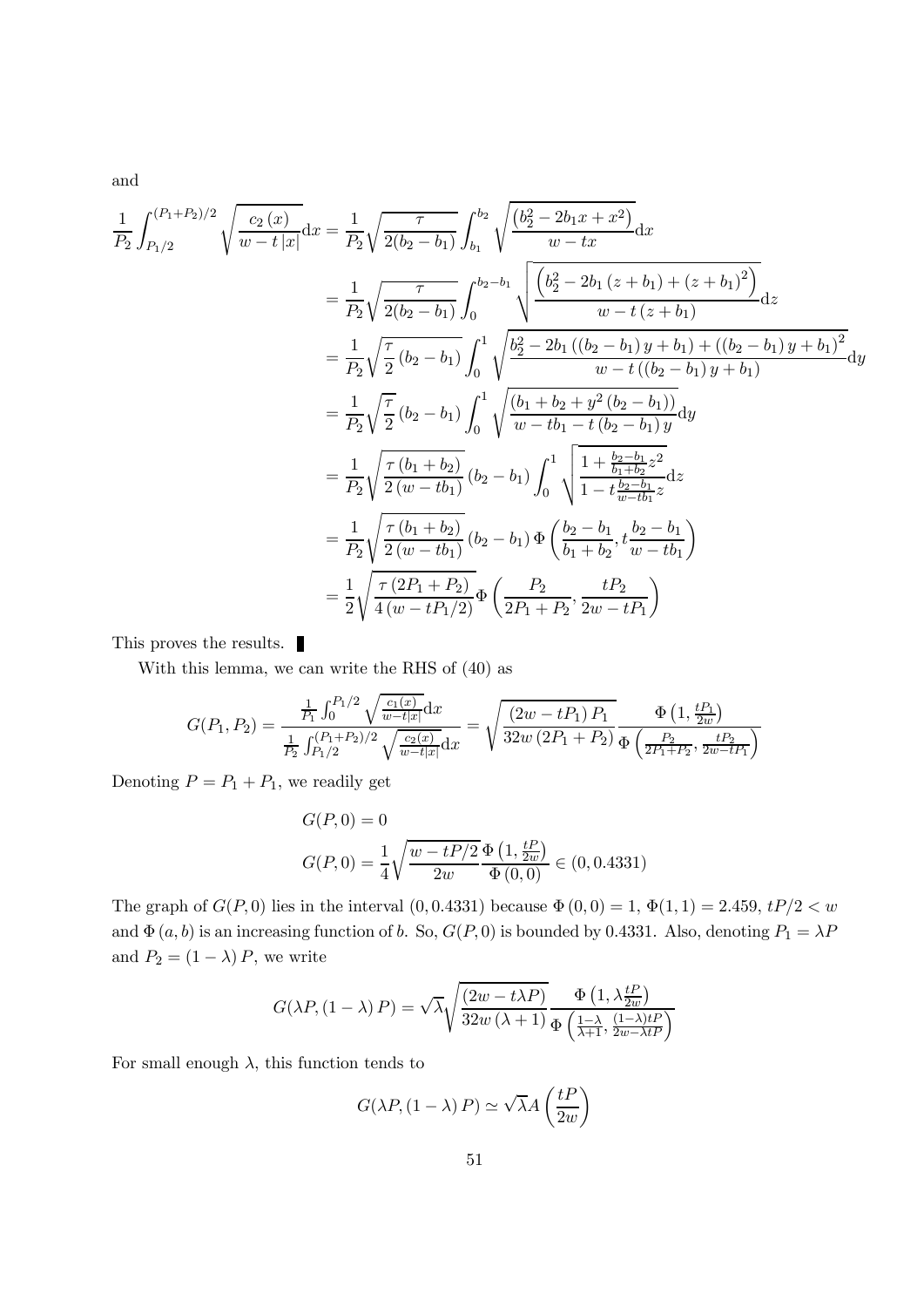and

$$
\begin{aligned}
\frac{1}{P_2}\int_{P_1/2}^{(P_1+P_2)/2}\sqrt{\frac{c_2(x)}{w-t|x|}}\mathrm{d}x &= \frac{1}{P_2}\sqrt{\frac{\tau}{2(b_2-b_1)}}\int_{b_1}^{b_2}\sqrt{\frac{\left(b_2^2-2b_1x+x^2\right)}{w-tx}}\mathrm{d}x \\
&= \frac{1}{P_2}\sqrt{\frac{\tau}{2(b_2-b_1)}}\int_{0}^{b_2-b_1}\sqrt{\frac{\left(b_2^2-2b_1\left(z+b_1\right)+\left(z+b_1\right)^2\right)}{w-t\left(z+b_1\right)}}\mathrm{d}z \\
&= \frac{1}{P_2}\sqrt{\frac{\tau}{2}\left(b_2-b_1\right)}\int_{0}^{1}\sqrt{\frac{b_2^2-2b_1\left(\left(b_2-b_1\right)y+b_1\right)+\left(\left(b_2-b_1\right)y+b_1\right)^2}{w-t\left(\left(b_2-b_1\right)y+b_1\right)}}\mathrm{d}y \\
&= \frac{1}{P_2}\sqrt{\frac{\tau}{2}}\left(b_2-b_1\right)\int_{0}^{1}\sqrt{\frac{\left(b_1+b_2+y^2\left(b_2-b_1\right)\right)}{w-tb_1-t\left(b_2-b_1\right)y}}\mathrm{d}y \\
&= \frac{1}{P_2}\sqrt{\frac{\tau\left(b_1+b_2\right)}{2\left(w-tb_1\right)}}\left(b_2-b_1\right)\int_{0}^{1}\sqrt{\frac{1+\frac{b_2-b_1}{b_1+b_2}z^2}{1-t\frac{b_2-b_1}{w-tb_1}z}}\mathrm{d}z \\
&= \frac{1}{P_2}\sqrt{\frac{\tau\left(b_1+b_2\right)}{2\left(w-tb_1\right)}}\left(b_2-b_1\right)\Phi\left(\frac{b_2-b_1}{b_1+b_2},t\frac{b_2-b_1}{w-tb_1}\right) \\
&= \frac{1}{2}\sqrt{\frac{\tau\left(2P_1+P_2\right)}{4\left(w-tP_1/2\right)}}\Phi\left(\frac{P_2}{2P_1+P_2},\frac{tP_2}{2w-tP_1}\right)
\end{aligned}
$$

This proves the results. ∎

With this lemma, we can write the RHS of (40) as

$$
G(P_1,P_2)=\frac{\frac{1}{P_1}\int_0^{P_1/2}\sqrt{\frac{c_1(x)}{w-t|x|}}\mathrm{d}x}{\frac{1}{P_2}\int_{P_1/2}^{(P_1+P_2)/2}\sqrt{\frac{c_2(x)}{w-t|x|}}\mathrm{d}x}=\sqrt{\frac{\left(2w-tP_1\right)P_1}{32w\left(2P_1+P_2\right)}}\frac{\Phi\left(1,\frac{tP_1}{2w}\right)}{\Phi\left(\frac{P_2}{2P_1+P_2},\frac{tP_2}{2w-tP_1}\right)}
$$

Denoting $P=P_1+P_1$, we readily get

$$
\begin{aligned}
&G(P,0)=0 \\
&G(P,0)=\frac{1}{4}\sqrt{\frac{w-tP/2}{2w}}\frac{\Phi\left(1,\frac{tP}{2w}\right)}{\Phi\left(0,0\right)}\in\left(0,0.4331\right)
\end{aligned}
$$

The graph of $G(P,0)$ lies in the interval $(0,0.4331)$ because $\Phi\left(0,0\right)=1$, $\Phi(1,1)=2.459$, $tP/2<w$ and $\Phi\left(a,b\right)$ is an increasing function of $b$. So, $G(P,0)$ is bounded by 0.4331. Also, denoting $P_1=\lambda P$ and $P_2=\left(1-\lambda\right)P$, we write

$$
G(\lambda P,\left(1-\lambda\right)P)=\sqrt{\lambda}\sqrt{\frac{\left(2w-t\lambda P\right)}{32w\left(\lambda+1\right)}}\frac{\Phi\left(1,\lambda\frac{tP}{2w}\right)}{\Phi\left(\frac{1-\lambda}{\lambda+1},\frac{(1-\lambda)tP}{2w-\lambda tP}\right)}
$$

For small enough $\lambda$, this function tends to

$$
G(\lambda P,\left(1-\lambda\right)P)\simeq\sqrt{\lambda}A\left(\frac{tP}{2w}\right)
$$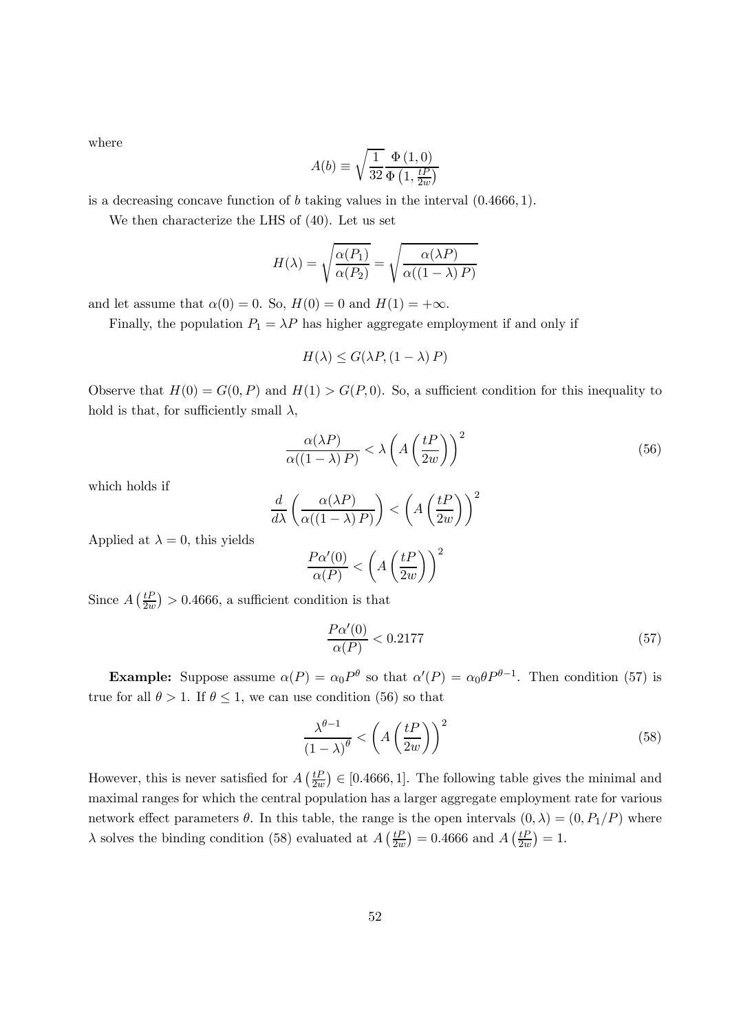where

$$A(b) \equiv \sqrt{\frac{1}{32}} \frac{\Phi\left(1,0\right)}{\Phi\left(1,\frac{tP}{2w}\right)}$$

is a decreasing concave function of $b$ taking values in the interval $(0.4666, 1)$.

We then characterize the LHS of (40). Let us set

$$H(\lambda) = \sqrt{\frac{\alpha(P_1)}{\alpha(P_2)}} = \sqrt{\frac{\alpha(\lambda P)}{\alpha((1-\lambda)\,P)}}$$

and let assume that $\alpha(0) = 0$. So, $H(0) = 0$ and $H(1) = +\infty$.

Finally, the population $P_1 = \lambda P$ has higher aggregate employment if and only if

$$H(\lambda) \leq G(\lambda P, (1-\lambda)\,P)$$

Observe that $H(0) = G(0, P)$ and $H(1) > G(P, 0)$. So, a sufficient condition for this inequality to hold is that, for sufficiently small $\lambda$,

$$\frac{\alpha(\lambda P)}{\alpha((1-\lambda)\,P)} < \lambda \left(A\left(\frac{tP}{2w}\right)\right)^2 \tag{56}$$

which holds if

$$\frac{d}{d\lambda}\left(\frac{\alpha(\lambda P)}{\alpha((1-\lambda)\,P)}\right) < \left(A\left(\frac{tP}{2w}\right)\right)^2$$

Applied at $\lambda = 0$, this yields

$$\frac{P\alpha'(0)}{\alpha(P)} < \left(A\left(\frac{tP}{2w}\right)\right)^2$$

Since $A\left(\frac{tP}{2w}\right) > 0.4666$, a sufficient condition is that

$$\frac{P\alpha'(0)}{\alpha(P)} < 0.2177 \tag{57}$$

**Example:** Suppose assume $\alpha(P) = \alpha_0 P^\theta$ so that $\alpha'(P) = \alpha_0 \theta P^{\theta-1}$. Then condition (57) is true for all $\theta > 1$. If $\theta \leq 1$, we can use condition (56) so that

$$\frac{\lambda^{\theta-1}}{(1-\lambda)^\theta} < \left(A\left(\frac{tP}{2w}\right)\right)^2 \tag{58}$$

However, this is never satisfied for $A\left(\frac{tP}{2w}\right) \in [0.4666, 1]$. The following table gives the minimal and maximal ranges for which the central population has a larger aggregate employment rate for various network effect parameters $\theta$. In this table, the range is the open intervals $(0, \lambda) = (0, P_1/P)$ where $\lambda$ solves the binding condition (58) evaluated at $A\left(\frac{tP}{2w}\right) = 0.4666$ and $A\left(\frac{tP}{2w}\right) = 1$.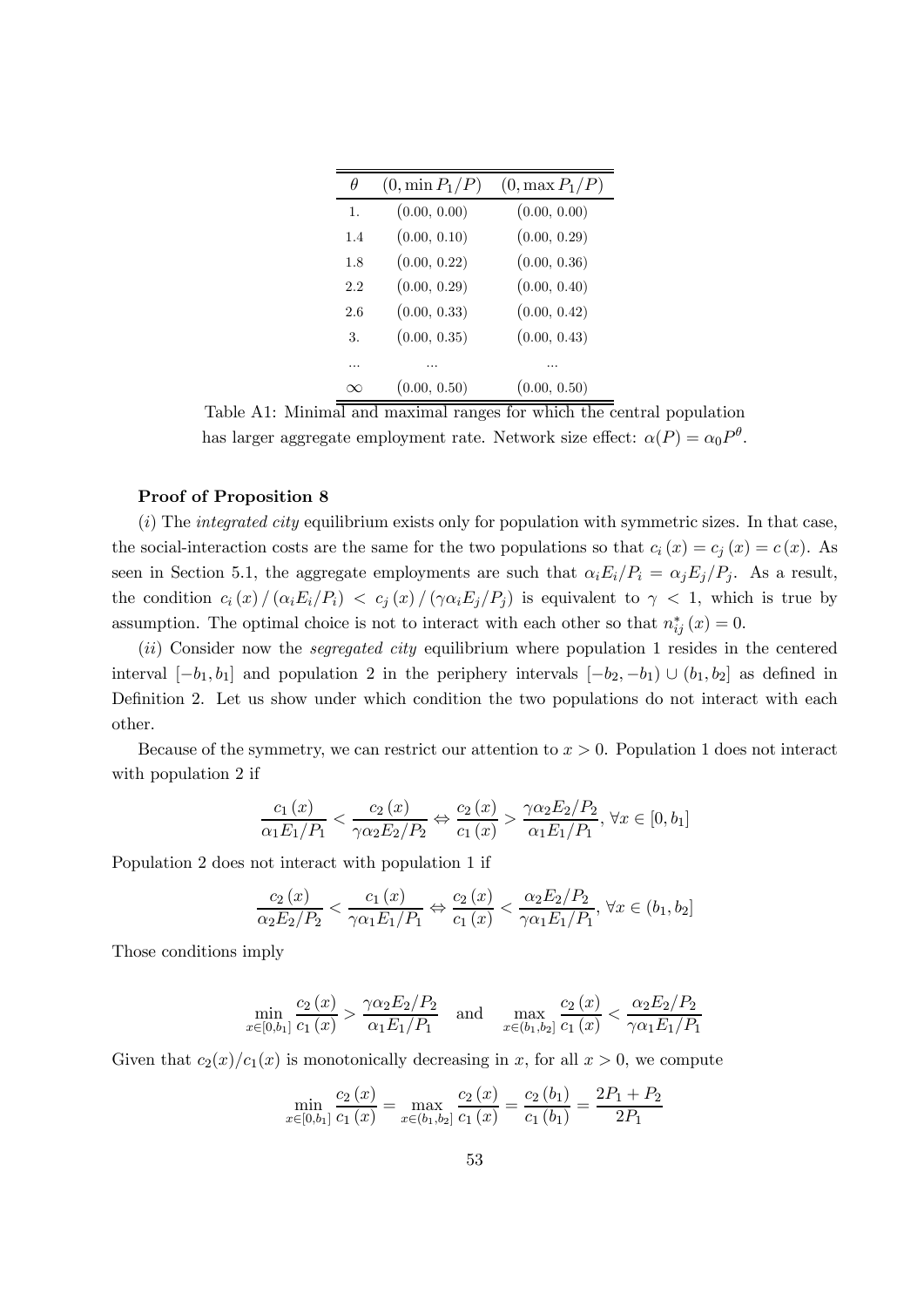| $\theta$ | $(0, \min P_1/P)$ | $(0, \max P_1/P)$ |
|---|---|---|
| 1. | (0.00, 0.00) | (0.00, 0.00) |
| 1.4 | (0.00, 0.10) | (0.00, 0.29) |
| 1.8 | (0.00, 0.22) | (0.00, 0.36) |
| 2.2 | (0.00, 0.29) | (0.00, 0.40) |
| 2.6 | (0.00, 0.33) | (0.00, 0.42) |
| 3. | (0.00, 0.35) | (0.00, 0.43) |
| ... | ... | ... |
| $\infty$ | (0.00, 0.50) | (0.00, 0.50) |

Table A1: Minimal and maximal ranges for which the central population has larger aggregate employment rate. Network size effect: $\alpha(P) = \alpha_0 P^\theta$.

**Proof of Proposition 8**

($i$) The *integrated city* equilibrium exists only for population with symmetric sizes. In that case, the social-interaction costs are the same for the two populations so that $c_i(x) = c_j(x) = c(x)$. As seen in Section 5.1, the aggregate employments are such that $\alpha_i E_i/P_i = \alpha_j E_j/P_j$. As a result, the condition $c_i(x)/(\alpha_i E_i/P_i) < c_j(x)/(\gamma\alpha_i E_j/P_j)$ is equivalent to $\gamma < 1$, which is true by assumption. The optimal choice is not to interact with each other so that $n_{ij}^*(x) = 0$.

($ii$) Consider now the *segregated city* equilibrium where population 1 resides in the centered interval $[-b_1, b_1]$ and population 2 in the periphery intervals $[-b_2, -b_1) \cup (b_1, b_2]$ as defined in Definition 2. Let us show under which condition the two populations do not interact with each other.

Because of the symmetry, we can restrict our attention to $x > 0$. Population 1 does not interact with population 2 if

$$\frac{c_1(x)}{\alpha_1 E_1/P_1} < \frac{c_2(x)}{\gamma\alpha_2 E_2/P_2} \Leftrightarrow \frac{c_2(x)}{c_1(x)} > \frac{\gamma\alpha_2 E_2/P_2}{\alpha_1 E_1/P_1}, \ \forall x \in [0, b_1]$$

Population 2 does not interact with population 1 if

$$\frac{c_2(x)}{\alpha_2 E_2/P_2} < \frac{c_1(x)}{\gamma\alpha_1 E_1/P_1} \Leftrightarrow \frac{c_2(x)}{c_1(x)} < \frac{\alpha_2 E_2/P_2}{\gamma\alpha_1 E_1/P_1}, \ \forall x \in (b_1, b_2]$$

Those conditions imply

$$\min_{x\in[0,b_1]} \frac{c_2(x)}{c_1(x)} > \frac{\gamma\alpha_2 E_2/P_2}{\alpha_1 E_1/P_1} \quad \text{and} \quad \max_{x\in(b_1,b_2]} \frac{c_2(x)}{c_1(x)} < \frac{\alpha_2 E_2/P_2}{\gamma\alpha_1 E_1/P_1}$$

Given that $c_2(x)/c_1(x)$ is monotonically decreasing in $x$, for all $x > 0$, we compute

$$\min_{x\in[0,b_1]} \frac{c_2(x)}{c_1(x)} = \max_{x\in(b_1,b_2]} \frac{c_2(x)}{c_1(x)} = \frac{c_2(b_1)}{c_1(b_1)} = \frac{2P_1 + P_2}{2P_1}$$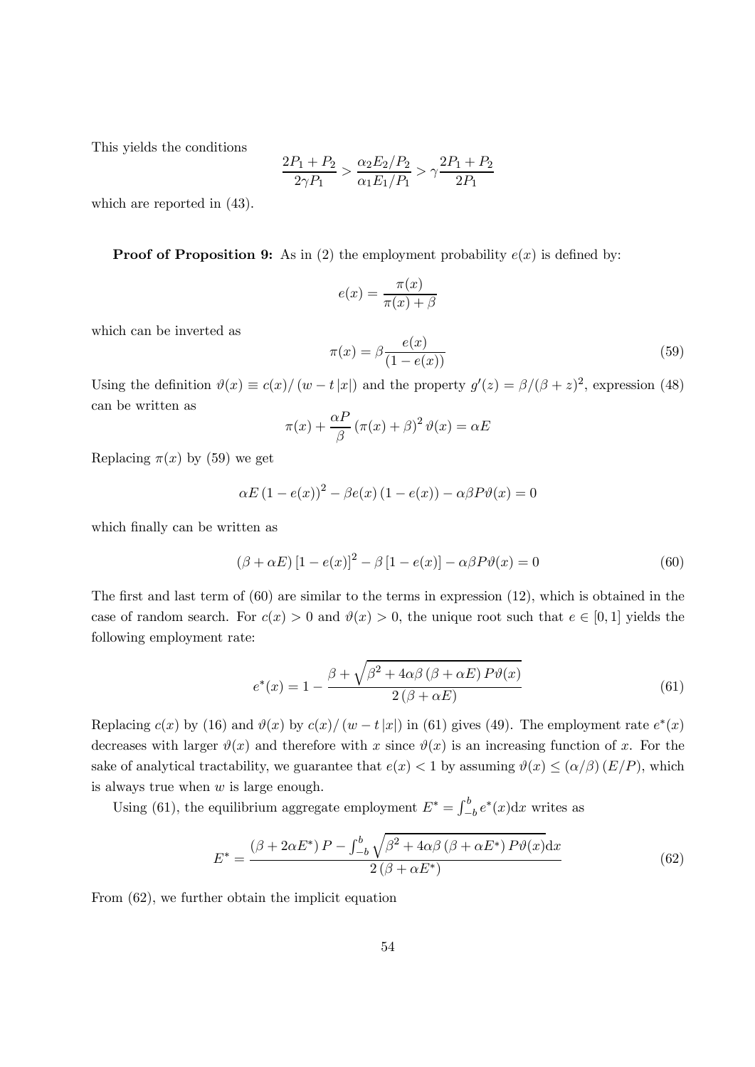This yields the conditions

$$\frac{2P_1 + P_2}{2\gamma P_1} > \frac{\alpha_2 E_2 / P_2}{\alpha_1 E_1 / P_1} > \gamma \frac{2P_1 + P_2}{2P_1}$$

which are reported in (43).

**Proof of Proposition 9:** As in (2) the employment probability $e(x)$ is defined by:

$$e(x) = \frac{\pi(x)}{\pi(x) + \beta}$$

which can be inverted as

$$\pi(x) = \beta \frac{e(x)}{(1 - e(x))} \tag{59}$$

Using the definition $\vartheta(x) \equiv c(x)/(w - t|x|)$ and the property $g'(z) = \beta/(\beta + z)^2$, expression (48) can be written as

$$\pi(x) + \frac{\alpha P}{\beta} (\pi(x) + \beta)^2 \vartheta(x) = \alpha E$$

Replacing $\pi(x)$ by (59) we get

$$\alpha E (1 - e(x))^2 - \beta e(x) (1 - e(x)) - \alpha \beta P \vartheta(x) = 0$$

which finally can be written as

$$(\beta + \alpha E) [1 - e(x)]^2 - \beta [1 - e(x)] - \alpha \beta P \vartheta(x) = 0 \tag{60}$$

The first and last term of (60) are similar to the terms in expression (12), which is obtained in the case of random search. For $c(x) > 0$ and $\vartheta(x) > 0$, the unique root such that $e \in [0, 1]$ yields the following employment rate:

$$e^*(x) = 1 - \frac{\beta + \sqrt{\beta^2 + 4\alpha\beta (\beta + \alpha E) P \vartheta(x)}}{2 (\beta + \alpha E)} \tag{61}$$

Replacing $c(x)$ by (16) and $\vartheta(x)$ by $c(x)/(w - t|x|)$ in (61) gives (49). The employment rate $e^*(x)$ decreases with larger $\vartheta(x)$ and therefore with $x$ since $\vartheta(x)$ is an increasing function of $x$. For the sake of analytical tractability, we guarantee that $e(x) < 1$ by assuming $\vartheta(x) \leq (\alpha/\beta)(E/P)$, which is always true when $w$ is large enough.

Using (61), the equilibrium aggregate employment $E^* = \int_{-b}^{b} e^*(x) \mathrm{d}x$ writes as

$$E^* = \frac{(\beta + 2\alpha E^*) P - \int_{-b}^{b} \sqrt{\beta^2 + 4\alpha\beta (\beta + \alpha E^*) P \vartheta(x)} \mathrm{d}x}{2 (\beta + \alpha E^*)} \tag{62}$$

From (62), we further obtain the implicit equation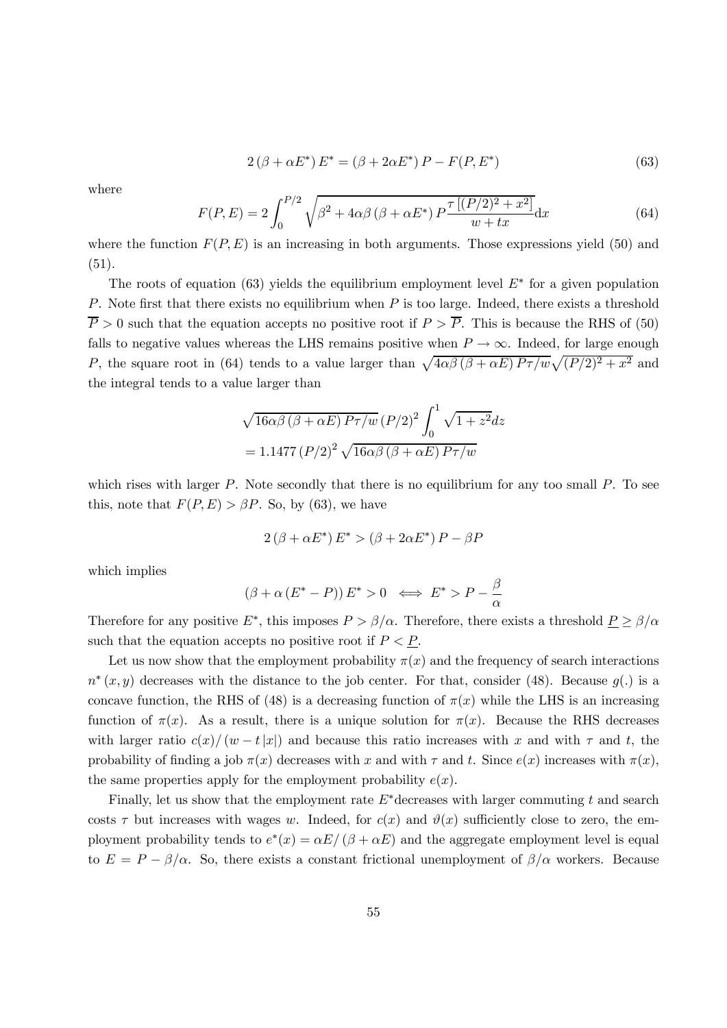$$2\left(\beta+\alpha E^{*}\right) E^{*}=\left(\beta+2 \alpha E^{*}\right) P-F\left(P, E^{*}\right) \tag{63}$$

where

$$F(P, E)=2 \int_{0}^{P / 2} \sqrt{\beta^{2}+4 \alpha \beta\left(\beta+\alpha E^{*}\right) P \frac{\tau\left[(P / 2)^{2}+x^{2}\right]}{w+t x}} \mathrm{d} x \tag{64}$$

where the function $F(P, E)$ is an increasing in both arguments. Those expressions yield (50) and (51).

The roots of equation (63) yields the equilibrium employment level $E^{*}$ for a given population $P$. Note first that there exists no equilibrium when $P$ is too large. Indeed, there exists a threshold $\overline{P}>0$ such that the equation accepts no positive root if $P>\overline{P}$. This is because the RHS of (50) falls to negative values whereas the LHS remains positive when $P \rightarrow \infty$. Indeed, for large enough $P$, the square root in (64) tends to a value larger than $\sqrt{4 \alpha \beta(\beta+\alpha E) P \tau / w} \sqrt{(P / 2)^{2}+x^{2}}$ and the integral tends to a value larger than

$$\begin{aligned}
& \sqrt{16 \alpha \beta(\beta+\alpha E) P \tau / w}(P / 2)^{2} \int_{0}^{1} \sqrt{1+z^{2}} d z \\
& =1.1477(P / 2)^{2} \sqrt{16 \alpha \beta(\beta+\alpha E) P \tau / w}
\end{aligned}$$

which rises with larger $P$. Note secondly that there is no equilibrium for any too small $P$. To see this, note that $F(P, E)>\beta P$. So, by (63), we have

$$2\left(\beta+\alpha E^{*}\right) E^{*}>\left(\beta+2 \alpha E^{*}\right) P-\beta P$$

which implies

$$\left(\beta+\alpha\left(E^{*}-P\right)\right) E^{*}>0 \iff E^{*}>P-\frac{\beta}{\alpha}$$

Therefore for any positive $E^{*}$, this imposes $P>\beta / \alpha$. Therefore, there exists a threshold $\underline{P} \geq \beta / \alpha$ such that the equation accepts no positive root if $P<\underline{P}$.

Let us now show that the employment probability $\pi(x)$ and the frequency of search interactions $n^{*}(x, y)$ decreases with the distance to the job center. For that, consider (48). Because $g(.)$ is a concave function, the RHS of (48) is a decreasing function of $\pi(x)$ while the LHS is an increasing function of $\pi(x)$. As a result, there is a unique solution for $\pi(x)$. Because the RHS decreases with larger ratio $c(x) /(w-t|x|)$ and because this ratio increases with $x$ and with $\tau$ and $t$, the probability of finding a job $\pi(x)$ decreases with $x$ and with $\tau$ and $t$. Since $e(x)$ increases with $\pi(x)$, the same properties apply for the employment probability $e(x)$.

Finally, let us show that the employment rate $E^{*}$decreases with larger commuting $t$ and search costs $\tau$ but increases with wages $w$. Indeed, for $c(x)$ and $\vartheta(x)$ sufficiently close to zero, the employment probability tends to $e^{*}(x)=\alpha E /(\beta+\alpha E)$ and the aggregate employment level is equal to $E=P-\beta / \alpha$. So, there exists a constant frictional unemployment of $\beta / \alpha$ workers. Because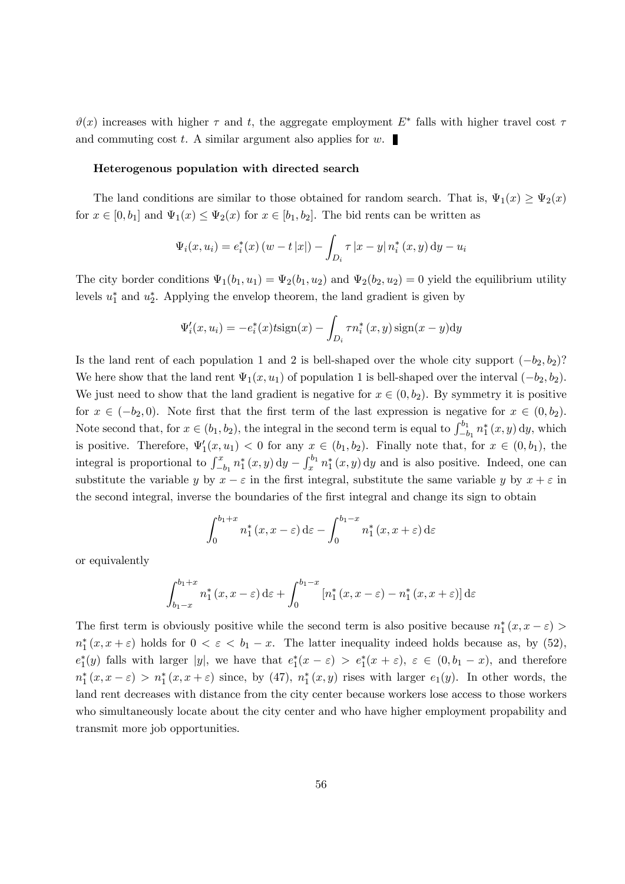$\vartheta(x)$ increases with higher $\tau$ and $t$, the aggregate employment $E^*$ falls with higher travel cost $\tau$ and commuting cost $t$. A similar argument also applies for $w$. ∎

**Heterogenous population with directed search**

The land conditions are similar to those obtained for random search. That is, $\Psi_1(x) \geq \Psi_2(x)$ for $x \in [0, b_1]$ and $\Psi_1(x) \leq \Psi_2(x)$ for $x \in [b_1, b_2]$. The bid rents can be written as

$$\Psi_i(x, u_i) = e_i^*(x)\,(w - t\,|x|) - \int_{D_i} \tau\,|x - y|\, n_i^*(x, y)\,\mathrm{d}y - u_i$$

The city border conditions $\Psi_1(b_1, u_1) = \Psi_2(b_1, u_2)$ and $\Psi_2(b_2, u_2) = 0$ yield the equilibrium utility levels $u_1^*$ and $u_2^*$. Applying the envelop theorem, the land gradient is given by

$$\Psi_i'(x, u_i) = -e_i^*(x) t \mathrm{sign}(x) - \int_{D_i} \tau n_i^*(x, y)\,\mathrm{sign}(x - y)\mathrm{d}y$$

Is the land rent of each population 1 and 2 is bell-shaped over the whole city support $(-b_2, b_2)$? We here show that the land rent $\Psi_1(x, u_1)$ of population 1 is bell-shaped over the interval $(-b_2, b_2)$. We just need to show that the land gradient is negative for $x \in (0, b_2)$. By symmetry it is positive for $x \in (-b_2, 0)$. Note first that the first term of the last expression is negative for $x \in (0, b_2)$. Note second that, for $x \in (b_1, b_2)$, the integral in the second term is equal to $\int_{-b_1}^{b_1} n_1^*(x, y)\,\mathrm{d}y$, which is positive. Therefore, $\Psi_1'(x, u_1) < 0$ for any $x \in (b_1, b_2)$. Finally note that, for $x \in (0, b_1)$, the integral is proportional to $\int_{-b_1}^{x} n_1^*(x, y)\,\mathrm{d}y - \int_{x}^{b_1} n_1^*(x, y)\,\mathrm{d}y$ and is also positive. Indeed, one can substitute the variable $y$ by $x - \varepsilon$ in the first integral, substitute the same variable $y$ by $x + \varepsilon$ in the second integral, inverse the boundaries of the first integral and change its sign to obtain

$$\int_0^{b_1 + x} n_1^*(x, x - \varepsilon)\,\mathrm{d}\varepsilon - \int_0^{b_1 - x} n_1^*(x, x + \varepsilon)\,\mathrm{d}\varepsilon$$

or equivalently

$$\int_{b_1 - x}^{b_1 + x} n_1^*(x, x - \varepsilon)\,\mathrm{d}\varepsilon + \int_0^{b_1 - x} \left[n_1^*(x, x - \varepsilon) - n_1^*(x, x + \varepsilon)\right]\mathrm{d}\varepsilon$$

The first term is obviously positive while the second term is also positive because $n_1^*(x, x - \varepsilon) > n_1^*(x, x + \varepsilon)$ holds for $0 < \varepsilon < b_1 - x$. The latter inequality indeed holds because as, by (52), $e_1^*(y)$ falls with larger $|y|$, we have that $e_1^*(x - \varepsilon) > e_1^*(x + \varepsilon)$, $\varepsilon \in (0, b_1 - x)$, and therefore $n_1^*(x, x - \varepsilon) > n_1^*(x, x + \varepsilon)$ since, by (47), $n_1^*(x, y)$ rises with larger $e_1(y)$. In other words, the land rent decreases with distance from the city center because workers lose access to those workers who simultaneously locate about the city center and who have higher employment propability and transmit more job opportunities.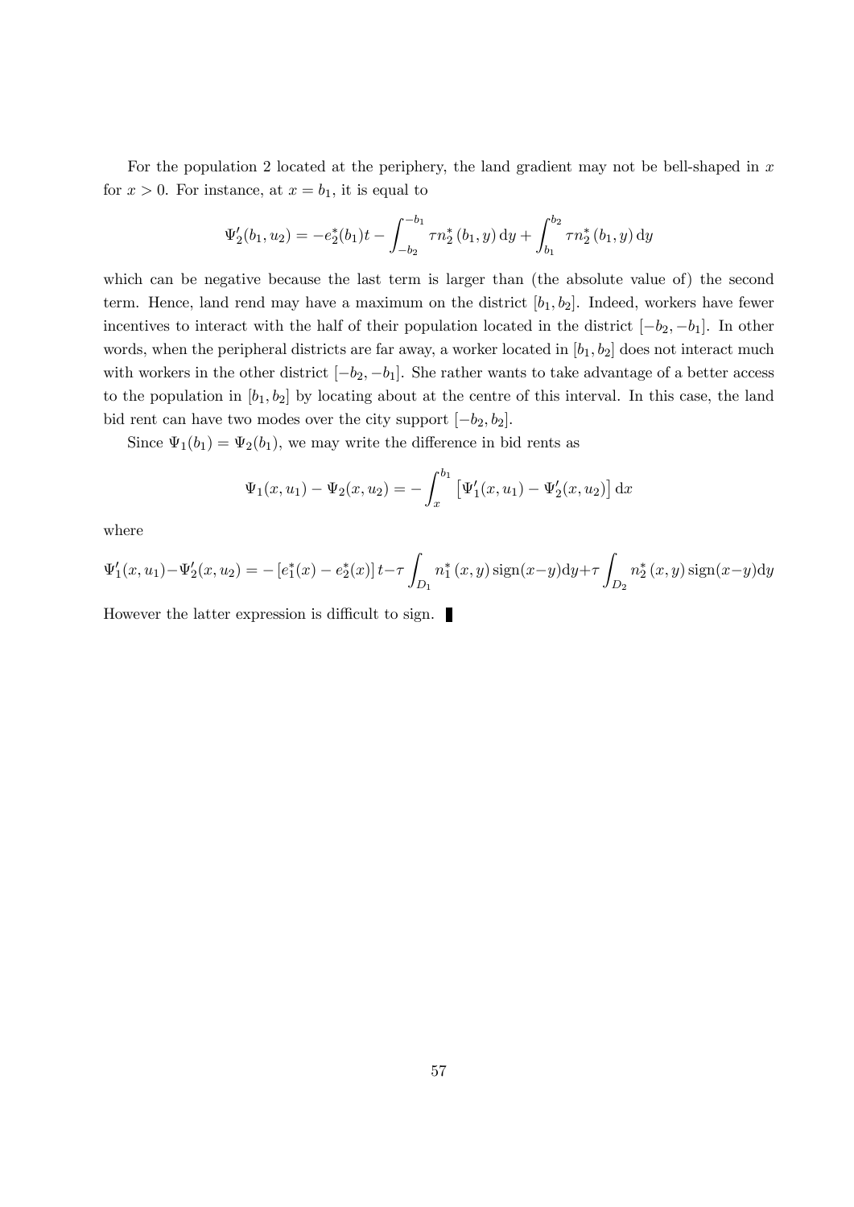For the population 2 located at the periphery, the land gradient may not be bell-shaped in $x$ for $x > 0$. For instance, at $x = b_1$, it is equal to

$$\Psi_2'(b_1, u_2) = -e_2^*(b_1)t - \int_{-b_2}^{-b_1} \tau n_2^*(b_1, y)\,\mathrm{d}y + \int_{b_1}^{b_2} \tau n_2^*(b_1, y)\,\mathrm{d}y$$

which can be negative because the last term is larger than (the absolute value of) the second term. Hence, land rend may have a maximum on the district $[b_1, b_2]$. Indeed, workers have fewer incentives to interact with the half of their population located in the district $[-b_2, -b_1]$. In other words, when the peripheral districts are far away, a worker located in $[b_1, b_2]$ does not interact much with workers in the other district $[-b_2, -b_1]$. She rather wants to take advantage of a better access to the population in $[b_1, b_2]$ by locating about at the centre of this interval. In this case, the land bid rent can have two modes over the city support $[-b_2, b_2]$.

Since $\Psi_1(b_1) = \Psi_2(b_1)$, we may write the difference in bid rents as

$$\Psi_1(x, u_1) - \Psi_2(x, u_2) = -\int_x^{b_1} \left[\Psi_1'(x, u_1) - \Psi_2'(x, u_2)\right] \mathrm{d}x$$

where

$$\Psi_1'(x, u_1) - \Psi_2'(x, u_2) = -\left[e_1^*(x) - e_2^*(x)\right] t - \tau \int_{D_1} n_1^*(x, y)\,\mathrm{sign}(x-y)\mathrm{d}y + \tau \int_{D_2} n_2^*(x, y)\,\mathrm{sign}(x-y)\mathrm{d}y$$

However the latter expression is difficult to sign. ∎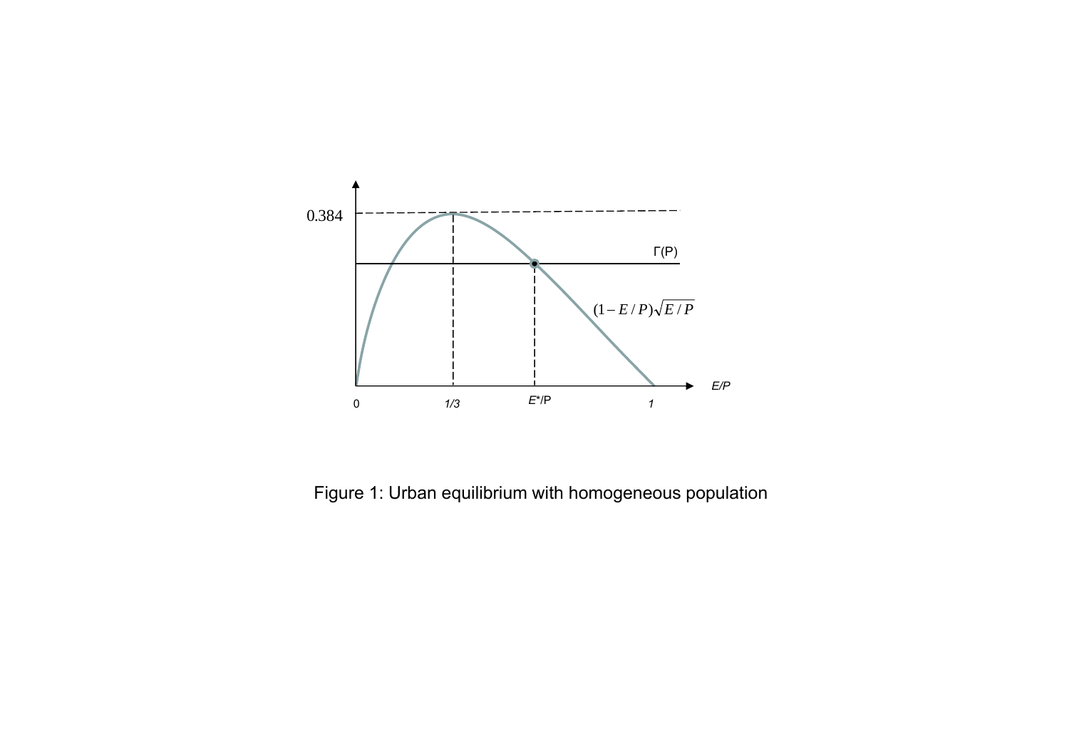Figure 1: Urban equilibrium with homogeneous population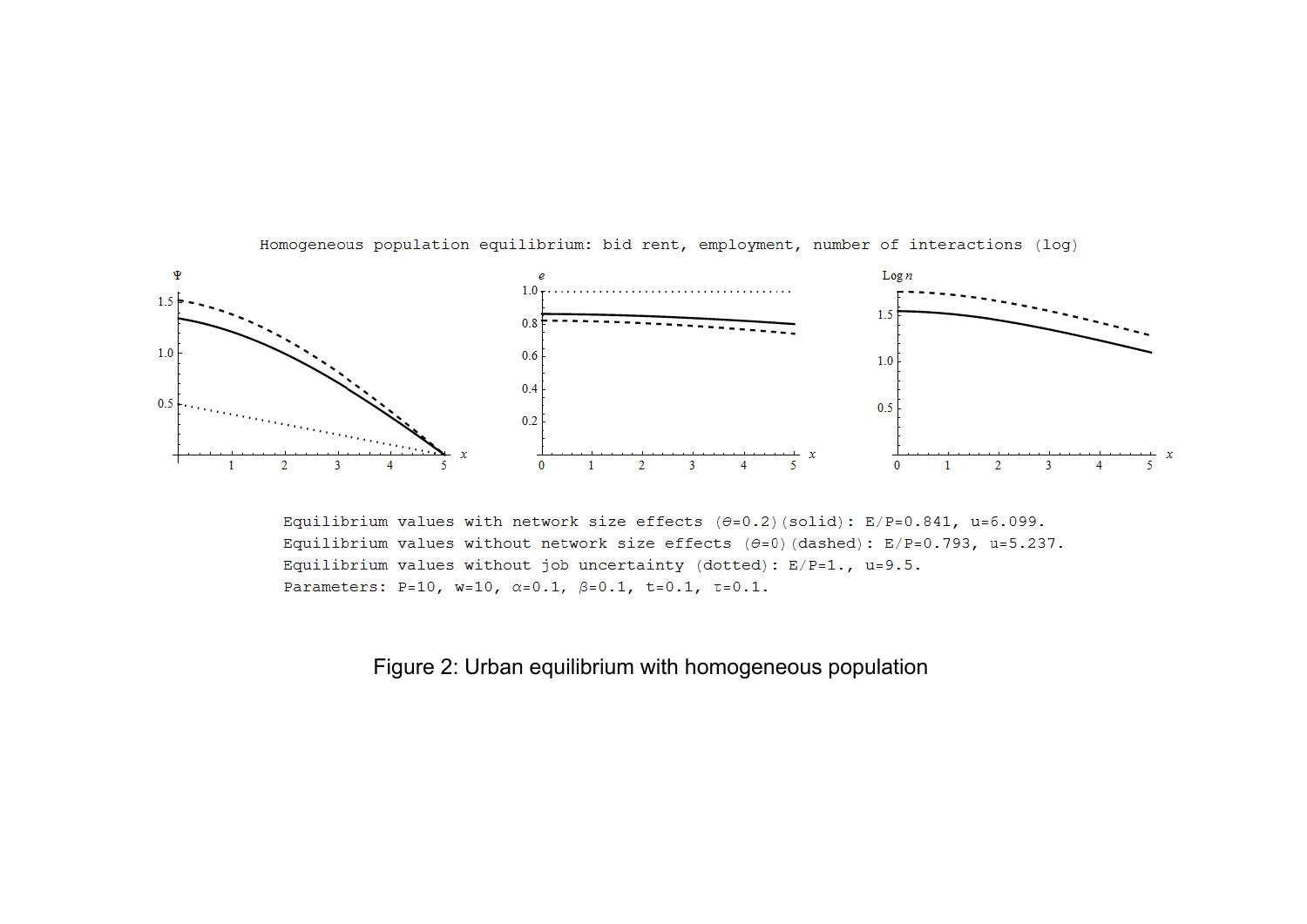Homogeneous population equilibrium: bid rent, employment, number of interactions (log)

Equilibrium values with network size effects ($\theta$=0.2)(solid): E/P=0.841, u=6.099.
Equilibrium values without network size effects ($\theta$=0)(dashed): E/P=0.793, u=5.237.
Equilibrium values without job uncertainty (dotted): E/P=1., u=9.5.
Parameters: P=10, w=10, $\alpha$=0.1, $\beta$=0.1, t=0.1, $\tau$=0.1.

Figure 2: Urban equilibrium with homogeneous population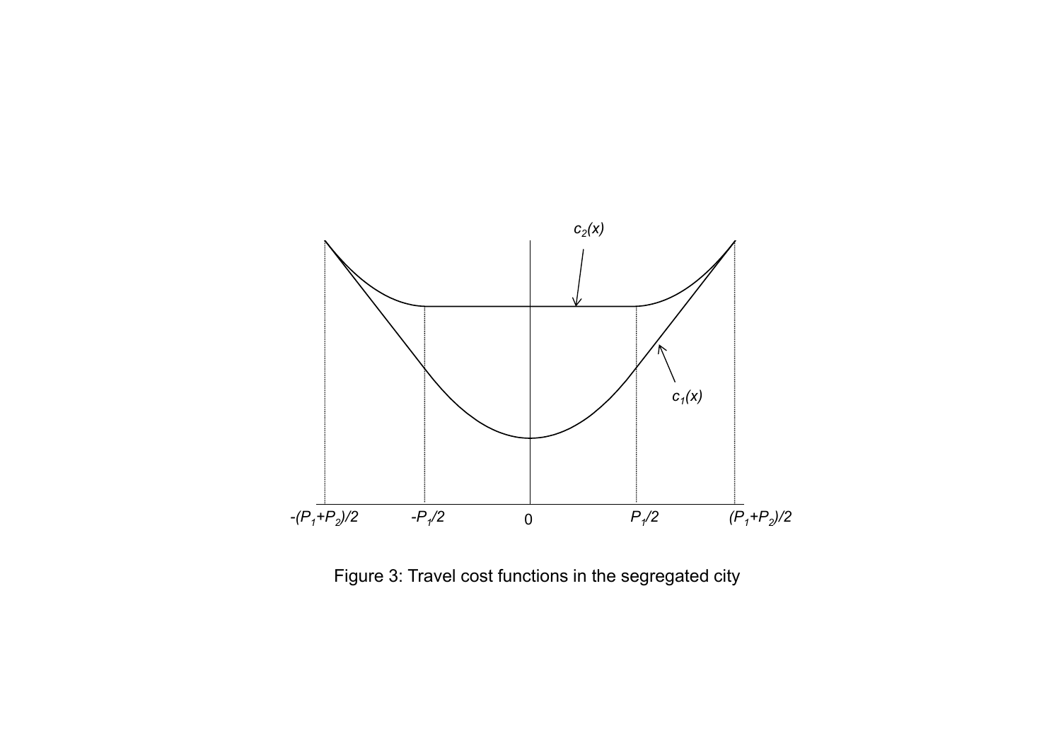Figure 3: Travel cost functions in the segregated city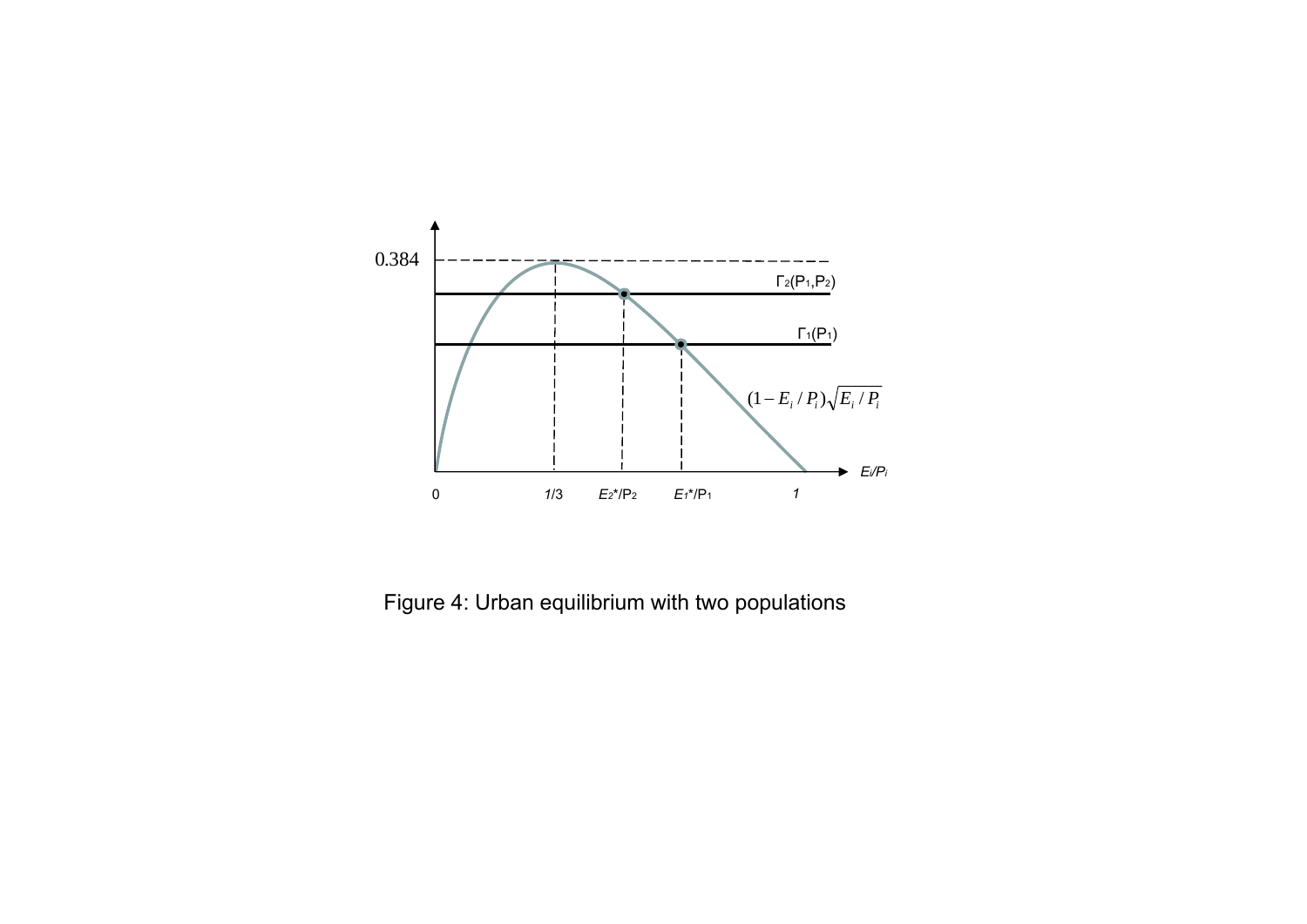Figure 4: Urban equilibrium with two populations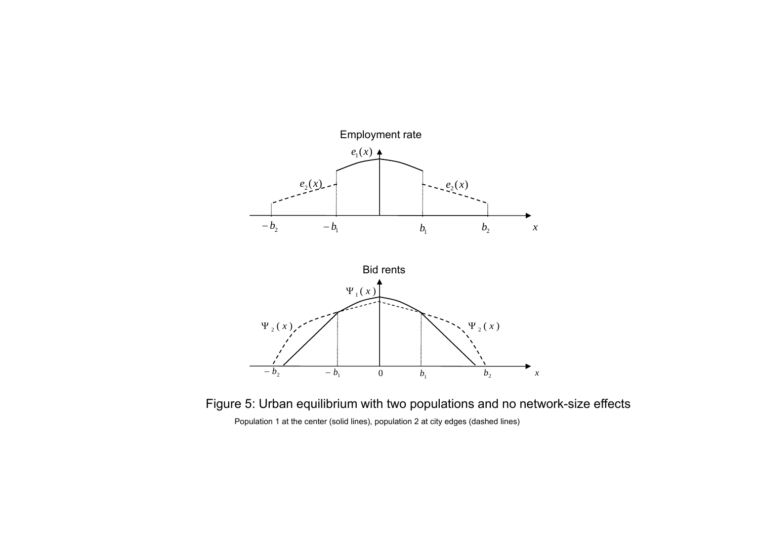Figure 5: Urban equilibrium with two populations and no network-size effects

Population 1 at the center (solid lines), population 2 at city edges (dashed lines)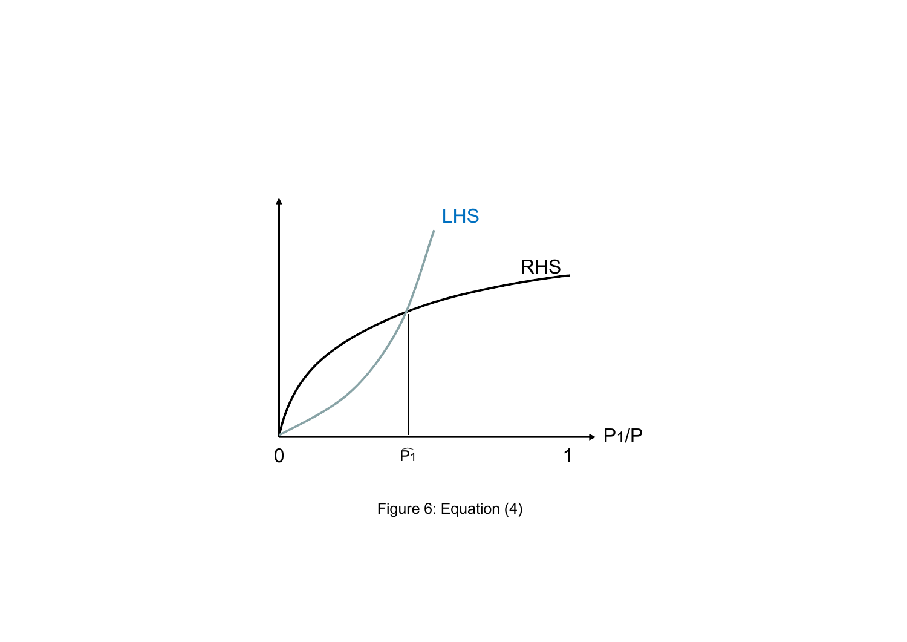Figure 6: Equation (4)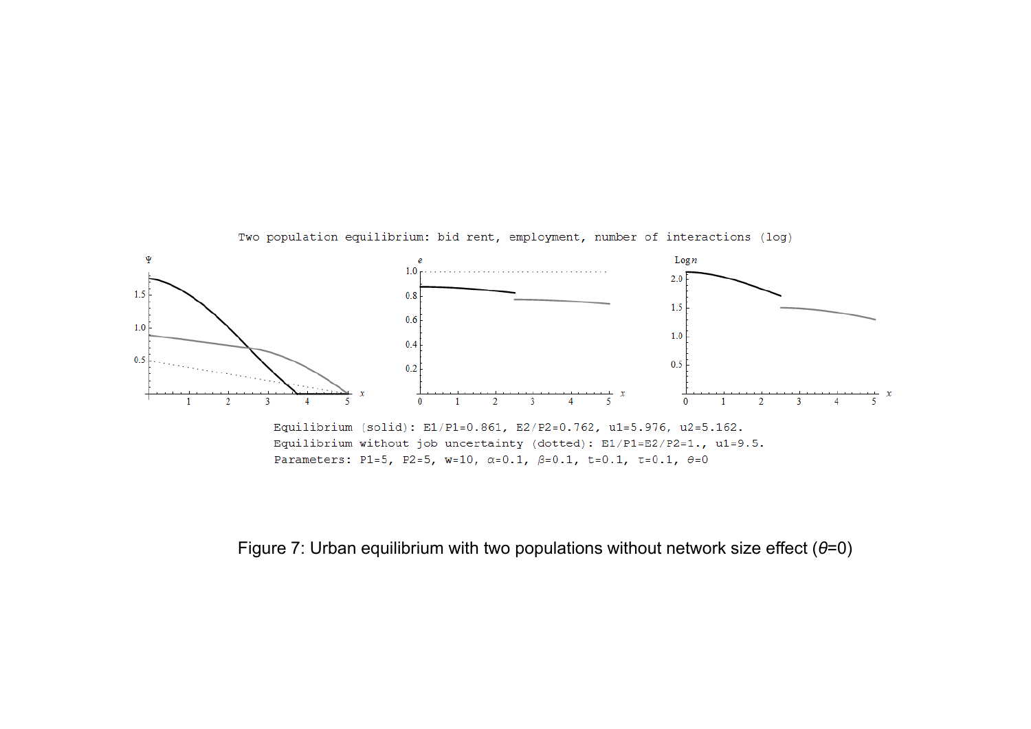Two population equilibrium: bid rent, employment, number of interactions (log)

Equilibrium (solid): $E1/P1=0.861$, $E2/P2=0.762$, $u1=5.976$, $u2=5.162$.

Equilibrium without job uncertainty (dotted): $E1/P1=E2/P2=1.$, $u1=9.5$.

Parameters: $P1=5$, $P2=5$, $w=10$, $\alpha=0.1$, $\beta=0.1$, $t=0.1$, $\tau=0.1$, $\theta=0$

Figure 7: Urban equilibrium with two populations without network size effect ($\theta$=0)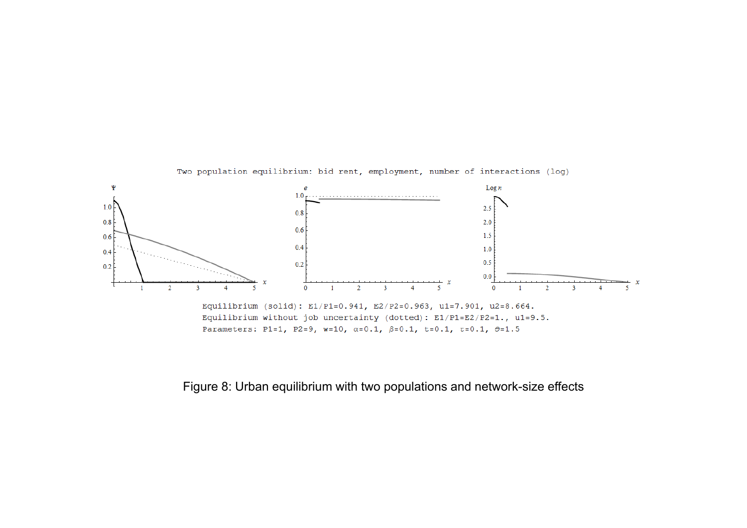Two population equilibrium: bid rent, employment, number of interactions (log)

Equilibrium (solid): $E1/P1=0.941$, $E2/P2=0.963$, $u1=7.901$, $u2=8.664$.

Equilibrium without job uncertainty (dotted): $E1/P1=E2/P2=1.$, $u1=9.5$.

Parameters: $P1=1$, $P2=9$, $w=10$, $\alpha=0.1$, $\beta=0.1$, $t=0.1$, $\tau=0.1$, $\theta=1.5$

Figure 8: Urban equilibrium with two populations and network-size effects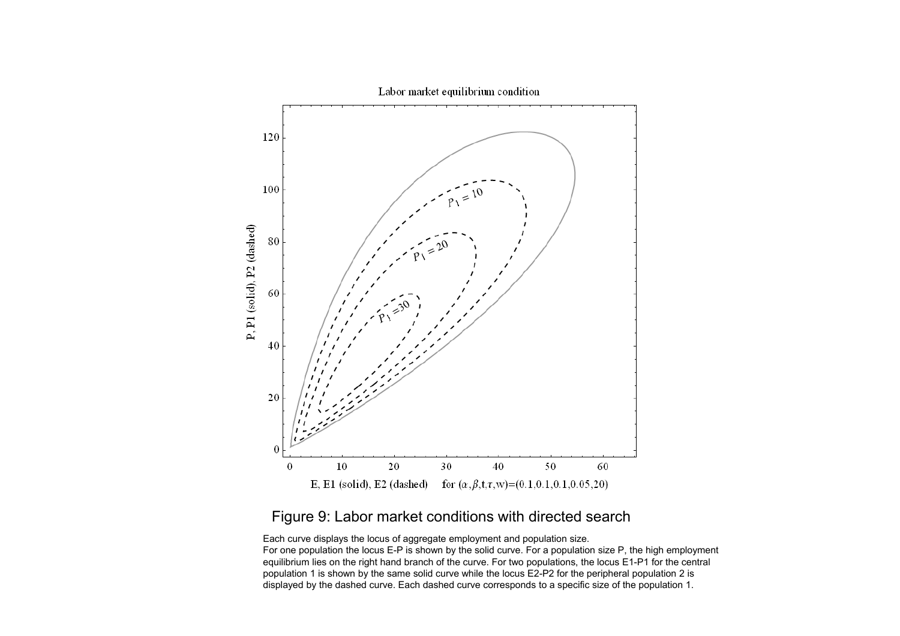Figure 9: Labor market conditions with directed search

Each curve displays the locus of aggregate employment and population size.
For one population the locus E-P is shown by the solid curve. For a population size P, the high employment equilibrium lies on the right hand branch of the curve. For two populations, the locus E1-P1 for the central population 1 is shown by the same solid curve while the locus E2-P2 for the peripheral population 2 is displayed by the dashed curve. Each dashed curve corresponds to a specific size of the population 1.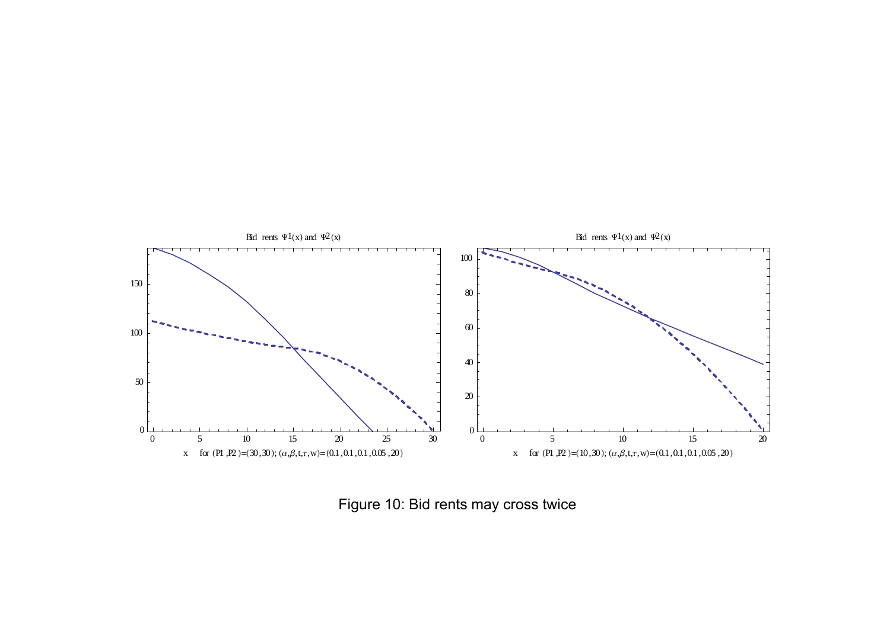Figure 10: Bid rents may cross twice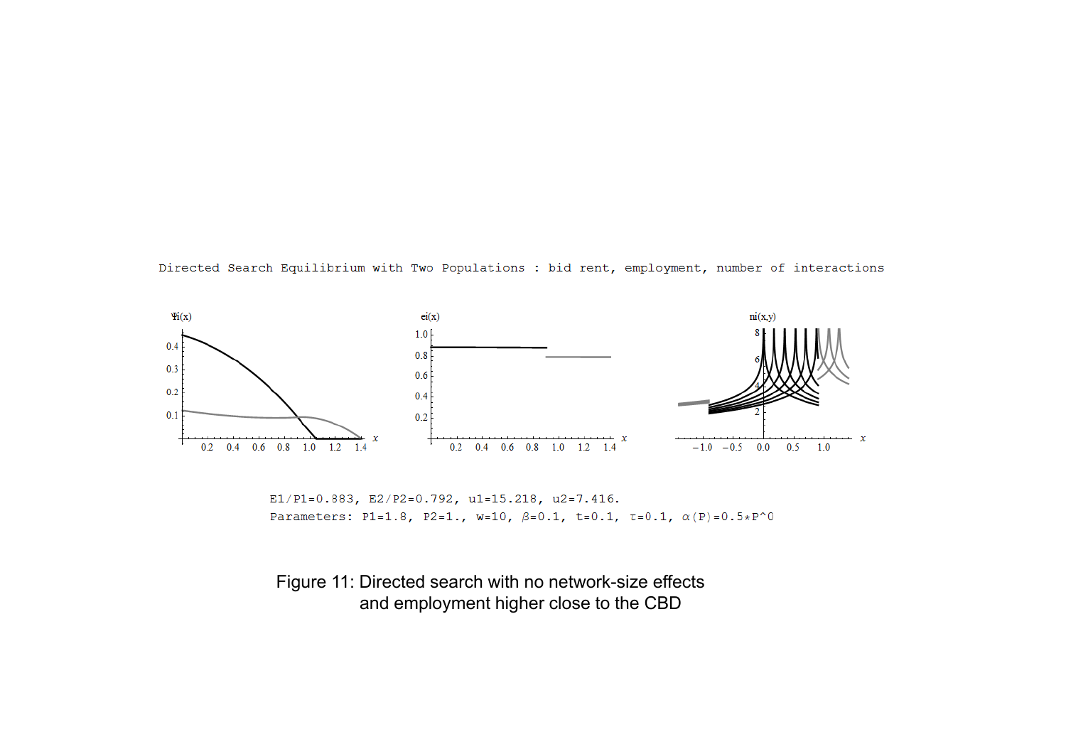Directed Search Equilibrium with Two Populations : bid rent, employment, number of interactions

E1/P1=0.883, E2/P2=0.792, u1=15.218, u2=7.416.
Parameters: P1=1.8, P2=1., w=10, $\beta$=0.1, t=0.1, $\tau$=0.1, $\alpha$(P)=0.5*P^0

Figure 11: Directed search with no network-size effects and employment higher close to the CBD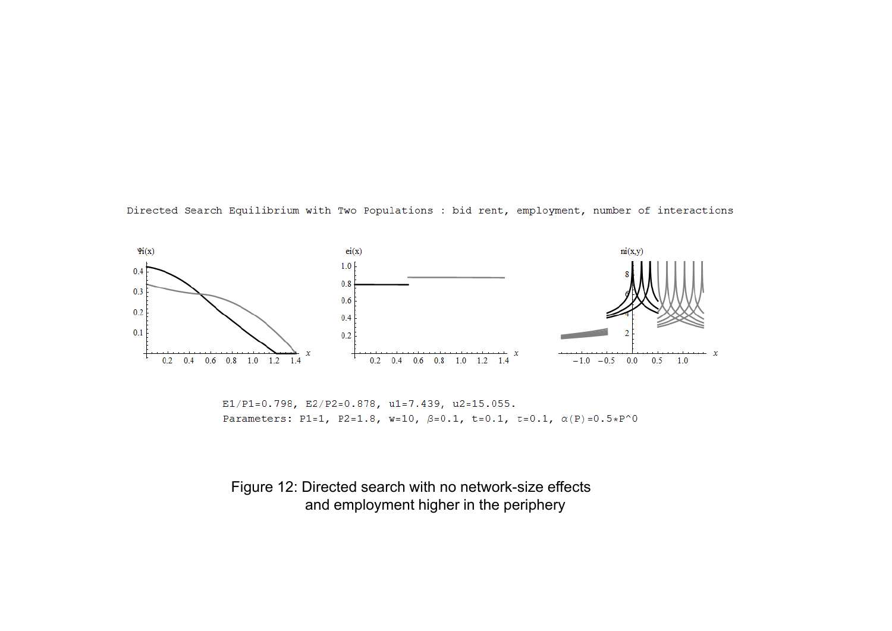Directed Search Equilibrium with Two Populations : bid rent, employment, number of interactions

E1/P1=0.798, E2/P2=0.878, u1=7.439, u2=15.055.

Parameters: P1=1, P2=1.8, w=10, $\beta$=0.1, t=0.1, $\tau$=0.1, $\alpha$(P)=0.5*P^0

Figure 12: Directed search with no network-size effects and employment higher in the periphery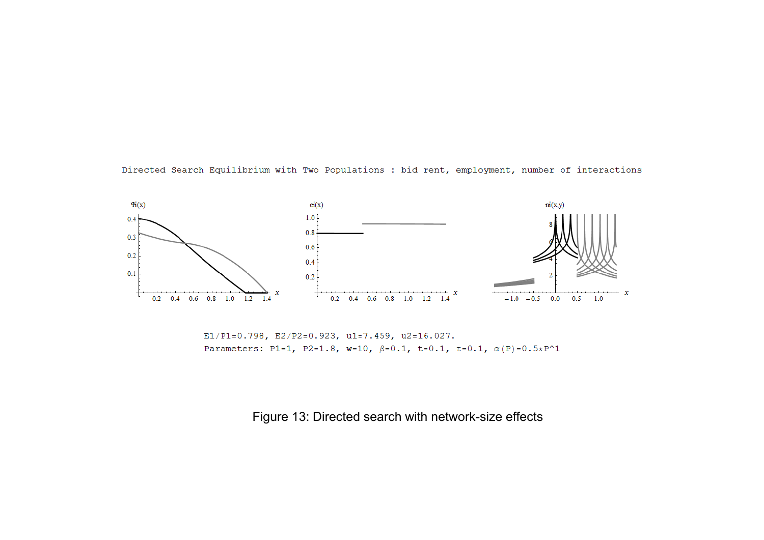Directed Search Equilibrium with Two Populations : bid rent, employment, number of interactions

Ψi(x)

0.4
0.3
0.2
0.1

0.2 0.4 0.6 0.8 1.0 1.2 1.4 x

ei(x)

1.0
0.8
0.6
0.4
0.2

0.2 0.4 0.6 0.8 1.0 1.2 1.4 x

ni(x,y)

8
6
4
2

−1.0 −0.5 0.0 0.5 1.0 x

E1/P1=0.798, E2/P2=0.923, u1=7.459, u2=16.027.

Parameters: P1=1, P2=1.8, w=10, β=0.1, t=0.1, τ=0.1, α(P)=0.5*P^1

Figure 13: Directed search with network-size effects